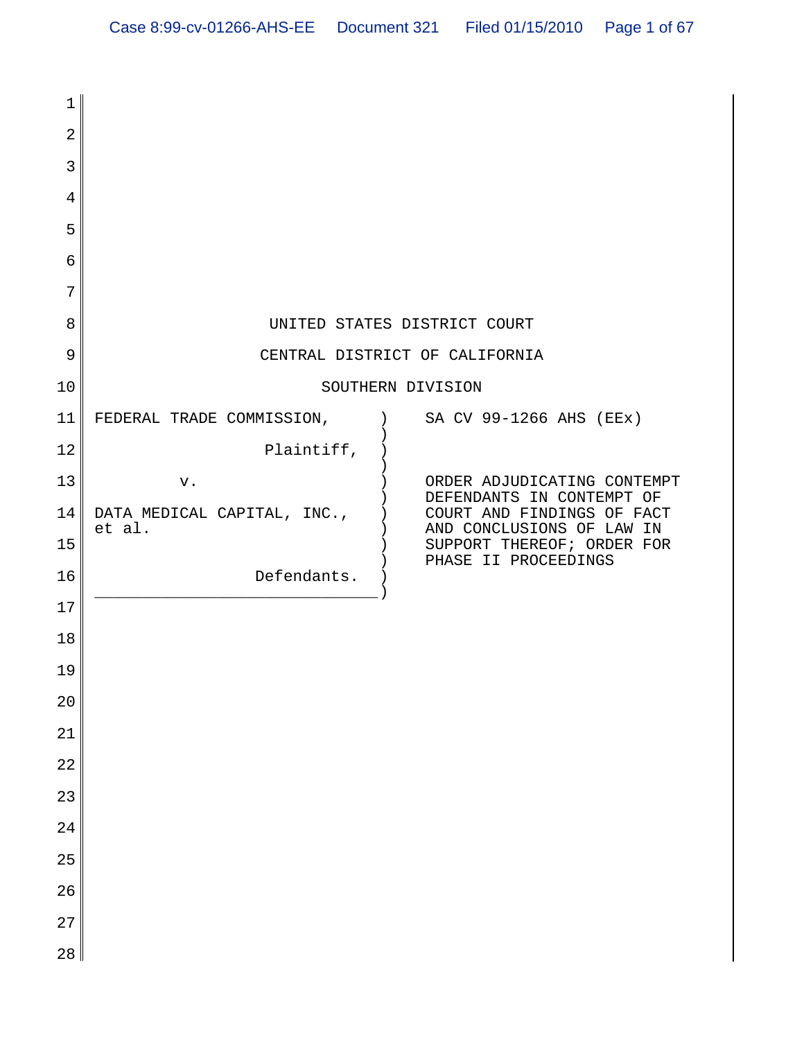UNITED STATES DISTRICT COURT

CENTRAL DISTRICT OF CALIFORNIA

SOUTHERN DIVISION

| | |
|---|---|
| FEDERAL TRADE COMMISSION,<br><br>Plaintiff,<br><br>v.<br><br>DATA MEDICAL CAPITAL, INC., et al.<br><br>Defendants. | SA CV 99-1266 AHS (EEx)<br><br>ORDER ADJUDICATING CONTEMPT DEFENDANTS IN CONTEMPT OF COURT AND FINDINGS OF FACT AND CONCLUSIONS OF LAW IN SUPPORT THEREOF; ORDER FOR PHASE II PROCEEDINGS |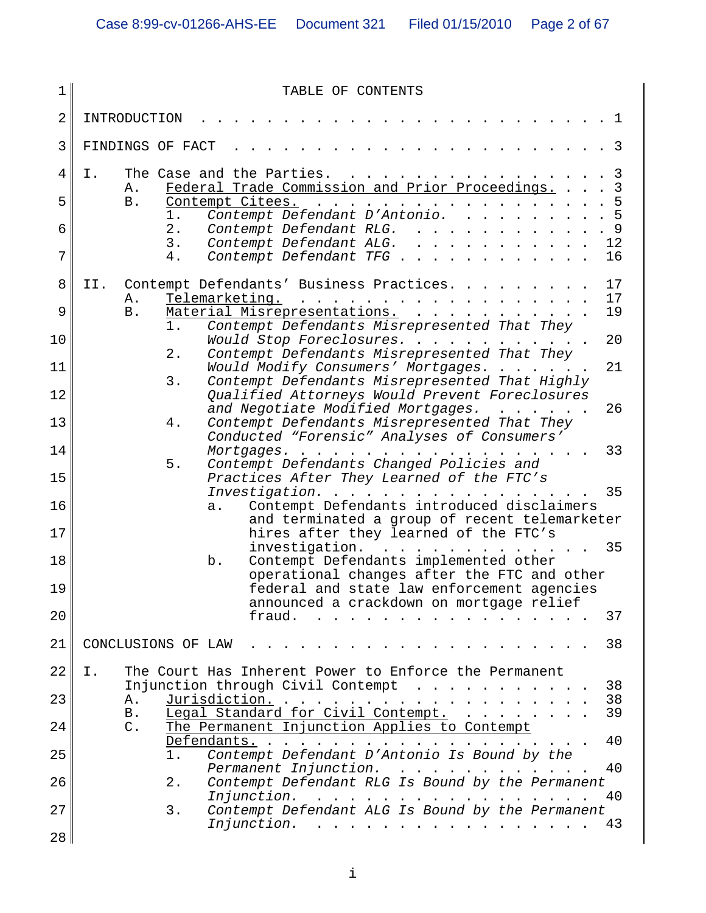# TABLE OF CONTENTS

INTRODUCTION . . . . . . . . . . . . . . . . . . . . . . . . . . 1

FINDINGS OF FACT . . . . . . . . . . . . . . . . . . . . . . . . 3

I. The Case and the Parties. . . . . . . . . . . . . . . . . . 3
   - A. Federal Trade Commission and Prior Proceedings. . . . 3
   - B. Contempt Citees. . . . . . . . . . . . . . . . . . . . 5
     1. *Contempt Defendant D'Antonio.* . . . . . . . . . . 5
     2. *Contempt Defendant RLG.* . . . . . . . . . . . . . 9
     3. *Contempt Defendant ALG.* . . . . . . . . . . . . 12
     4. *Contempt Defendant TFG* . . . . . . . . . . . . . 16

II. Contempt Defendants' Business Practices. . . . . . . . . 17
   - A. Telemarketing. . . . . . . . . . . . . . . . . . . . 17
   - B. Material Misrepresentations. . . . . . . . . . . . 19
     1. *Contempt Defendants Misrepresented That They Would Stop Foreclosures.* . . . . . . . . . . . 20
     2. *Contempt Defendants Misrepresented That They Would Modify Consumers' Mortgages.* . . . . . . . 21
     3. *Contempt Defendants Misrepresented That Highly Qualified Attorneys Would Prevent Foreclosures and Negotiate Modified Mortgages.* . . . . . . 26
     4. *Contempt Defendants Misrepresented That They Conducted "Forensic" Analyses of Consumers' Mortgages.* . . . . . . . . . . . . . . . . . . 33
     5. *Contempt Defendants Changed Policies and Practices After They Learned of the FTC's Investigation.* . . . . . . . . . . . . . . . . . 35
        - a. Contempt Defendants introduced disclaimers and terminated a group of recent telemarketer hires after they learned of the FTC's investigation. . . . . . . . . . . . . . . 35
        - b. Contempt Defendants implemented other operational changes after the FTC and other federal and state law enforcement agencies announced a crackdown on mortgage relief fraud. . . . . . . . . . . . . . . . . . 37

CONCLUSIONS OF LAW . . . . . . . . . . . . . . . . . . . . . . 38

I. The Court Has Inherent Power to Enforce the Permanent Injunction through Civil Contempt . . . . . . . . . . . 38
   - A. Jurisdiction. . . . . . . . . . . . . . . . . . . . . 38
   - B. Legal Standard for Civil Contempt. . . . . . . . . . 39
   - C. The Permanent Injunction Applies to Contempt Defendants. . . . . . . . . . . . . . . . . . . . . . 40
     1. *Contempt Defendant D'Antonio Is Bound by the Permanent Injunction.* . . . . . . . . . . . . . 40
     2. *Contempt Defendant RLG Is Bound by the Permanent Injunction.* . . . . . . . . . . . . . . . . . . 40
     3. *Contempt Defendant ALG Is Bound by the Permanent Injunction.* . . . . . . . . . . . . . . . . . . 43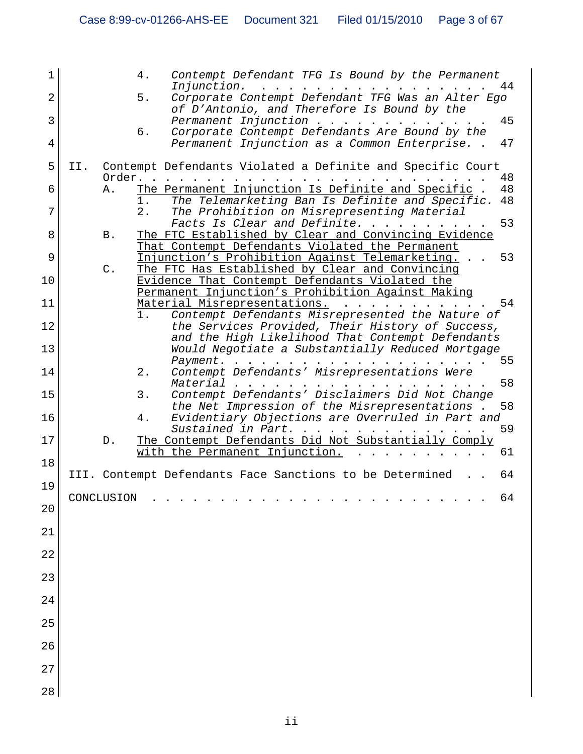4. *Contempt Defendant TFG Is Bound by the Permanent Injunction.* . . . . . . . . . . . . . . . . . 44

5. *Corporate Contempt Defendant TFG Was an Alter Ego of D'Antonio, and Therefore Is Bound by the Permanent Injunction* . . . . . . . . . . . . . 45

6. *Corporate Contempt Defendants Are Bound by the Permanent Injunction as a Common Enterprise.* . . 47

II. Contempt Defendants Violated a Definite and Specific Court Order. . . . . . . . . . . . . . . . . . . . . . . . . . . 48

A. The Permanent Injunction Is Definite and Specific . 48

1. *The Telemarketing Ban Is Definite and Specific.* 48

2. *The Prohibition on Misrepresenting Material Facts Is Clear and Definite.* . . . . . . . . . 53

B. The FTC Established by Clear and Convincing Evidence That Contempt Defendants Violated the Permanent Injunction's Prohibition Against Telemarketing. . . . 53

C. The FTC Has Established by Clear and Convincing Evidence That Contempt Defendants Violated the Permanent Injunction's Prohibition Against Making Material Misrepresentations. . . . . . . . . . . . 54

1. *Contempt Defendants Misrepresented the Nature of the Services Provided, Their History of Success, and the High Likelihood That Contempt Defendants Would Negotiate a Substantially Reduced Mortgage Payment.* . . . . . . . . . . . . . . . . . . . . 55

2. *Contempt Defendants' Misrepresentations Were Material* . . . . . . . . . . . . . . . . . . 58

3. *Contempt Defendants' Disclaimers Did Not Change the Net Impression of the Misrepresentations* . 58

4. *Evidentiary Objections are Overruled in Part and Sustained in Part.* . . . . . . . . . . . . . . 59

D. The Contempt Defendants Did Not Substantially Comply with the Permanent Injunction. . . . . . . . . . . 61

III. Contempt Defendants Face Sanctions to be Determined . . 64

CONCLUSION . . . . . . . . . . . . . . . . . . . . . . . . . 64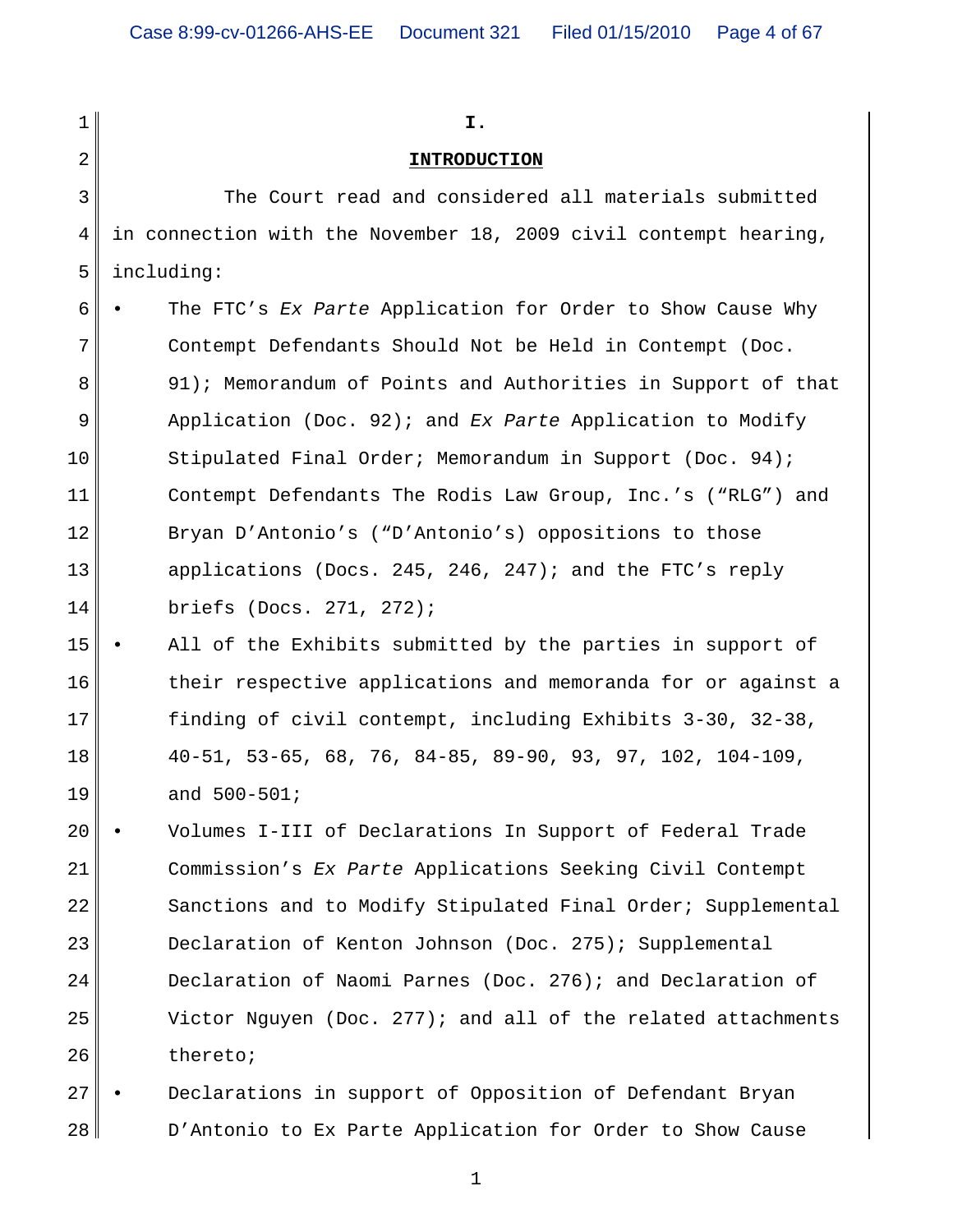# I.

## INTRODUCTION

The Court read and considered all materials submitted in connection with the November 18, 2009 civil contempt hearing, including:

- The FTC's *Ex Parte* Application for Order to Show Cause Why Contempt Defendants Should Not be Held in Contempt (Doc. 91); Memorandum of Points and Authorities in Support of that Application (Doc. 92); and *Ex Parte* Application to Modify Stipulated Final Order; Memorandum in Support (Doc. 94); Contempt Defendants The Rodis Law Group, Inc.'s ("RLG") and Bryan D'Antonio's ("D'Antonio's) oppositions to those applications (Docs. 245, 246, 247); and the FTC's reply briefs (Docs. 271, 272);
- All of the Exhibits submitted by the parties in support of their respective applications and memoranda for or against a finding of civil contempt, including Exhibits 3-30, 32-38, 40-51, 53-65, 68, 76, 84-85, 89-90, 93, 97, 102, 104-109, and 500-501;
- Volumes I-III of Declarations In Support of Federal Trade Commission's *Ex Parte* Applications Seeking Civil Contempt Sanctions and to Modify Stipulated Final Order; Supplemental Declaration of Kenton Johnson (Doc. 275); Supplemental Declaration of Naomi Parnes (Doc. 276); and Declaration of Victor Nguyen (Doc. 277); and all of the related attachments thereto;
- Declarations in support of Opposition of Defendant Bryan D'Antonio to Ex Parte Application for Order to Show Cause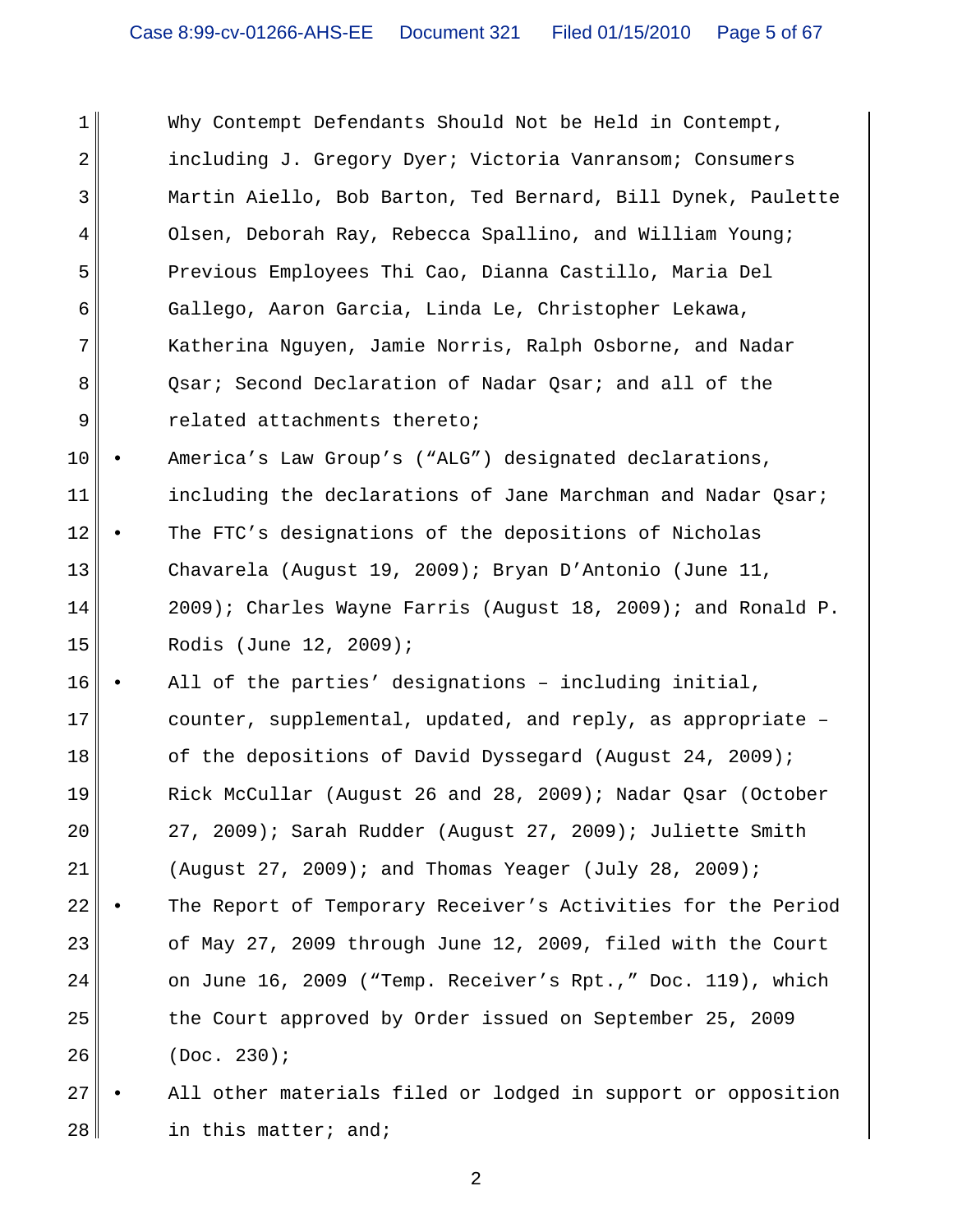Why Contempt Defendants Should Not be Held in Contempt, including J. Gregory Dyer; Victoria Vanransom; Consumers Martin Aiello, Bob Barton, Ted Bernard, Bill Dynek, Paulette Olsen, Deborah Ray, Rebecca Spallino, and William Young; Previous Employees Thi Cao, Dianna Castillo, Maria Del Gallego, Aaron Garcia, Linda Le, Christopher Lekawa, Katherina Nguyen, Jamie Norris, Ralph Osborne, and Nadar Qsar; Second Declaration of Nadar Qsar; and all of the related attachments thereto;

- America's Law Group's ("ALG") designated declarations, including the declarations of Jane Marchman and Nadar Qsar;
- The FTC's designations of the depositions of Nicholas Chavarela (August 19, 2009); Bryan D'Antonio (June 11, 2009); Charles Wayne Farris (August 18, 2009); and Ronald P. Rodis (June 12, 2009);
- All of the parties' designations – including initial, counter, supplemental, updated, and reply, as appropriate – of the depositions of David Dyssegard (August 24, 2009); Rick McCullar (August 26 and 28, 2009); Nadar Qsar (October 27, 2009); Sarah Rudder (August 27, 2009); Juliette Smith (August 27, 2009); and Thomas Yeager (July 28, 2009);
- The Report of Temporary Receiver's Activities for the Period of May 27, 2009 through June 12, 2009, filed with the Court on June 16, 2009 ("Temp. Receiver's Rpt.," Doc. 119), which the Court approved by Order issued on September 25, 2009 (Doc. 230);
- All other materials filed or lodged in support or opposition in this matter; and;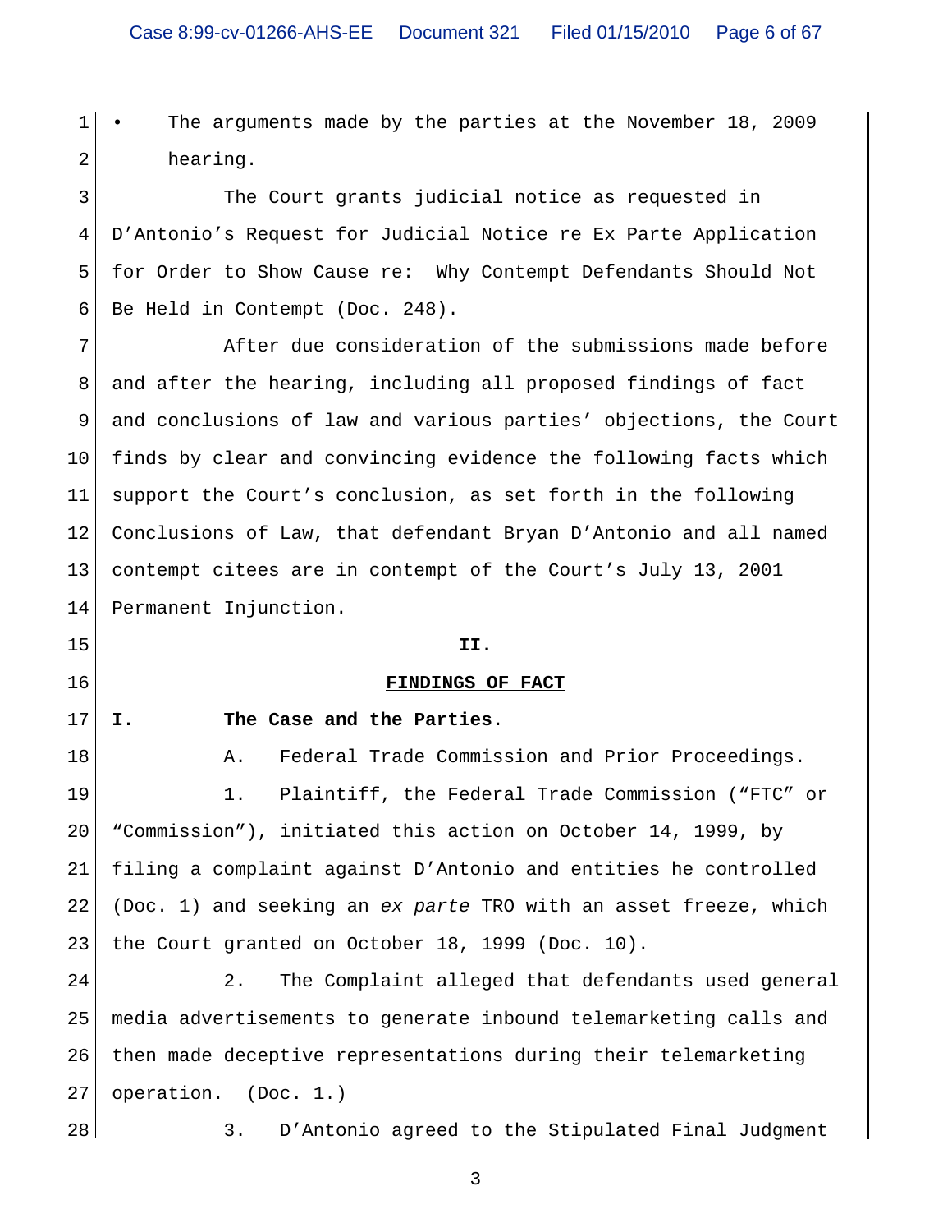- The arguments made by the parties at the November 18, 2009 hearing.

The Court grants judicial notice as requested in D'Antonio's Request for Judicial Notice re Ex Parte Application for Order to Show Cause re: Why Contempt Defendants Should Not Be Held in Contempt (Doc. 248).

After due consideration of the submissions made before and after the hearing, including all proposed findings of fact and conclusions of law and various parties' objections, the Court finds by clear and convincing evidence the following facts which support the Court's conclusion, as set forth in the following Conclusions of Law, that defendant Bryan D'Antonio and all named contempt citees are in contempt of the Court's July 13, 2001 Permanent Injunction.

## II.

## FINDINGS OF FACT

### I. The Case and the Parties.

#### A. Federal Trade Commission and Prior Proceedings.

1. Plaintiff, the Federal Trade Commission ("FTC" or "Commission"), initiated this action on October 14, 1999, by filing a complaint against D'Antonio and entities he controlled (Doc. 1) and seeking an *ex parte* TRO with an asset freeze, which the Court granted on October 18, 1999 (Doc. 10).

2. The Complaint alleged that defendants used general media advertisements to generate inbound telemarketing calls and then made deceptive representations during their telemarketing operation. (Doc. 1.)

3. D'Antonio agreed to the Stipulated Final Judgment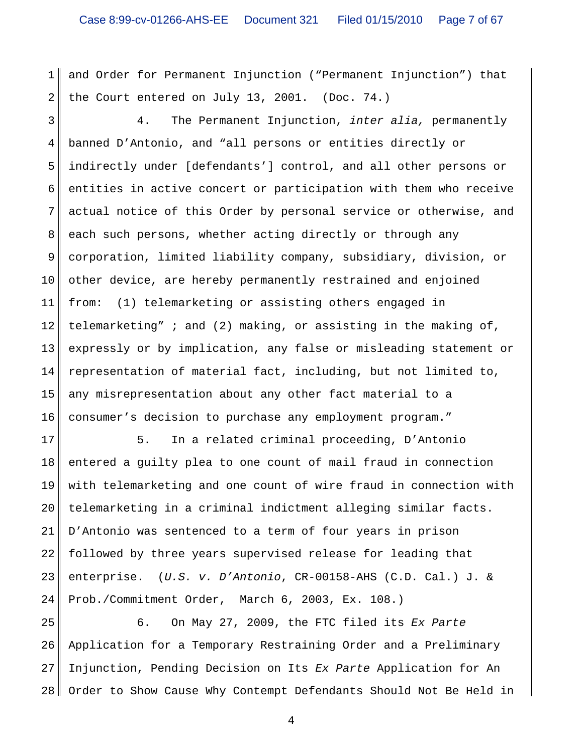and Order for Permanent Injunction ("Permanent Injunction") that the Court entered on July 13, 2001. (Doc. 74.)

4. The Permanent Injunction, *inter alia,* permanently banned D'Antonio, and "all persons or entities directly or indirectly under [defendants'] control, and all other persons or entities in active concert or participation with them who receive actual notice of this Order by personal service or otherwise, and each such persons, whether acting directly or through any corporation, limited liability company, subsidiary, division, or other device, are hereby permanently restrained and enjoined from: (1) telemarketing or assisting others engaged in telemarketing" ; and (2) making, or assisting in the making of, expressly or by implication, any false or misleading statement or representation of material fact, including, but not limited to, any misrepresentation about any other fact material to a consumer's decision to purchase any employment program."

5. In a related criminal proceeding, D'Antonio entered a guilty plea to one count of mail fraud in connection with telemarketing and one count of wire fraud in connection with telemarketing in a criminal indictment alleging similar facts. D'Antonio was sentenced to a term of four years in prison followed by three years supervised release for leading that enterprise. (*U.S. v. D'Antonio*, CR-00158-AHS (C.D. Cal.) J. & Prob./Commitment Order, March 6, 2003, Ex. 108.)

6. On May 27, 2009, the FTC filed its *Ex Parte* Application for a Temporary Restraining Order and a Preliminary Injunction, Pending Decision on Its *Ex Parte* Application for An Order to Show Cause Why Contempt Defendants Should Not Be Held in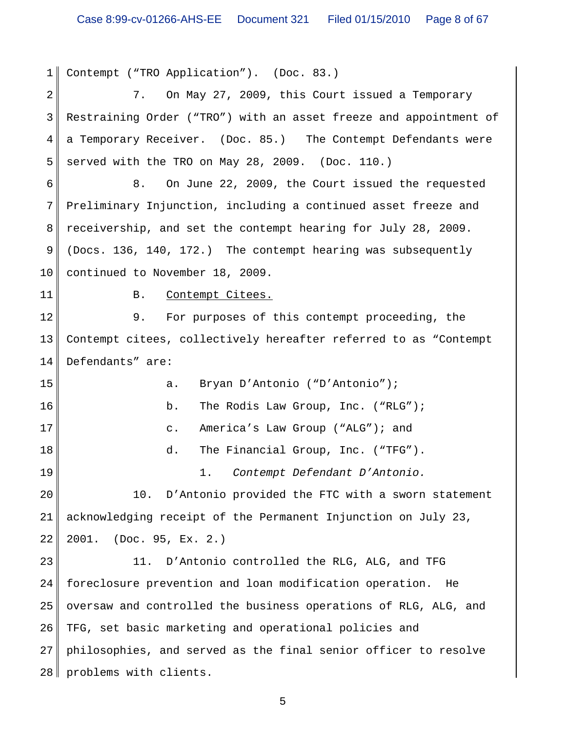Contempt ("TRO Application"). (Doc. 83.)

7. On May 27, 2009, this Court issued a Temporary Restraining Order ("TRO") with an asset freeze and appointment of a Temporary Receiver. (Doc. 85.) The Contempt Defendants were served with the TRO on May 28, 2009. (Doc. 110.)

8. On June 22, 2009, the Court issued the requested Preliminary Injunction, including a continued asset freeze and receivership, and set the contempt hearing for July 28, 2009. (Docs. 136, 140, 172.) The contempt hearing was subsequently continued to November 18, 2009.

B. <u>Contempt Citees.</u>

9. For purposes of this contempt proceeding, the Contempt citees, collectively hereafter referred to as "Contempt Defendants" are:

a. Bryan D'Antonio ("D'Antonio");

b. The Rodis Law Group, Inc. ("RLG");

c. America's Law Group ("ALG"); and

d. The Financial Group, Inc. ("TFG").

1. *Contempt Defendant D'Antonio.*

10. D'Antonio provided the FTC with a sworn statement acknowledging receipt of the Permanent Injunction on July 23, 2001. (Doc. 95, Ex. 2.)

11. D'Antonio controlled the RLG, ALG, and TFG foreclosure prevention and loan modification operation. He oversaw and controlled the business operations of RLG, ALG, and TFG, set basic marketing and operational policies and philosophies, and served as the final senior officer to resolve problems with clients.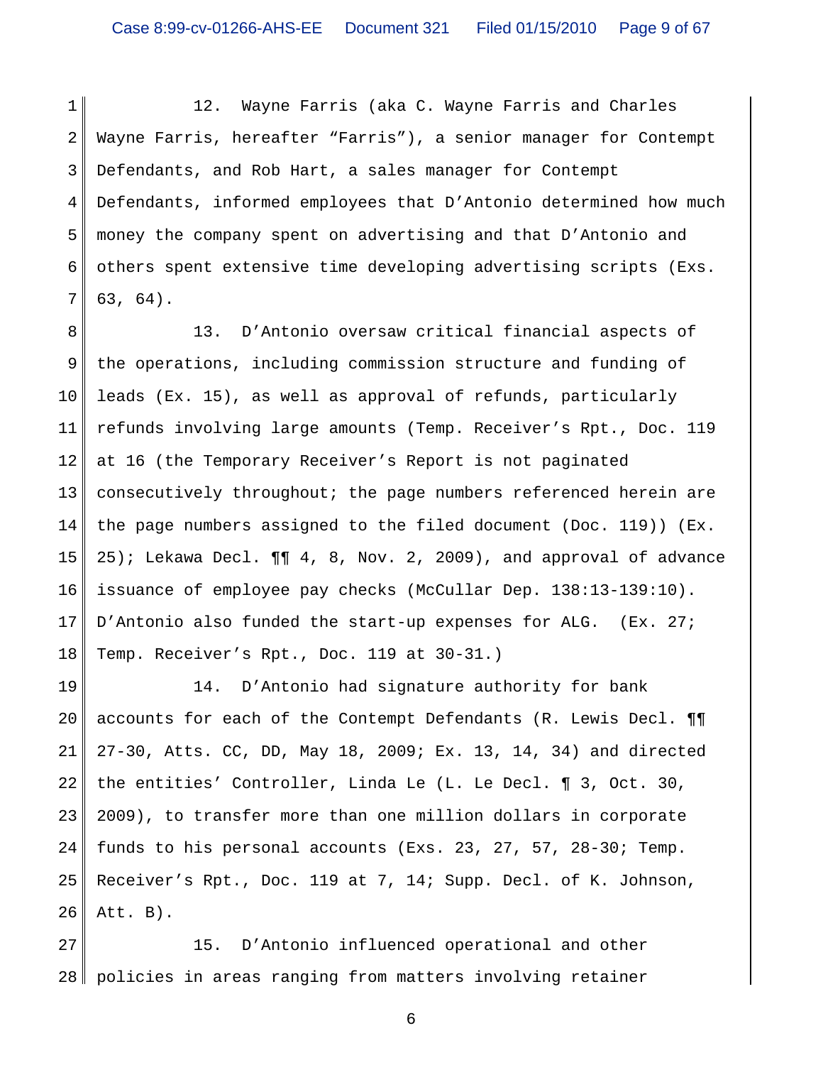12. Wayne Farris (aka C. Wayne Farris and Charles Wayne Farris, hereafter "Farris"), a senior manager for Contempt Defendants, and Rob Hart, a sales manager for Contempt Defendants, informed employees that D'Antonio determined how much money the company spent on advertising and that D'Antonio and others spent extensive time developing advertising scripts (Exs. 63, 64).

13. D'Antonio oversaw critical financial aspects of the operations, including commission structure and funding of leads (Ex. 15), as well as approval of refunds, particularly refunds involving large amounts (Temp. Receiver's Rpt., Doc. 119 at 16 (the Temporary Receiver's Report is not paginated consecutively throughout; the page numbers referenced herein are the page numbers assigned to the filed document (Doc. 119)) (Ex. 25); Lekawa Decl. ¶¶ 4, 8, Nov. 2, 2009), and approval of advance issuance of employee pay checks (McCullar Dep. 138:13-139:10). D'Antonio also funded the start-up expenses for ALG. (Ex. 27; Temp. Receiver's Rpt., Doc. 119 at 30-31.)

14. D'Antonio had signature authority for bank accounts for each of the Contempt Defendants (R. Lewis Decl. ¶¶ 27-30, Atts. CC, DD, May 18, 2009; Ex. 13, 14, 34) and directed the entities' Controller, Linda Le (L. Le Decl. ¶ 3, Oct. 30, 2009), to transfer more than one million dollars in corporate funds to his personal accounts (Exs. 23, 27, 57, 28-30; Temp. Receiver's Rpt., Doc. 119 at 7, 14; Supp. Decl. of K. Johnson, Att. B).

15. D'Antonio influenced operational and other policies in areas ranging from matters involving retainer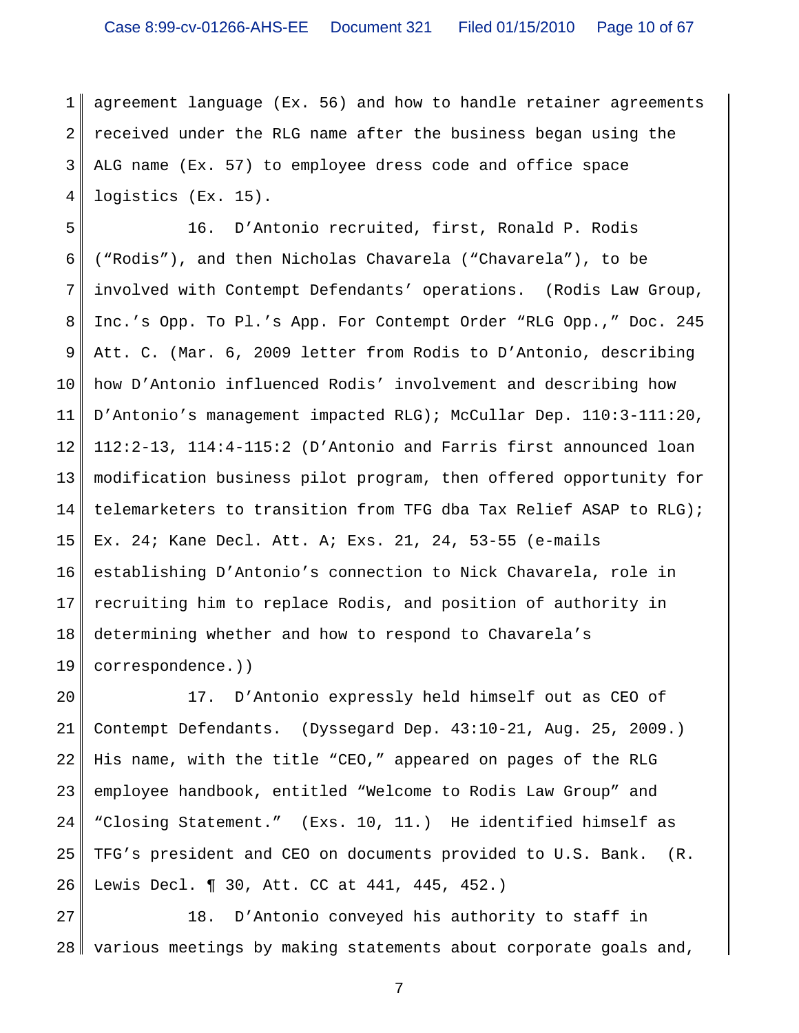agreement language (Ex. 56) and how to handle retainer agreements received under the RLG name after the business began using the ALG name (Ex. 57) to employee dress code and office space logistics (Ex. 15).

16. D'Antonio recruited, first, Ronald P. Rodis ("Rodis"), and then Nicholas Chavarela ("Chavarela"), to be involved with Contempt Defendants' operations. (Rodis Law Group, Inc.'s Opp. To Pl.'s App. For Contempt Order "RLG Opp.," Doc. 245 Att. C. (Mar. 6, 2009 letter from Rodis to D'Antonio, describing how D'Antonio influenced Rodis' involvement and describing how D'Antonio's management impacted RLG); McCullar Dep. 110:3-111:20, 112:2-13, 114:4-115:2 (D'Antonio and Farris first announced loan modification business pilot program, then offered opportunity for telemarketers to transition from TFG dba Tax Relief ASAP to RLG); Ex. 24; Kane Decl. Att. A; Exs. 21, 24, 53-55 (e-mails establishing D'Antonio's connection to Nick Chavarela, role in recruiting him to replace Rodis, and position of authority in determining whether and how to respond to Chavarela's correspondence.))

17. D'Antonio expressly held himself out as CEO of Contempt Defendants. (Dyssegard Dep. 43:10-21, Aug. 25, 2009.) His name, with the title "CEO," appeared on pages of the RLG employee handbook, entitled "Welcome to Rodis Law Group" and "Closing Statement." (Exs. 10, 11.) He identified himself as TFG's president and CEO on documents provided to U.S. Bank. (R. Lewis Decl. ¶ 30, Att. CC at 441, 445, 452.)

18. D'Antonio conveyed his authority to staff in various meetings by making statements about corporate goals and,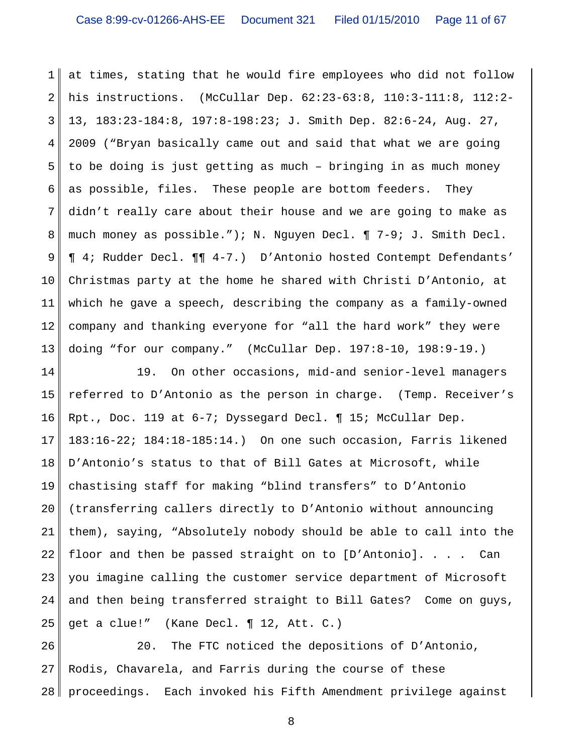at times, stating that he would fire employees who did not follow his instructions. (McCullar Dep. 62:23-63:8, 110:3-111:8, 112:2-13, 183:23-184:8, 197:8-198:23; J. Smith Dep. 82:6-24, Aug. 27, 2009 ("Bryan basically came out and said that what we are going to be doing is just getting as much – bringing in as much money as possible, files. These people are bottom feeders. They didn't really care about their house and we are going to make as much money as possible."); N. Nguyen Decl. ¶ 7-9; J. Smith Decl. ¶ 4; Rudder Decl. ¶¶ 4-7.) D'Antonio hosted Contempt Defendants' Christmas party at the home he shared with Christi D'Antonio, at which he gave a speech, describing the company as a family-owned company and thanking everyone for "all the hard work" they were doing "for our company." (McCullar Dep. 197:8-10, 198:9-19.)

19. On other occasions, mid-and senior-level managers referred to D'Antonio as the person in charge. (Temp. Receiver's Rpt., Doc. 119 at 6-7; Dyssegard Decl. ¶ 15; McCullar Dep. 183:16-22; 184:18-185:14.) On one such occasion, Farris likened D'Antonio's status to that of Bill Gates at Microsoft, while chastising staff for making "blind transfers" to D'Antonio (transferring callers directly to D'Antonio without announcing them), saying, "Absolutely nobody should be able to call into the floor and then be passed straight on to [D'Antonio]. . . . Can you imagine calling the customer service department of Microsoft and then being transferred straight to Bill Gates? Come on guys, get a clue!" (Kane Decl. ¶ 12, Att. C.)

20. The FTC noticed the depositions of D'Antonio, Rodis, Chavarela, and Farris during the course of these proceedings. Each invoked his Fifth Amendment privilege against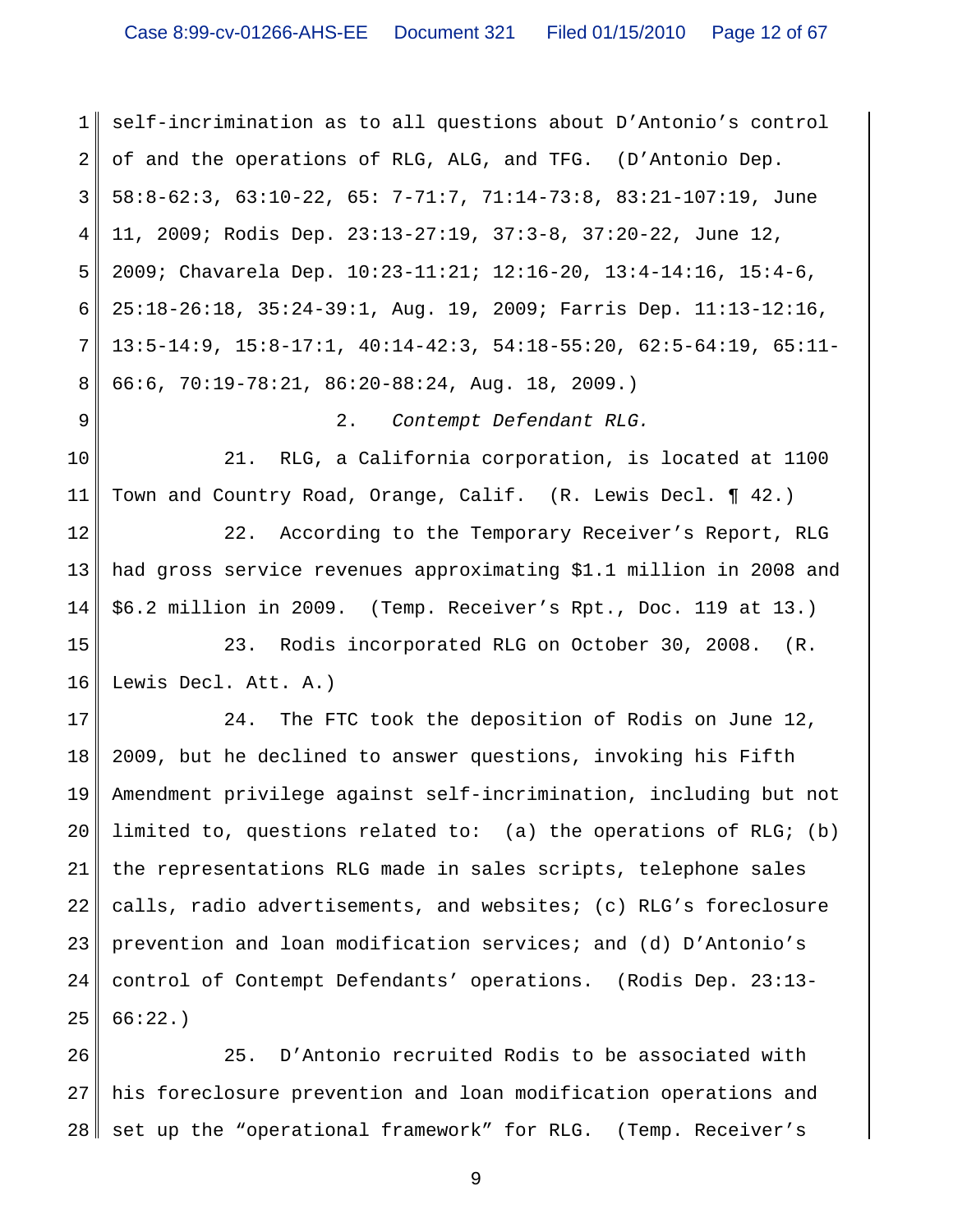self-incrimination as to all questions about D'Antonio's control of and the operations of RLG, ALG, and TFG. (D'Antonio Dep. 58:8-62:3, 63:10-22, 65: 7-71:7, 71:14-73:8, 83:21-107:19, June 11, 2009; Rodis Dep. 23:13-27:19, 37:3-8, 37:20-22, June 12, 2009; Chavarela Dep. 10:23-11:21; 12:16-20, 13:4-14:16, 15:4-6, 25:18-26:18, 35:24-39:1, Aug. 19, 2009; Farris Dep. 11:13-12:16, 13:5-14:9, 15:8-17:1, 40:14-42:3, 54:18-55:20, 62:5-64:19, 65:11-66:6, 70:19-78:21, 86:20-88:24, Aug. 18, 2009.)

2. *Contempt Defendant RLG.*

21. RLG, a California corporation, is located at 1100 Town and Country Road, Orange, Calif. (R. Lewis Decl. ¶ 42.)

22. According to the Temporary Receiver's Report, RLG had gross service revenues approximating $1.1 million in 2008 and $6.2 million in 2009. (Temp. Receiver's Rpt., Doc. 119 at 13.)

23. Rodis incorporated RLG on October 30, 2008. (R. Lewis Decl. Att. A.)

24. The FTC took the deposition of Rodis on June 12, 2009, but he declined to answer questions, invoking his Fifth Amendment privilege against self-incrimination, including but not limited to, questions related to: (a) the operations of RLG; (b) the representations RLG made in sales scripts, telephone sales calls, radio advertisements, and websites; (c) RLG's foreclosure prevention and loan modification services; and (d) D'Antonio's control of Contempt Defendants' operations. (Rodis Dep. 23:13-66:22.)

25. D'Antonio recruited Rodis to be associated with his foreclosure prevention and loan modification operations and set up the "operational framework" for RLG. (Temp. Receiver's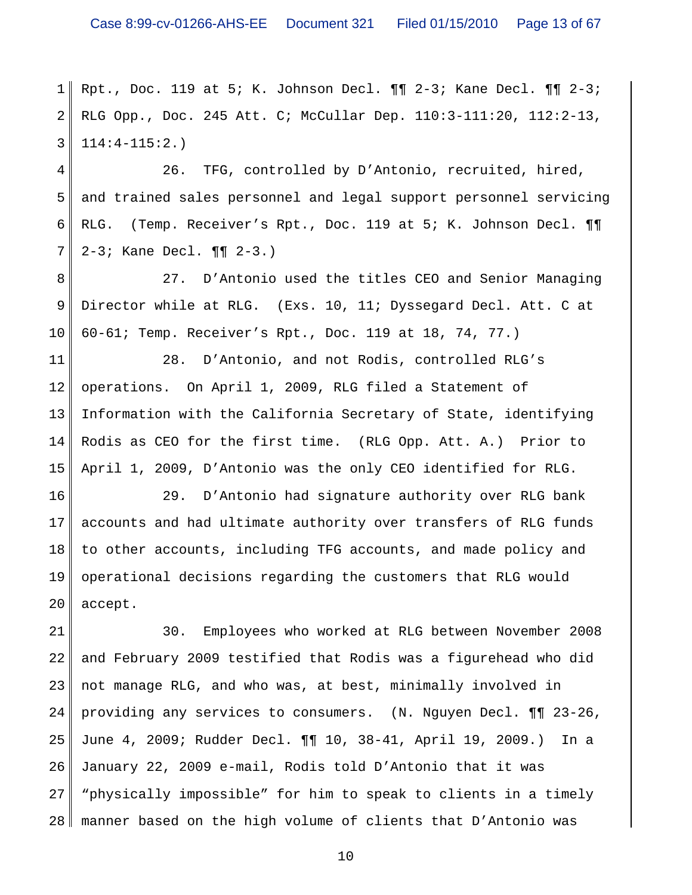Rpt., Doc. 119 at 5; K. Johnson Decl. ¶¶ 2-3; Kane Decl. ¶¶ 2-3; RLG Opp., Doc. 245 Att. C; McCullar Dep. 110:3-111:20, 112:2-13, 114:4-115:2.)

26. TFG, controlled by D'Antonio, recruited, hired, and trained sales personnel and legal support personnel servicing RLG. (Temp. Receiver's Rpt., Doc. 119 at 5; K. Johnson Decl. ¶¶ 2-3; Kane Decl. ¶¶ 2-3.)

27. D'Antonio used the titles CEO and Senior Managing Director while at RLG. (Exs. 10, 11; Dyssegard Decl. Att. C at 60-61; Temp. Receiver's Rpt., Doc. 119 at 18, 74, 77.)

28. D'Antonio, and not Rodis, controlled RLG's operations. On April 1, 2009, RLG filed a Statement of Information with the California Secretary of State, identifying Rodis as CEO for the first time. (RLG Opp. Att. A.) Prior to April 1, 2009, D'Antonio was the only CEO identified for RLG.

29. D'Antonio had signature authority over RLG bank accounts and had ultimate authority over transfers of RLG funds to other accounts, including TFG accounts, and made policy and operational decisions regarding the customers that RLG would accept.

30. Employees who worked at RLG between November 2008 and February 2009 testified that Rodis was a figurehead who did not manage RLG, and who was, at best, minimally involved in providing any services to consumers. (N. Nguyen Decl. ¶¶ 23-26, June 4, 2009; Rudder Decl. ¶¶ 10, 38-41, April 19, 2009.) In a January 22, 2009 e-mail, Rodis told D'Antonio that it was "physically impossible" for him to speak to clients in a timely manner based on the high volume of clients that D'Antonio was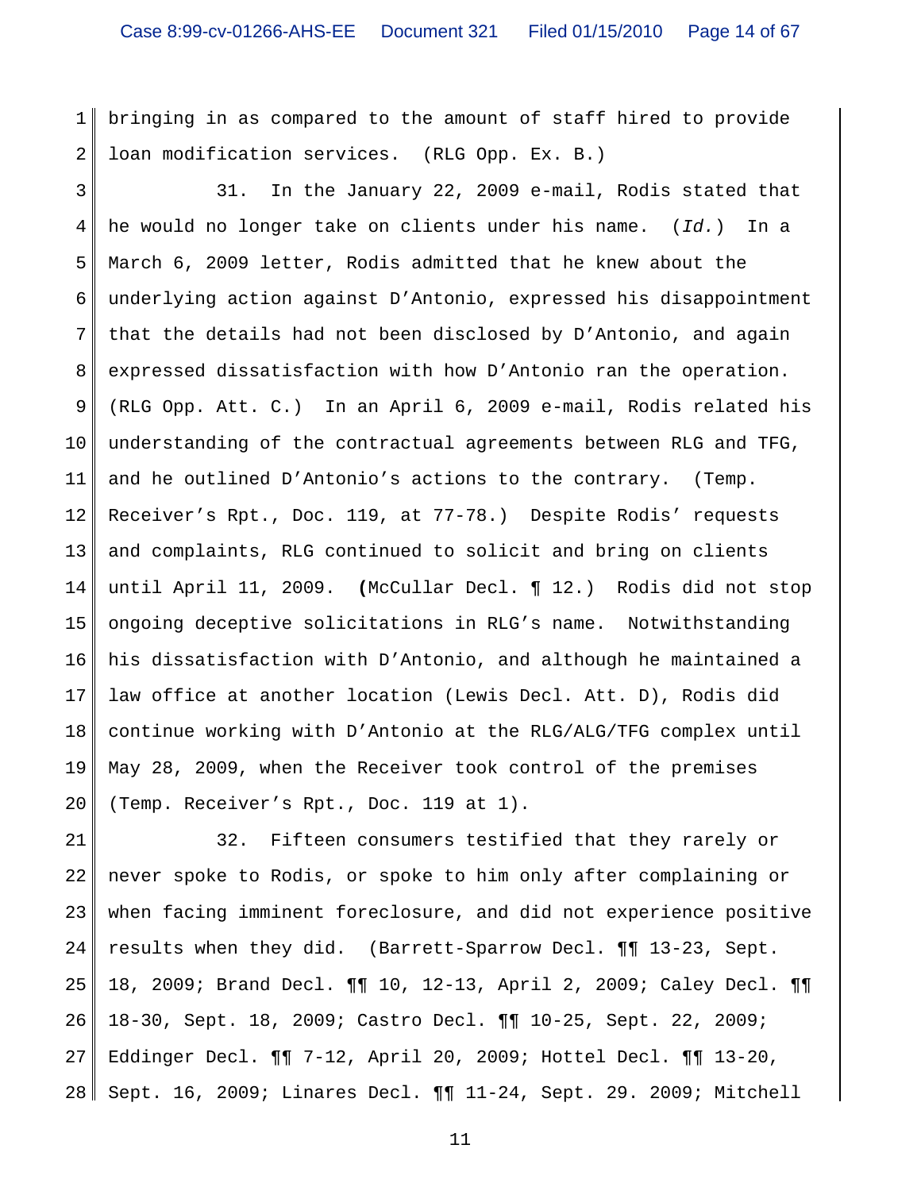bringing in as compared to the amount of staff hired to provide loan modification services. (RLG Opp. Ex. B.)

31. In the January 22, 2009 e-mail, Rodis stated that he would no longer take on clients under his name. (*Id.*) In a March 6, 2009 letter, Rodis admitted that he knew about the underlying action against D'Antonio, expressed his disappointment that the details had not been disclosed by D'Antonio, and again expressed dissatisfaction with how D'Antonio ran the operation. (RLG Opp. Att. C.) In an April 6, 2009 e-mail, Rodis related his understanding of the contractual agreements between RLG and TFG, and he outlined D'Antonio's actions to the contrary. (Temp. Receiver's Rpt., Doc. 119, at 77-78.) Despite Rodis' requests and complaints, RLG continued to solicit and bring on clients until April 11, 2009. (McCullar Decl. ¶ 12.) Rodis did not stop ongoing deceptive solicitations in RLG's name. Notwithstanding his dissatisfaction with D'Antonio, and although he maintained a law office at another location (Lewis Decl. Att. D), Rodis did continue working with D'Antonio at the RLG/ALG/TFG complex until May 28, 2009, when the Receiver took control of the premises (Temp. Receiver's Rpt., Doc. 119 at 1).

32. Fifteen consumers testified that they rarely or never spoke to Rodis, or spoke to him only after complaining or when facing imminent foreclosure, and did not experience positive results when they did. (Barrett-Sparrow Decl. ¶¶ 13-23, Sept. 18, 2009; Brand Decl. ¶¶ 10, 12-13, April 2, 2009; Caley Decl. ¶¶ 18-30, Sept. 18, 2009; Castro Decl. ¶¶ 10-25, Sept. 22, 2009; Eddinger Decl. ¶¶ 7-12, April 20, 2009; Hottel Decl. ¶¶ 13-20, Sept. 16, 2009; Linares Decl. ¶¶ 11-24, Sept. 29. 2009; Mitchell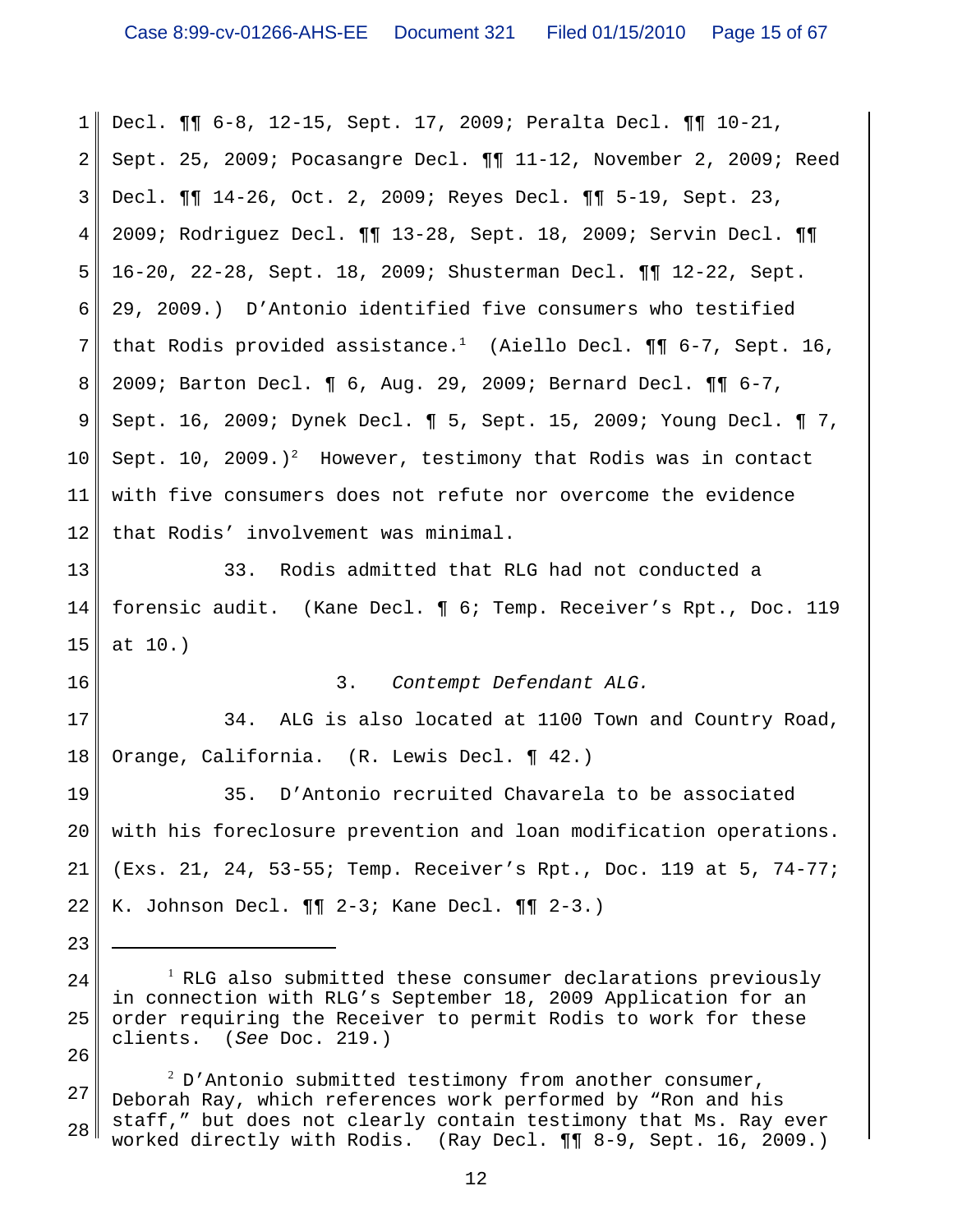Decl. ¶¶ 6-8, 12-15, Sept. 17, 2009; Peralta Decl. ¶¶ 10-21, Sept. 25, 2009; Pocasangre Decl. ¶¶ 11-12, November 2, 2009; Reed Decl. ¶¶ 14-26, Oct. 2, 2009; Reyes Decl. ¶¶ 5-19, Sept. 23, 2009; Rodriguez Decl. ¶¶ 13-28, Sept. 18, 2009; Servin Decl. ¶¶ 16-20, 22-28, Sept. 18, 2009; Shusterman Decl. ¶¶ 12-22, Sept. 29, 2009.) D'Antonio identified five consumers who testified that Rodis provided assistance.[1] (Aiello Decl. ¶¶ 6-7, Sept. 16, 2009; Barton Decl. ¶ 6, Aug. 29, 2009; Bernard Decl. ¶¶ 6-7, Sept. 16, 2009; Dynek Decl. ¶ 5, Sept. 15, 2009; Young Decl. ¶ 7, Sept. 10, 2009.)[2] However, testimony that Rodis was in contact with five consumers does not refute nor overcome the evidence that Rodis' involvement was minimal.

33. Rodis admitted that RLG had not conducted a forensic audit. (Kane Decl. ¶ 6; Temp. Receiver's Rpt., Doc. 119 at 10.)

### 3. *Contempt Defendant ALG.*

34. ALG is also located at 1100 Town and Country Road, Orange, California. (R. Lewis Decl. ¶ 42.)

35. D'Antonio recruited Chavarela to be associated with his foreclosure prevention and loan modification operations. (Exs. 21, 24, 53-55; Temp. Receiver's Rpt., Doc. 119 at 5, 74-77; K. Johnson Decl. ¶¶ 2-3; Kane Decl. ¶¶ 2-3.)

---

[1] RLG also submitted these consumer declarations previously in connection with RLG's September 18, 2009 Application for an order requiring the Receiver to permit Rodis to work for these clients. (*See* Doc. 219.)

[2] D'Antonio submitted testimony from another consumer, Deborah Ray, which references work performed by "Ron and his staff," but does not clearly contain testimony that Ms. Ray ever worked directly with Rodis. (Ray Decl. ¶¶ 8-9, Sept. 16, 2009.)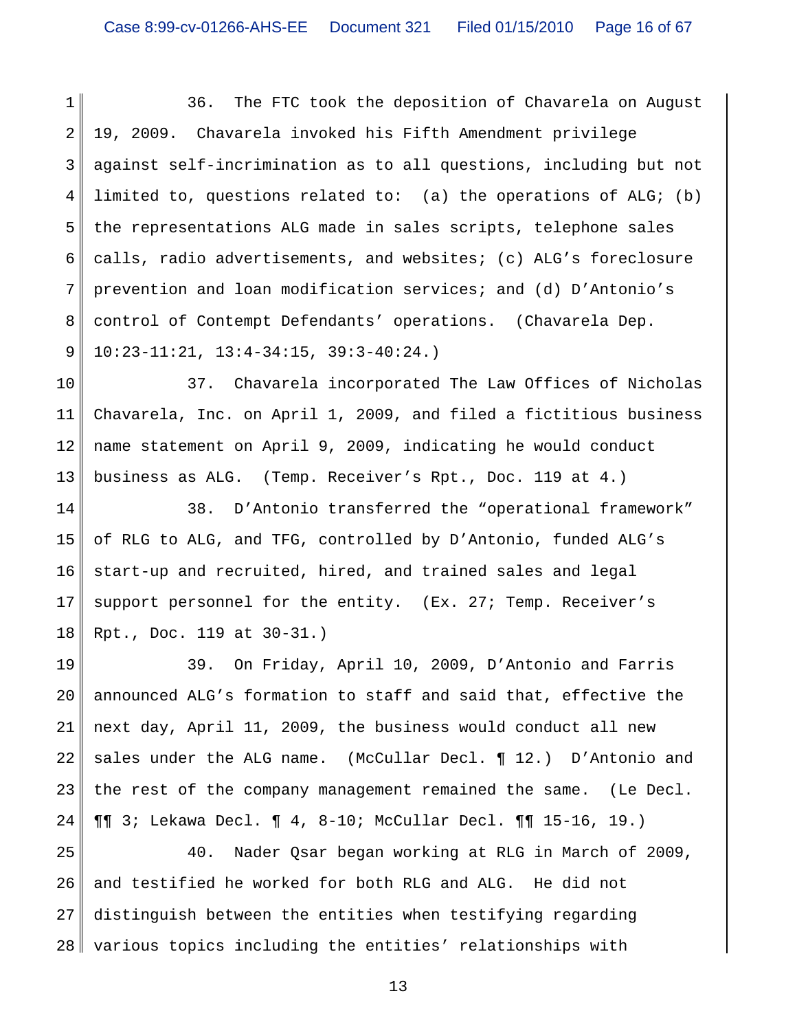36. The FTC took the deposition of Chavarela on August 19, 2009. Chavarela invoked his Fifth Amendment privilege against self-incrimination as to all questions, including but not limited to, questions related to: (a) the operations of ALG; (b) the representations ALG made in sales scripts, telephone sales calls, radio advertisements, and websites; (c) ALG's foreclosure prevention and loan modification services; and (d) D'Antonio's control of Contempt Defendants' operations. (Chavarela Dep. 10:23-11:21, 13:4-34:15, 39:3-40:24.)

37. Chavarela incorporated The Law Offices of Nicholas Chavarela, Inc. on April 1, 2009, and filed a fictitious business name statement on April 9, 2009, indicating he would conduct business as ALG. (Temp. Receiver's Rpt., Doc. 119 at 4.)

38. D'Antonio transferred the "operational framework" of RLG to ALG, and TFG, controlled by D'Antonio, funded ALG's start-up and recruited, hired, and trained sales and legal support personnel for the entity. (Ex. 27; Temp. Receiver's Rpt., Doc. 119 at 30-31.)

39. On Friday, April 10, 2009, D'Antonio and Farris announced ALG's formation to staff and said that, effective the next day, April 11, 2009, the business would conduct all new sales under the ALG name. (McCullar Decl. ¶ 12.) D'Antonio and the rest of the company management remained the same. (Le Decl. ¶¶ 3; Lekawa Decl. ¶ 4, 8-10; McCullar Decl. ¶¶ 15-16, 19.)

40. Nader Qsar began working at RLG in March of 2009, and testified he worked for both RLG and ALG. He did not distinguish between the entities when testifying regarding various topics including the entities' relationships with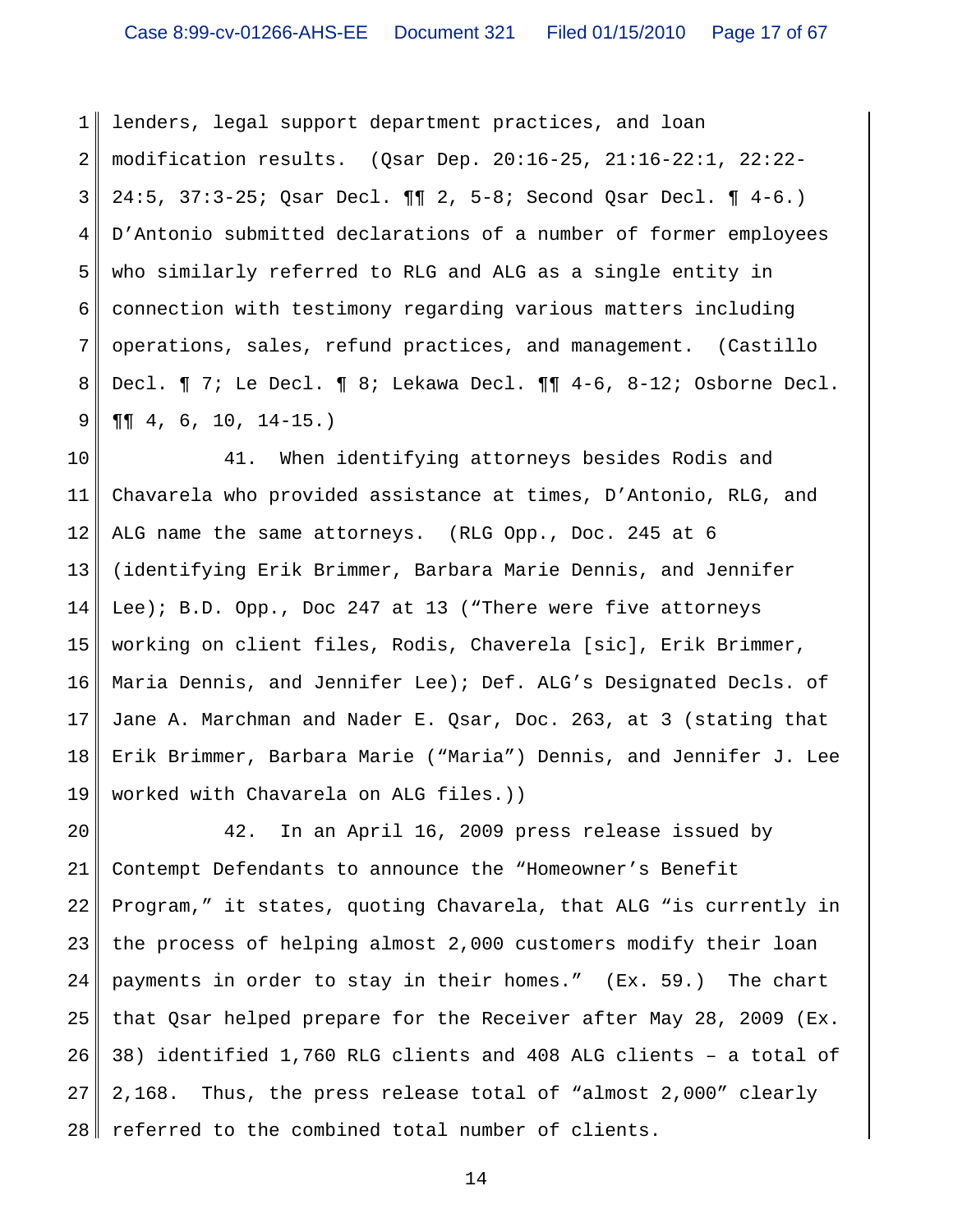lenders, legal support department practices, and loan modification results. (Qsar Dep. 20:16-25, 21:16-22:1, 22:22-24:5, 37:3-25; Qsar Decl. ¶¶ 2, 5-8; Second Qsar Decl. ¶ 4-6.) D'Antonio submitted declarations of a number of former employees who similarly referred to RLG and ALG as a single entity in connection with testimony regarding various matters including operations, sales, refund practices, and management. (Castillo Decl. ¶ 7; Le Decl. ¶ 8; Lekawa Decl. ¶¶ 4-6, 8-12; Osborne Decl. ¶¶ 4, 6, 10, 14-15.)

41. When identifying attorneys besides Rodis and Chavarela who provided assistance at times, D'Antonio, RLG, and ALG name the same attorneys. (RLG Opp., Doc. 245 at 6 (identifying Erik Brimmer, Barbara Marie Dennis, and Jennifer Lee); B.D. Opp., Doc 247 at 13 ("There were five attorneys working on client files, Rodis, Chaverela [sic], Erik Brimmer, Maria Dennis, and Jennifer Lee); Def. ALG's Designated Decls. of Jane A. Marchman and Nader E. Qsar, Doc. 263, at 3 (stating that Erik Brimmer, Barbara Marie ("Maria") Dennis, and Jennifer J. Lee worked with Chavarela on ALG files.))

42. In an April 16, 2009 press release issued by Contempt Defendants to announce the "Homeowner's Benefit Program," it states, quoting Chavarela, that ALG "is currently in the process of helping almost 2,000 customers modify their loan payments in order to stay in their homes." (Ex. 59.) The chart that Qsar helped prepare for the Receiver after May 28, 2009 (Ex. 38) identified 1,760 RLG clients and 408 ALG clients – a total of 2,168. Thus, the press release total of "almost 2,000" clearly referred to the combined total number of clients.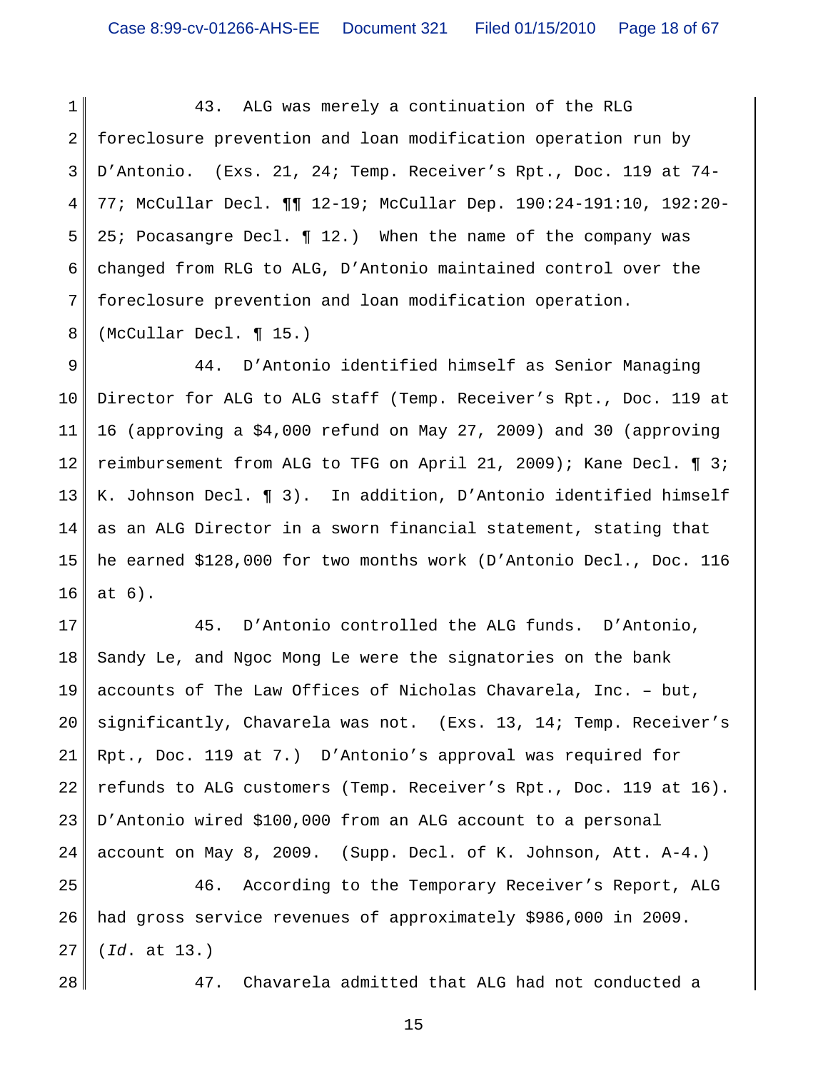43. ALG was merely a continuation of the RLG foreclosure prevention and loan modification operation run by D'Antonio. (Exs. 21, 24; Temp. Receiver's Rpt., Doc. 119 at 74-77; McCullar Decl. ¶¶ 12-19; McCullar Dep. 190:24-191:10, 192:20-25; Pocasangre Decl. ¶ 12.) When the name of the company was changed from RLG to ALG, D'Antonio maintained control over the foreclosure prevention and loan modification operation. (McCullar Decl. ¶ 15.)

44. D'Antonio identified himself as Senior Managing Director for ALG to ALG staff (Temp. Receiver's Rpt., Doc. 119 at 16 (approving a $4,000 refund on May 27, 2009) and 30 (approving reimbursement from ALG to TFG on April 21, 2009); Kane Decl. ¶ 3; K. Johnson Decl. ¶ 3). In addition, D'Antonio identified himself as an ALG Director in a sworn financial statement, stating that he earned $128,000 for two months work (D'Antonio Decl., Doc. 116 at 6).

45. D'Antonio controlled the ALG funds. D'Antonio, Sandy Le, and Ngoc Mong Le were the signatories on the bank accounts of The Law Offices of Nicholas Chavarela, Inc. – but, significantly, Chavarela was not. (Exs. 13, 14; Temp. Receiver's Rpt., Doc. 119 at 7.) D'Antonio's approval was required for refunds to ALG customers (Temp. Receiver's Rpt., Doc. 119 at 16). D'Antonio wired $100,000 from an ALG account to a personal account on May 8, 2009. (Supp. Decl. of K. Johnson, Att. A-4.)

46. According to the Temporary Receiver's Report, ALG had gross service revenues of approximately $986,000 in 2009. (*Id*. at 13.)

47. Chavarela admitted that ALG had not conducted a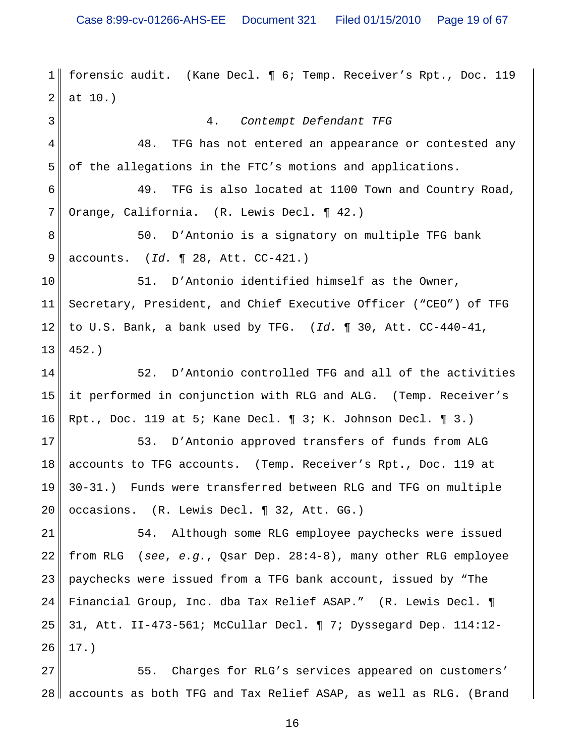forensic audit. (Kane Decl. ¶ 6; Temp. Receiver's Rpt., Doc. 119 at 10.)

### 4. *Contempt Defendant TFG*

48. TFG has not entered an appearance or contested any of the allegations in the FTC's motions and applications.

49. TFG is also located at 1100 Town and Country Road, Orange, California. (R. Lewis Decl. ¶ 42.)

50. D'Antonio is a signatory on multiple TFG bank accounts. (*Id.* ¶ 28, Att. CC-421.)

51. D'Antonio identified himself as the Owner, Secretary, President, and Chief Executive Officer ("CEO") of TFG to U.S. Bank, a bank used by TFG. (*Id.* ¶ 30, Att. CC-440-41, 452.)

52. D'Antonio controlled TFG and all of the activities it performed in conjunction with RLG and ALG. (Temp. Receiver's Rpt., Doc. 119 at 5; Kane Decl. ¶ 3; K. Johnson Decl. ¶ 3.)

53. D'Antonio approved transfers of funds from ALG accounts to TFG accounts. (Temp. Receiver's Rpt., Doc. 119 at 30-31.) Funds were transferred between RLG and TFG on multiple occasions. (R. Lewis Decl. ¶ 32, Att. GG.)

54. Although some RLG employee paychecks were issued from RLG (*see, e.g.*, Qsar Dep. 28:4-8), many other RLG employee paychecks were issued from a TFG bank account, issued by "The Financial Group, Inc. dba Tax Relief ASAP." (R. Lewis Decl. ¶ 31, Att. II-473-561; McCullar Decl. ¶ 7; Dyssegard Dep. 114:12-17.)

55. Charges for RLG's services appeared on customers' accounts as both TFG and Tax Relief ASAP, as well as RLG. (Brand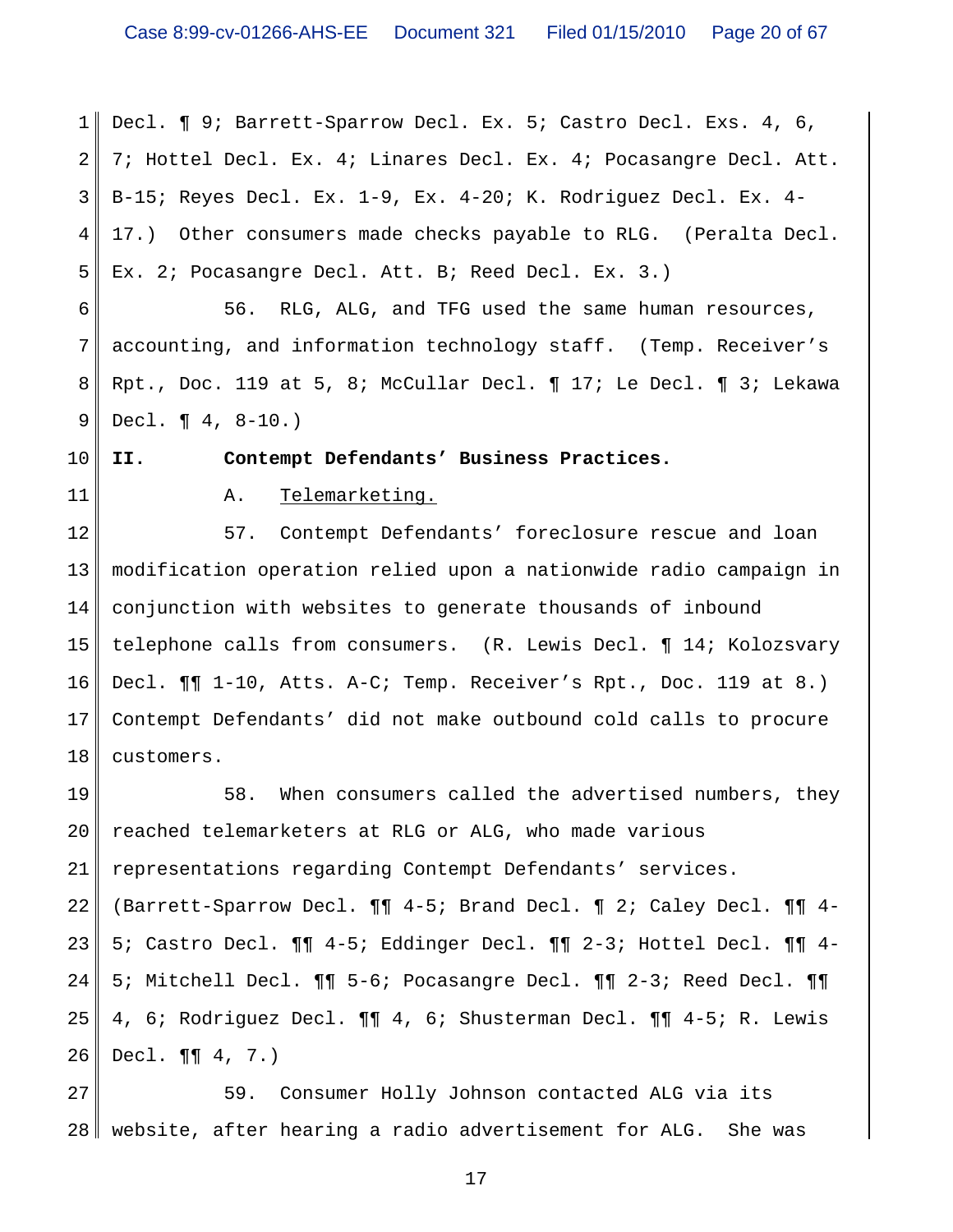Decl. ¶ 9; Barrett-Sparrow Decl. Ex. 5; Castro Decl. Exs. 4, 6, 7; Hottel Decl. Ex. 4; Linares Decl. Ex. 4; Pocasangre Decl. Att. B-15; Reyes Decl. Ex. 1-9, Ex. 4-20; K. Rodriguez Decl. Ex. 4-17.) Other consumers made checks payable to RLG. (Peralta Decl. Ex. 2; Pocasangre Decl. Att. B; Reed Decl. Ex. 3.)

56. RLG, ALG, and TFG used the same human resources, accounting, and information technology staff. (Temp. Receiver's Rpt., Doc. 119 at 5, 8; McCullar Decl. ¶ 17; Le Decl. ¶ 3; Lekawa Decl. ¶ 4, 8-10.)

**II. Contempt Defendants' Business Practices.**

A. <u>Telemarketing.</u>

57. Contempt Defendants' foreclosure rescue and loan modification operation relied upon a nationwide radio campaign in conjunction with websites to generate thousands of inbound telephone calls from consumers. (R. Lewis Decl. ¶ 14; Kolozsvary Decl. ¶¶ 1-10, Atts. A-C; Temp. Receiver's Rpt., Doc. 119 at 8.) Contempt Defendants' did not make outbound cold calls to procure customers.

58. When consumers called the advertised numbers, they reached telemarketers at RLG or ALG, who made various representations regarding Contempt Defendants' services. (Barrett-Sparrow Decl. ¶¶ 4-5; Brand Decl. ¶ 2; Caley Decl. ¶¶ 4-5; Castro Decl. ¶¶ 4-5; Eddinger Decl. ¶¶ 2-3; Hottel Decl. ¶¶ 4-5; Mitchell Decl. ¶¶ 5-6; Pocasangre Decl. ¶¶ 2-3; Reed Decl. ¶¶ 4, 6; Rodriguez Decl. ¶¶ 4, 6; Shusterman Decl. ¶¶ 4-5; R. Lewis Decl. ¶¶ 4, 7.)

59. Consumer Holly Johnson contacted ALG via its website, after hearing a radio advertisement for ALG. She was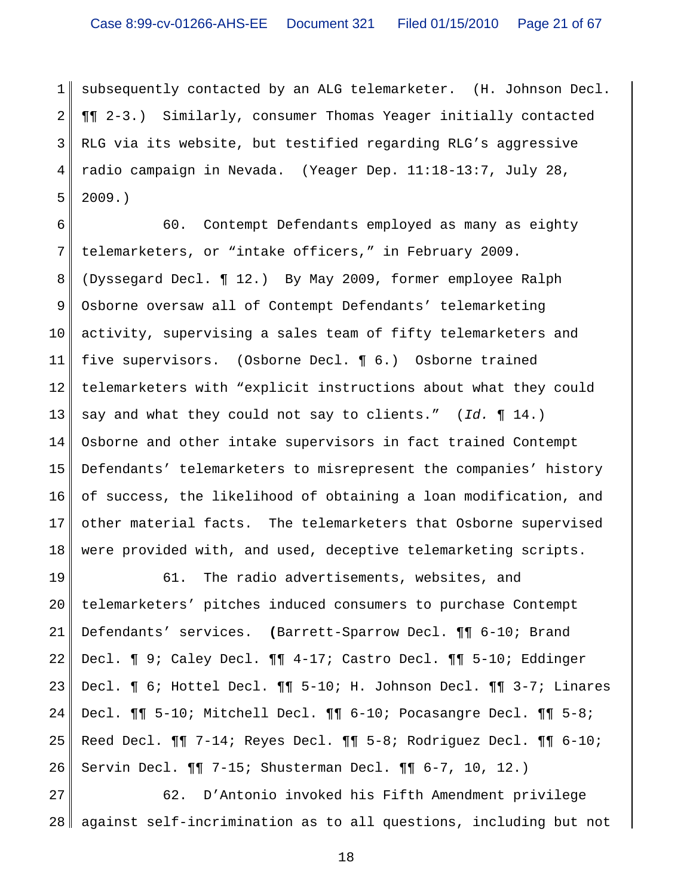subsequently contacted by an ALG telemarketer. (H. Johnson Decl. ¶¶ 2-3.) Similarly, consumer Thomas Yeager initially contacted RLG via its website, but testified regarding RLG's aggressive radio campaign in Nevada. (Yeager Dep. 11:18-13:7, July 28, 2009.)

60. Contempt Defendants employed as many as eighty telemarketers, or "intake officers," in February 2009. (Dyssegard Decl. ¶ 12.) By May 2009, former employee Ralph Osborne oversaw all of Contempt Defendants' telemarketing activity, supervising a sales team of fifty telemarketers and five supervisors. (Osborne Decl. ¶ 6.) Osborne trained telemarketers with "explicit instructions about what they could say and what they could not say to clients." (*Id.* ¶ 14.) Osborne and other intake supervisors in fact trained Contempt Defendants' telemarketers to misrepresent the companies' history of success, the likelihood of obtaining a loan modification, and other material facts. The telemarketers that Osborne supervised were provided with, and used, deceptive telemarketing scripts.

61. The radio advertisements, websites, and telemarketers' pitches induced consumers to purchase Contempt Defendants' services. (Barrett-Sparrow Decl. ¶¶ 6-10; Brand Decl. ¶ 9; Caley Decl. ¶¶ 4-17; Castro Decl. ¶¶ 5-10; Eddinger Decl. ¶ 6; Hottel Decl. ¶¶ 5-10; H. Johnson Decl. ¶¶ 3-7; Linares Decl. ¶¶ 5-10; Mitchell Decl. ¶¶ 6-10; Pocasangre Decl. ¶¶ 5-8; Reed Decl. ¶¶ 7-14; Reyes Decl. ¶¶ 5-8; Rodriguez Decl. ¶¶ 6-10; Servin Decl. ¶¶ 7-15; Shusterman Decl. ¶¶ 6-7, 10, 12.)

62. D'Antonio invoked his Fifth Amendment privilege against self-incrimination as to all questions, including but not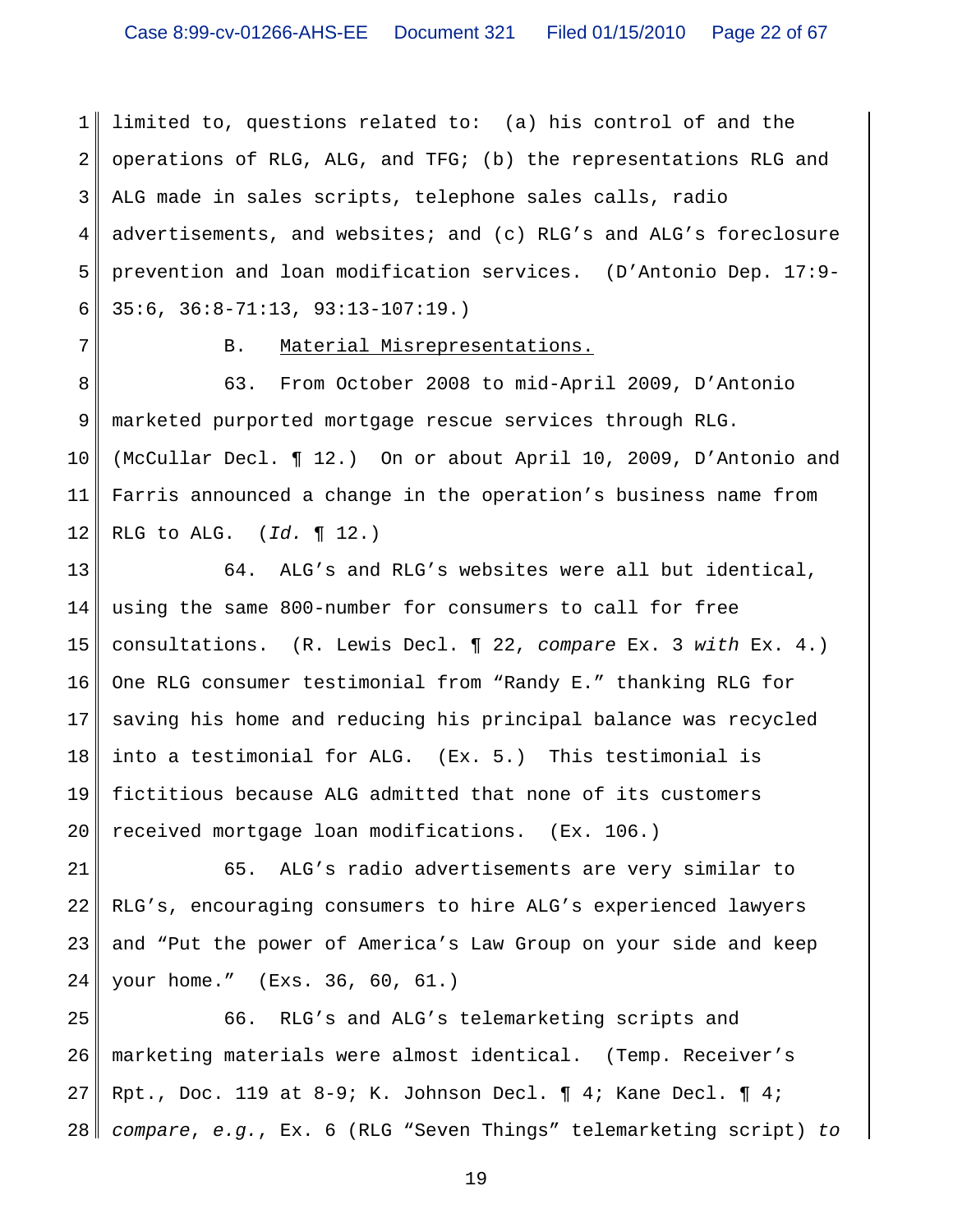limited to, questions related to: (a) his control of and the operations of RLG, ALG, and TFG; (b) the representations RLG and ALG made in sales scripts, telephone sales calls, radio advertisements, and websites; and (c) RLG's and ALG's foreclosure prevention and loan modification services. (D'Antonio Dep. 17:9-35:6, 36:8-71:13, 93:13-107:19.)

B. Material Misrepresentations.

63. From October 2008 to mid-April 2009, D'Antonio marketed purported mortgage rescue services through RLG. (McCullar Decl. ¶ 12.) On or about April 10, 2009, D'Antonio and Farris announced a change in the operation's business name from RLG to ALG. (*Id.* ¶ 12.)

64. ALG's and RLG's websites were all but identical, using the same 800-number for consumers to call for free consultations. (R. Lewis Decl. ¶ 22, *compare* Ex. 3 *with* Ex. 4.) One RLG consumer testimonial from "Randy E." thanking RLG for saving his home and reducing his principal balance was recycled into a testimonial for ALG. (Ex. 5.) This testimonial is fictitious because ALG admitted that none of its customers received mortgage loan modifications. (Ex. 106.)

65. ALG's radio advertisements are very similar to RLG's, encouraging consumers to hire ALG's experienced lawyers and "Put the power of America's Law Group on your side and keep your home." (Exs. 36, 60, 61.)

66. RLG's and ALG's telemarketing scripts and marketing materials were almost identical. (Temp. Receiver's Rpt., Doc. 119 at 8-9; K. Johnson Decl. ¶ 4; Kane Decl. ¶ 4; *compare*, *e.g.*, Ex. 6 (RLG "Seven Things" telemarketing script) *to*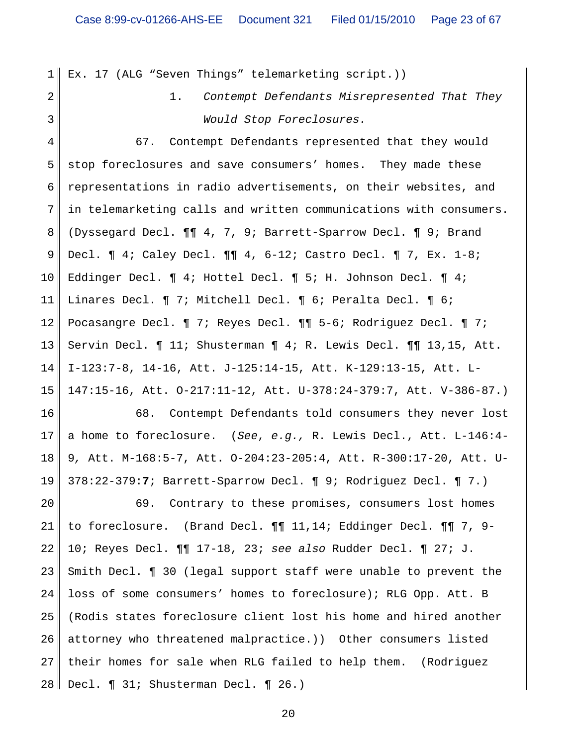Ex. 17 (ALG "Seven Things" telemarketing script.))

### 1. *Contempt Defendants Misrepresented That They Would Stop Foreclosures.*

67. Contempt Defendants represented that they would stop foreclosures and save consumers' homes. They made these representations in radio advertisements, on their websites, and in telemarketing calls and written communications with consumers. (Dyssegard Decl. ¶¶ 4, 7, 9; Barrett-Sparrow Decl. ¶ 9; Brand Decl. ¶ 4; Caley Decl. ¶¶ 4, 6-12; Castro Decl. ¶ 7, Ex. 1-8; Eddinger Decl. ¶ 4; Hottel Decl. ¶ 5; H. Johnson Decl. ¶ 4; Linares Decl. ¶ 7; Mitchell Decl. ¶ 6; Peralta Decl. ¶ 6; Pocasangre Decl. ¶ 7; Reyes Decl. ¶¶ 5-6; Rodriguez Decl. ¶ 7; Servin Decl. ¶ 11; Shusterman ¶ 4; R. Lewis Decl. ¶¶ 13,15, Att. I-123:7-8, 14-16, Att. J-125:14-15, Att. K-129:13-15, Att. L-147:15-16, Att. O-217:11-12, Att. U-378:24-379:7, Att. V-386-87.)

68. Contempt Defendants told consumers they never lost a home to foreclosure. (*See, e.g.,* R. Lewis Decl., Att. L-146:4-9, Att. M-168:5-7, Att. O-204:23-205:4, Att. R-300:17-20, Att. U-378:22-379:**7**; Barrett-Sparrow Decl. ¶ 9; Rodriguez Decl. ¶ 7.)

69. Contrary to these promises, consumers lost homes to foreclosure. (Brand Decl. ¶¶ 11,14; Eddinger Decl. ¶¶ 7, 9-10; Reyes Decl. ¶¶ 17-18, 23; *see also* Rudder Decl. ¶ 27; J. Smith Decl. ¶ 30 (legal support staff were unable to prevent the loss of some consumers' homes to foreclosure); RLG Opp. Att. B (Rodis states foreclosure client lost his home and hired another attorney who threatened malpractice.)) Other consumers listed their homes for sale when RLG failed to help them. (Rodriguez Decl. ¶ 31; Shusterman Decl. ¶ 26.)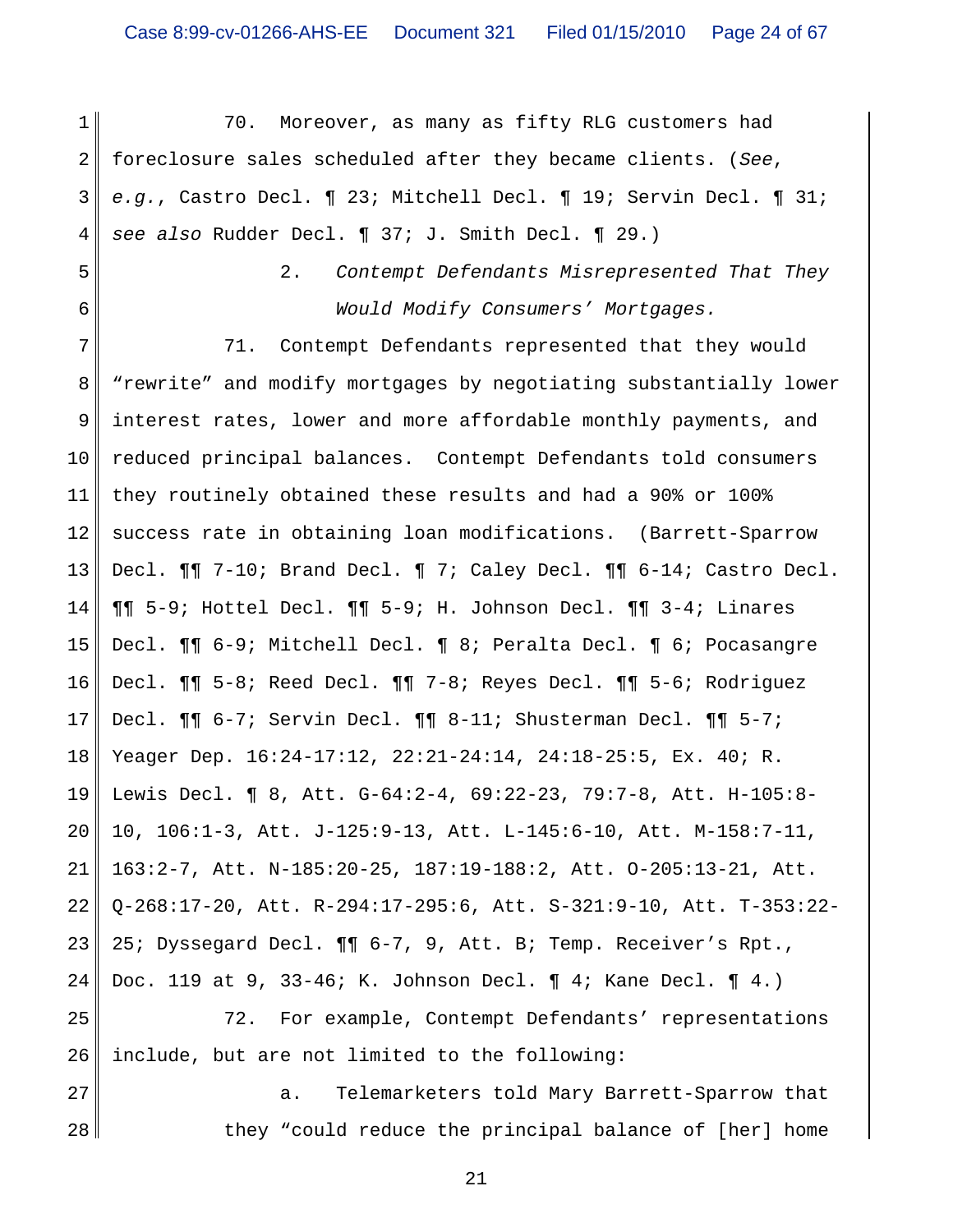70. Moreover, as many as fifty RLG customers had foreclosure sales scheduled after they became clients. (*See*, *e.g.*, Castro Decl. ¶ 23; Mitchell Decl. ¶ 19; Servin Decl. ¶ 31; *see also* Rudder Decl. ¶ 37; J. Smith Decl. ¶ 29.)

2. *Contempt Defendants Misrepresented That They Would Modify Consumers' Mortgages.*

71. Contempt Defendants represented that they would "rewrite" and modify mortgages by negotiating substantially lower interest rates, lower and more affordable monthly payments, and reduced principal balances. Contempt Defendants told consumers they routinely obtained these results and had a 90% or 100% success rate in obtaining loan modifications. (Barrett-Sparrow Decl. ¶¶ 7-10; Brand Decl. ¶ 7; Caley Decl. ¶¶ 6-14; Castro Decl. ¶¶ 5-9; Hottel Decl. ¶¶ 5-9; H. Johnson Decl. ¶¶ 3-4; Linares Decl. ¶¶ 6-9; Mitchell Decl. ¶ 8; Peralta Decl. ¶ 6; Pocasangre Decl. ¶¶ 5-8; Reed Decl. ¶¶ 7-8; Reyes Decl. ¶¶ 5-6; Rodriguez Decl. ¶¶ 6-7; Servin Decl. ¶¶ 8-11; Shusterman Decl. ¶¶ 5-7; Yeager Dep. 16:24-17:12, 22:21-24:14, 24:18-25:5, Ex. 40; R. Lewis Decl. ¶ 8, Att. G-64:2-4, 69:22-23, 79:7-8, Att. H-105:8-10, 106:1-3, Att. J-125:9-13, Att. L-145:6-10, Att. M-158:7-11, 163:2-7, Att. N-185:20-25, 187:19-188:2, Att. O-205:13-21, Att. Q-268:17-20, Att. R-294:17-295:6, Att. S-321:9-10, Att. T-353:22-25; Dyssegard Decl. ¶¶ 6-7, 9, Att. B; Temp. Receiver's Rpt., Doc. 119 at 9, 33-46; K. Johnson Decl. ¶ 4; Kane Decl. ¶ 4.)

72. For example, Contempt Defendants' representations include, but are not limited to the following:

a. Telemarketers told Mary Barrett-Sparrow that they "could reduce the principal balance of [her] home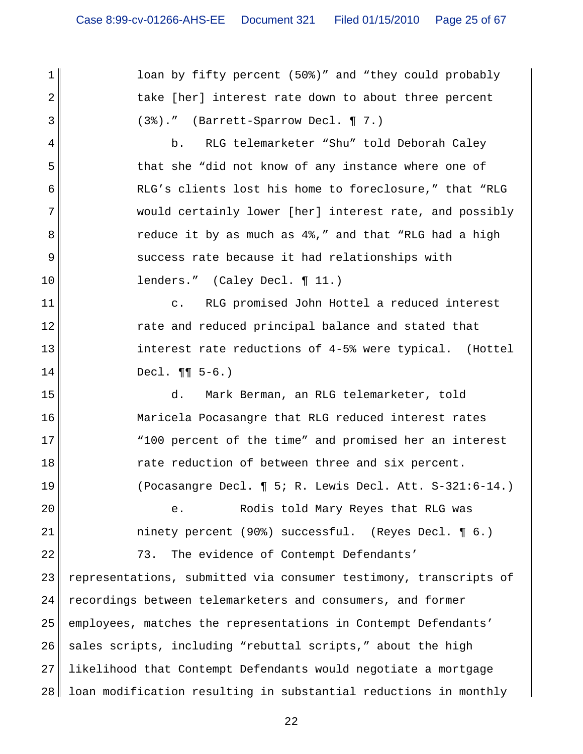loan by fifty percent (50%)" and "they could probably take [her] interest rate down to about three percent (3%)." (Barrett-Sparrow Decl. ¶ 7.)

b. RLG telemarketer "Shu" told Deborah Caley that she "did not know of any instance where one of RLG's clients lost his home to foreclosure," that "RLG would certainly lower [her] interest rate, and possibly reduce it by as much as 4%," and that "RLG had a high success rate because it had relationships with lenders." (Caley Decl. ¶ 11.)

c. RLG promised John Hottel a reduced interest rate and reduced principal balance and stated that interest rate reductions of 4-5% were typical. (Hottel Decl. ¶¶ 5-6.)

d. Mark Berman, an RLG telemarketer, told Maricela Pocasangre that RLG reduced interest rates "100 percent of the time" and promised her an interest rate reduction of between three and six percent. (Pocasangre Decl. ¶ 5; R. Lewis Decl. Att. S-321:6-14.)

e. Rodis told Mary Reyes that RLG was ninety percent (90%) successful. (Reyes Decl. ¶ 6.)

73. The evidence of Contempt Defendants' representations, submitted via consumer testimony, transcripts of recordings between telemarketers and consumers, and former employees, matches the representations in Contempt Defendants' sales scripts, including "rebuttal scripts," about the high likelihood that Contempt Defendants would negotiate a mortgage loan modification resulting in substantial reductions in monthly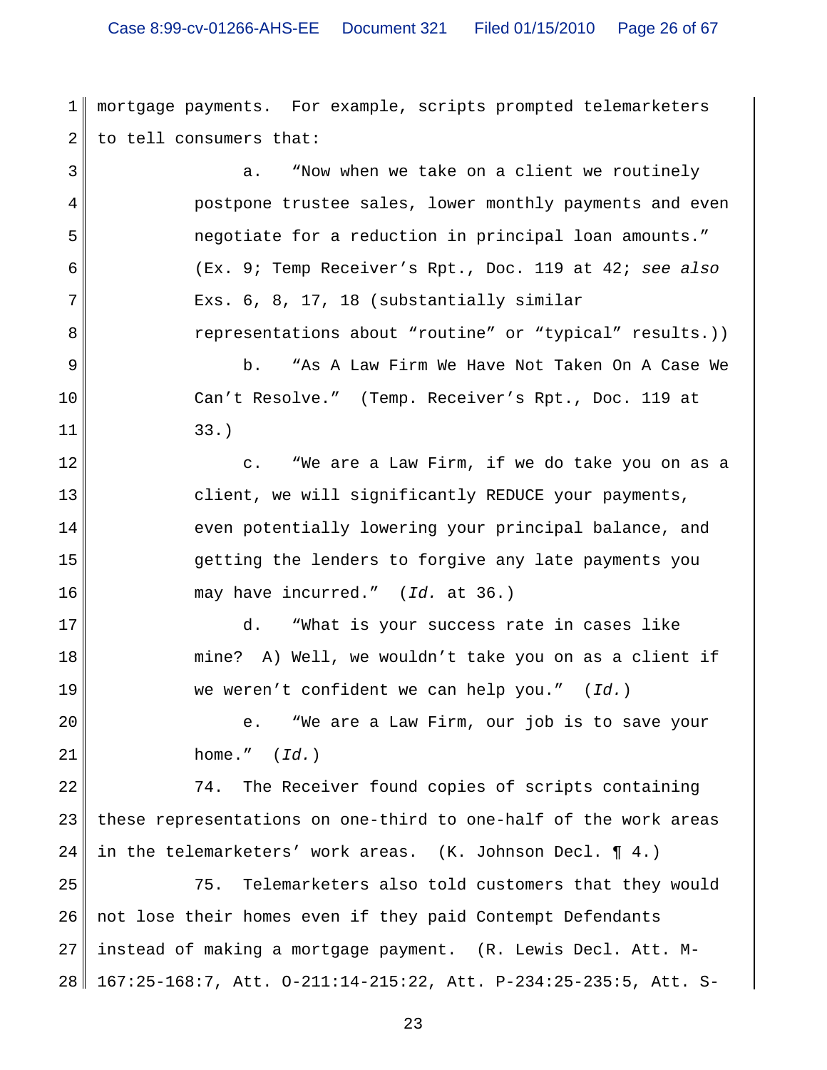mortgage payments. For example, scripts prompted telemarketers to tell consumers that:

a. "Now when we take on a client we routinely postpone trustee sales, lower monthly payments and even negotiate for a reduction in principal loan amounts." (Ex. 9; Temp Receiver's Rpt., Doc. 119 at 42; *see also* Exs. 6, 8, 17, 18 (substantially similar representations about "routine" or "typical" results.))

b. "As A Law Firm We Have Not Taken On A Case We Can't Resolve." (Temp. Receiver's Rpt., Doc. 119 at 33.)

c. "We are a Law Firm, if we do take you on as a client, we will significantly REDUCE your payments, even potentially lowering your principal balance, and getting the lenders to forgive any late payments you may have incurred." (*Id.* at 36.)

d. "What is your success rate in cases like mine? A) Well, we wouldn't take you on as a client if we weren't confident we can help you." (*Id.*)

e. "We are a Law Firm, our job is to save your home." (*Id.*)

74. The Receiver found copies of scripts containing these representations on one-third to one-half of the work areas in the telemarketers' work areas. (K. Johnson Decl. ¶ 4.)

75. Telemarketers also told customers that they would not lose their homes even if they paid Contempt Defendants instead of making a mortgage payment. (R. Lewis Decl. Att. M-167:25-168:7, Att. O-211:14-215:22, Att. P-234:25-235:5, Att. S-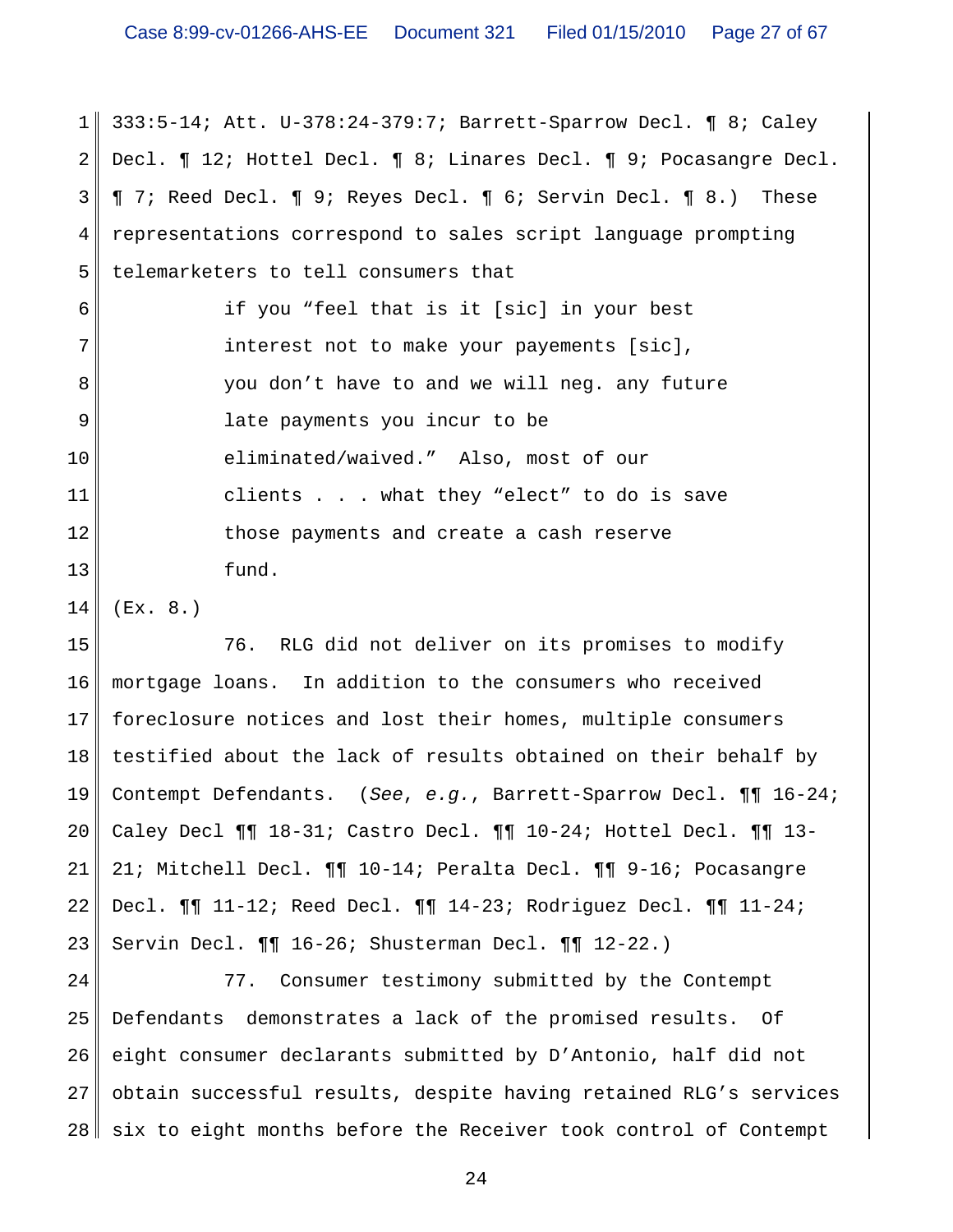333:5-14; Att. U-378:24-379:7; Barrett-Sparrow Decl. ¶ 8; Caley Decl. ¶ 12; Hottel Decl. ¶ 8; Linares Decl. ¶ 9; Pocasangre Decl. ¶ 7; Reed Decl. ¶ 9; Reyes Decl. ¶ 6; Servin Decl. ¶ 8.) These representations correspond to sales script language prompting telemarketers to tell consumers that

> if you "feel that is it [sic] in your best interest not to make your payements [sic], you don't have to and we will neg. any future late payments you incur to be eliminated/waived." Also, most of our clients . . . what they "elect" to do is save those payments and create a cash reserve fund.

(Ex. 8.)

76. RLG did not deliver on its promises to modify mortgage loans. In addition to the consumers who received foreclosure notices and lost their homes, multiple consumers testified about the lack of results obtained on their behalf by Contempt Defendants. (*See*, *e.g.*, Barrett-Sparrow Decl. ¶¶ 16-24; Caley Decl ¶¶ 18-31; Castro Decl. ¶¶ 10-24; Hottel Decl. ¶¶ 13-21; Mitchell Decl. ¶¶ 10-14; Peralta Decl. ¶¶ 9-16; Pocasangre Decl. ¶¶ 11-12; Reed Decl. ¶¶ 14-23; Rodriguez Decl. ¶¶ 11-24; Servin Decl. ¶¶ 16-26; Shusterman Decl. ¶¶ 12-22.)

77. Consumer testimony submitted by the Contempt Defendants demonstrates a lack of the promised results. Of eight consumer declarants submitted by D'Antonio, half did not obtain successful results, despite having retained RLG's services six to eight months before the Receiver took control of Contempt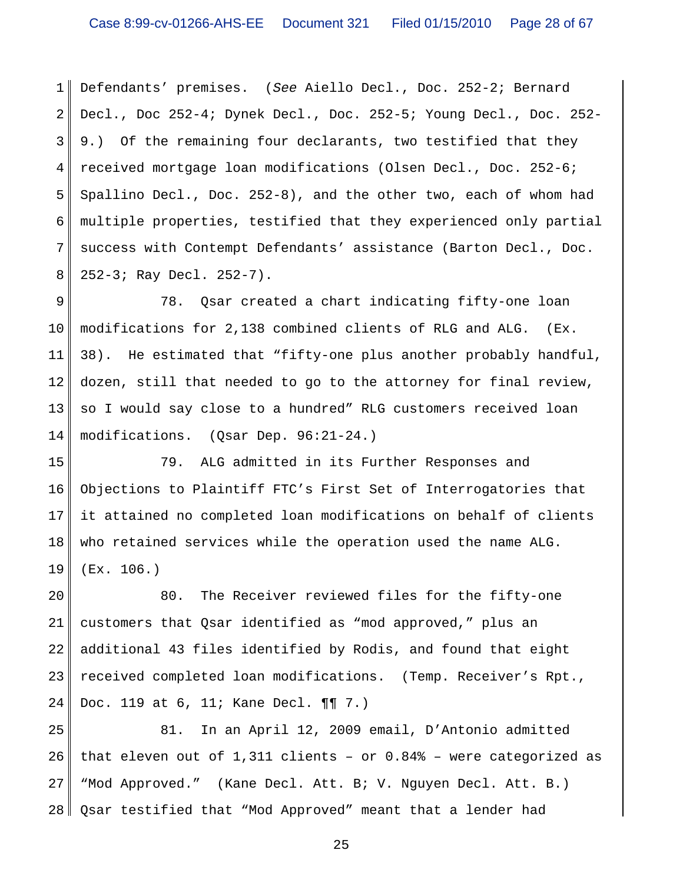Defendants' premises. (*See* Aiello Decl., Doc. 252-2; Bernard Decl., Doc 252-4; Dynek Decl., Doc. 252-5; Young Decl., Doc. 252-9.) Of the remaining four declarants, two testified that they received mortgage loan modifications (Olsen Decl., Doc. 252-6; Spallino Decl., Doc. 252-8), and the other two, each of whom had multiple properties, testified that they experienced only partial success with Contempt Defendants' assistance (Barton Decl., Doc. 252-3; Ray Decl. 252-7).

78. Qsar created a chart indicating fifty-one loan modifications for 2,138 combined clients of RLG and ALG. (Ex. 38). He estimated that "fifty-one plus another probably handful, dozen, still that needed to go to the attorney for final review, so I would say close to a hundred" RLG customers received loan modifications. (Qsar Dep. 96:21-24.)

79. ALG admitted in its Further Responses and Objections to Plaintiff FTC's First Set of Interrogatories that it attained no completed loan modifications on behalf of clients who retained services while the operation used the name ALG. (Ex. 106.)

80. The Receiver reviewed files for the fifty-one customers that Qsar identified as "mod approved," plus an additional 43 files identified by Rodis, and found that eight received completed loan modifications. (Temp. Receiver's Rpt., Doc. 119 at 6, 11; Kane Decl. ¶¶ 7.)

81. In an April 12, 2009 email, D'Antonio admitted that eleven out of 1,311 clients – or 0.84% – were categorized as "Mod Approved." (Kane Decl. Att. B; V. Nguyen Decl. Att. B.) Qsar testified that "Mod Approved" meant that a lender had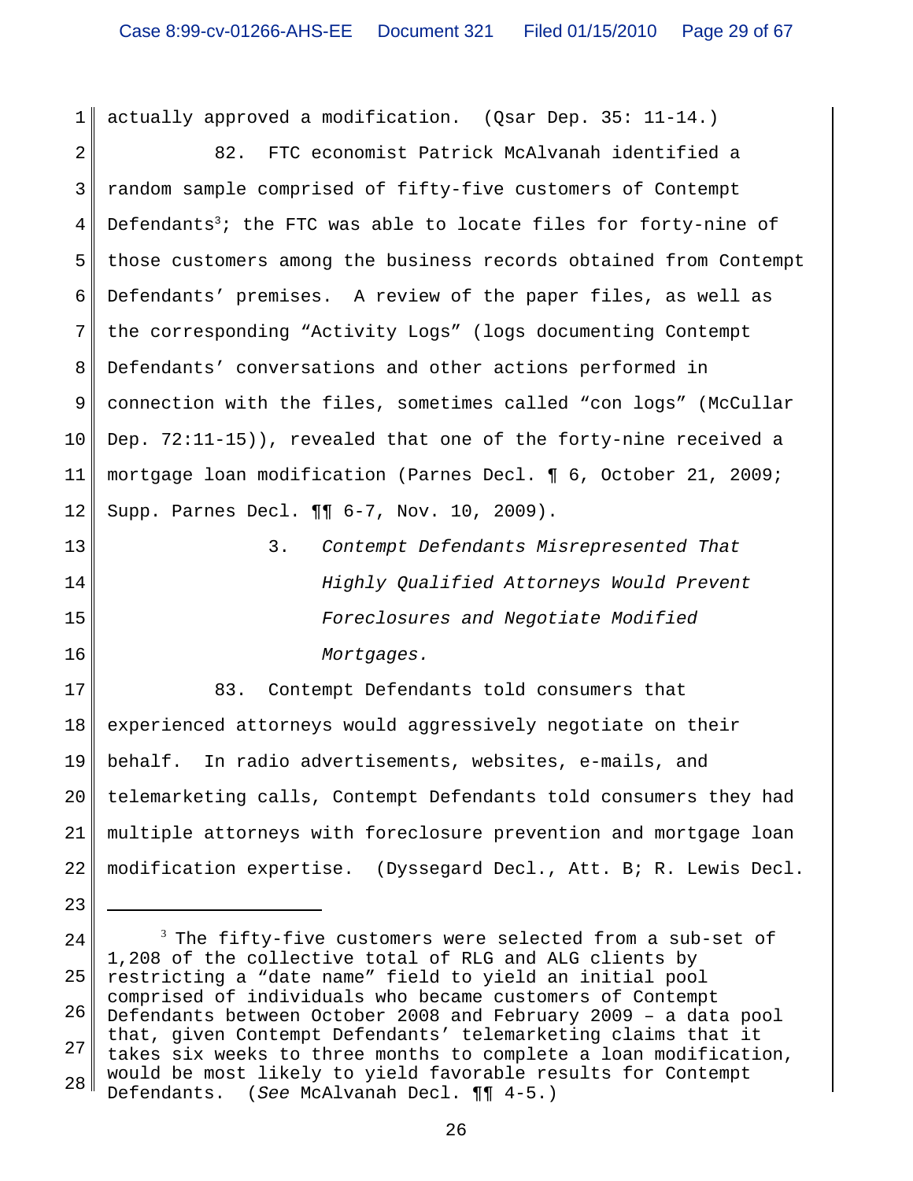actually approved a modification. (Qsar Dep. 35: 11-14.)

82. FTC economist Patrick McAlvanah identified a random sample comprised of fifty-five customers of Contempt Defendants[3]; the FTC was able to locate files for forty-nine of those customers among the business records obtained from Contempt Defendants' premises. A review of the paper files, as well as the corresponding "Activity Logs" (logs documenting Contempt Defendants' conversations and other actions performed in connection with the files, sometimes called "con logs" (McCullar Dep. 72:11-15)), revealed that one of the forty-nine received a mortgage loan modification (Parnes Decl. ¶ 6, October 21, 2009; Supp. Parnes Decl. ¶¶ 6-7, Nov. 10, 2009).

### 3. *Contempt Defendants Misrepresented That Highly Qualified Attorneys Would Prevent Foreclosures and Negotiate Modified Mortgages.*

83. Contempt Defendants told consumers that experienced attorneys would aggressively negotiate on their behalf. In radio advertisements, websites, e-mails, and telemarketing calls, Contempt Defendants told consumers they had multiple attorneys with foreclosure prevention and mortgage loan modification expertise. (Dyssegard Decl., Att. B; R. Lewis Decl.

---

[3] The fifty-five customers were selected from a sub-set of 1,208 of the collective total of RLG and ALG clients by restricting a "date name" field to yield an initial pool comprised of individuals who became customers of Contempt Defendants between October 2008 and February 2009 – a data pool that, given Contempt Defendants' telemarketing claims that it takes six weeks to three months to complete a loan modification, would be most likely to yield favorable results for Contempt Defendants. (*See* McAlvanah Decl. ¶¶ 4-5.)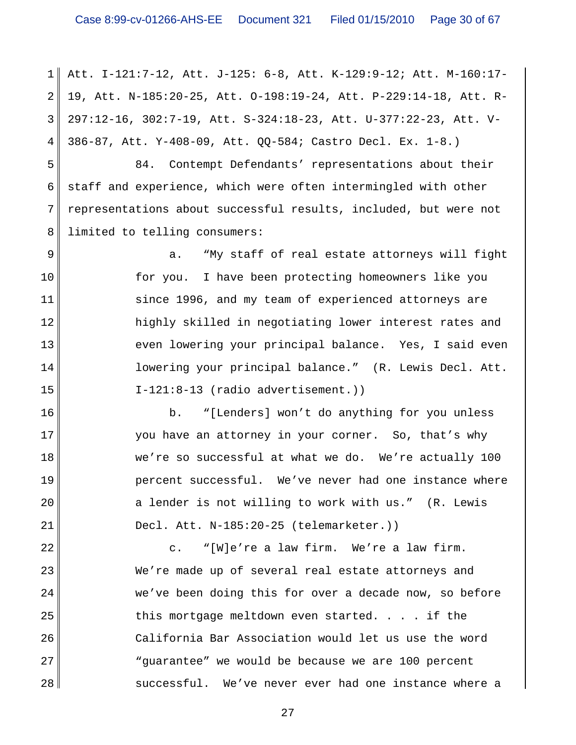Att. I-121:7-12, Att. J-125: 6-8, Att. K-129:9-12; Att. M-160:17-19, Att. N-185:20-25, Att. O-198:19-24, Att. P-229:14-18, Att. R-297:12-16, 302:7-19, Att. S-324:18-23, Att. U-377:22-23, Att. V-386-87, Att. Y-408-09, Att. QQ-584; Castro Decl. Ex. 1-8.)

84. Contempt Defendants' representations about their staff and experience, which were often intermingled with other representations about successful results, included, but were not limited to telling consumers:

> a. "My staff of real estate attorneys will fight for you. I have been protecting homeowners like you since 1996, and my team of experienced attorneys are highly skilled in negotiating lower interest rates and even lowering your principal balance. Yes, I said even lowering your principal balance." (R. Lewis Decl. Att. I-121:8-13 (radio advertisement.))
>
> b. "[Lenders] won't do anything for you unless you have an attorney in your corner. So, that's why we're so successful at what we do. We're actually 100 percent successful. We've never had one instance where a lender is not willing to work with us." (R. Lewis Decl. Att. N-185:20-25 (telemarketer.))
>
> c. "[W]e're a law firm. We're a law firm. We're made up of several real estate attorneys and we've been doing this for over a decade now, so before this mortgage meltdown even started. . . . if the California Bar Association would let us use the word "guarantee" we would be because we are 100 percent successful. We've never ever had one instance where a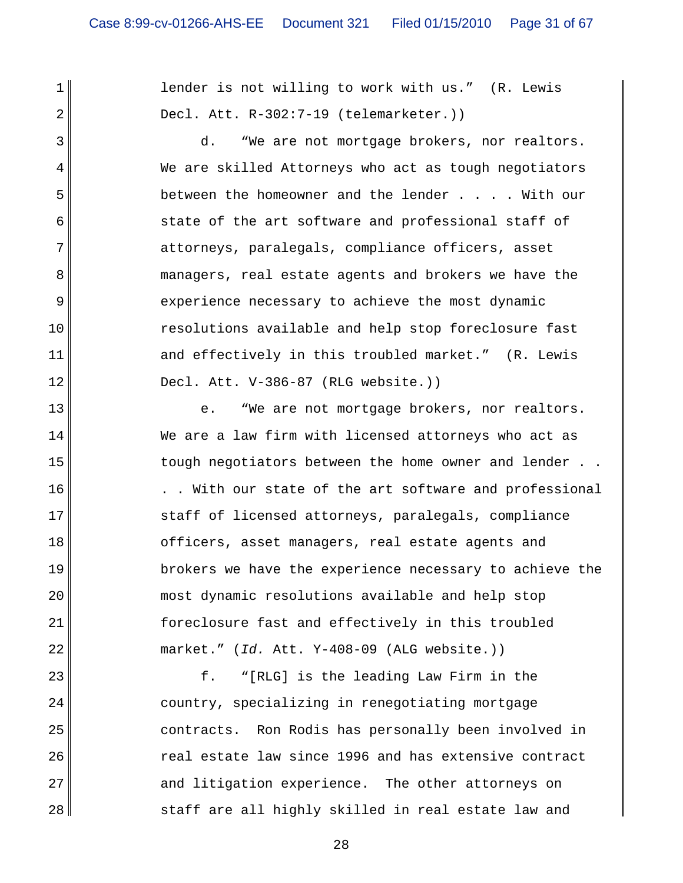lender is not willing to work with us." (R. Lewis Decl. Att. R-302:7-19 (telemarketer.))

d. "We are not mortgage brokers, nor realtors. We are skilled Attorneys who act as tough negotiators between the homeowner and the lender . . . . With our state of the art software and professional staff of attorneys, paralegals, compliance officers, asset managers, real estate agents and brokers we have the experience necessary to achieve the most dynamic resolutions available and help stop foreclosure fast and effectively in this troubled market." (R. Lewis Decl. Att. V-386-87 (RLG website.))

e. "We are not mortgage brokers, nor realtors. We are a law firm with licensed attorneys who act as tough negotiators between the home owner and lender . . . . With our state of the art software and professional staff of licensed attorneys, paralegals, compliance officers, asset managers, real estate agents and brokers we have the experience necessary to achieve the most dynamic resolutions available and help stop foreclosure fast and effectively in this troubled market." (*Id.* Att. Y-408-09 (ALG website.))

f. "[RLG] is the leading Law Firm in the country, specializing in renegotiating mortgage contracts. Ron Rodis has personally been involved in real estate law since 1996 and has extensive contract and litigation experience. The other attorneys on staff are all highly skilled in real estate law and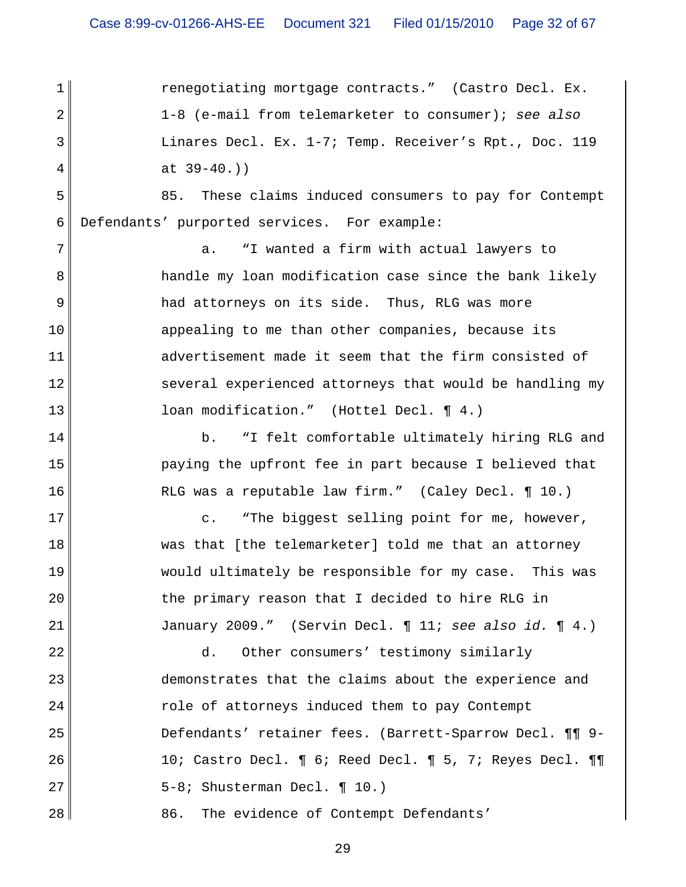renegotiating mortgage contracts." (Castro Decl. Ex. 1-8 (e-mail from telemarketer to consumer); *see also* Linares Decl. Ex. 1-7; Temp. Receiver's Rpt., Doc. 119 at 39-40.))

85. These claims induced consumers to pay for Contempt Defendants' purported services. For example:

a. "I wanted a firm with actual lawyers to handle my loan modification case since the bank likely had attorneys on its side. Thus, RLG was more appealing to me than other companies, because its advertisement made it seem that the firm consisted of several experienced attorneys that would be handling my loan modification." (Hottel Decl. ¶ 4.)

b. "I felt comfortable ultimately hiring RLG and paying the upfront fee in part because I believed that RLG was a reputable law firm." (Caley Decl. ¶ 10.)

c. "The biggest selling point for me, however, was that [the telemarketer] told me that an attorney would ultimately be responsible for my case. This was the primary reason that I decided to hire RLG in January 2009." (Servin Decl. ¶ 11; *see also id.* ¶ 4.)

d. Other consumers' testimony similarly demonstrates that the claims about the experience and role of attorneys induced them to pay Contempt Defendants' retainer fees. (Barrett-Sparrow Decl. ¶¶ 9-10; Castro Decl. ¶ 6; Reed Decl. ¶ 5, 7; Reyes Decl. ¶¶ 5-8; Shusterman Decl. ¶ 10.)

86. The evidence of Contempt Defendants'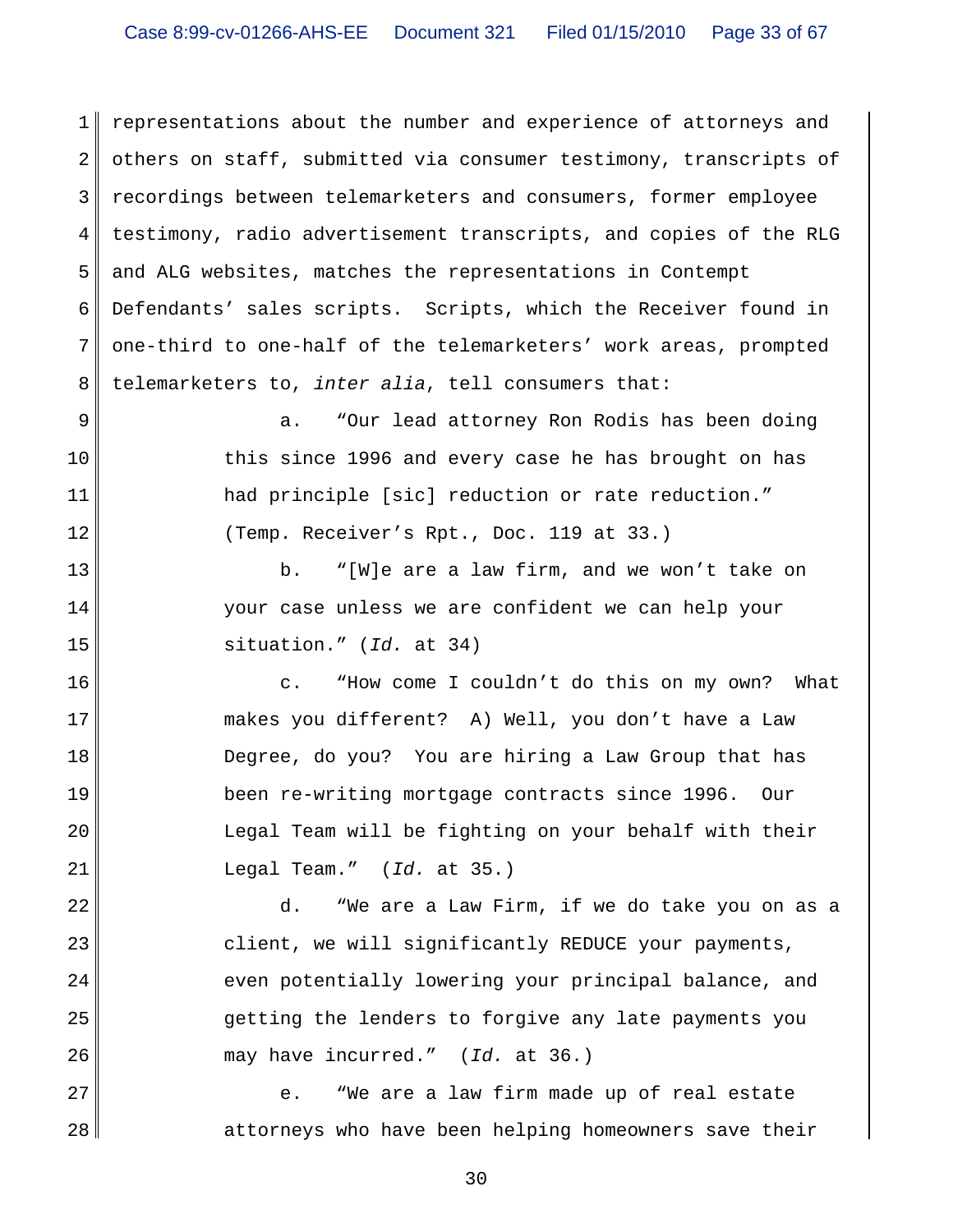representations about the number and experience of attorneys and others on staff, submitted via consumer testimony, transcripts of recordings between telemarketers and consumers, former employee testimony, radio advertisement transcripts, and copies of the RLG and ALG websites, matches the representations in Contempt Defendants' sales scripts. Scripts, which the Receiver found in one-third to one-half of the telemarketers' work areas, prompted telemarketers to, *inter alia*, tell consumers that:

> a. "Our lead attorney Ron Rodis has been doing this since 1996 and every case he has brought on has had principle [sic] reduction or rate reduction." (Temp. Receiver's Rpt., Doc. 119 at 33.)
>
> b. "[W]e are a law firm, and we won't take on your case unless we are confident we can help your situation." (*Id.* at 34)
>
> c. "How come I couldn't do this on my own? What makes you different? A) Well, you don't have a Law Degree, do you? You are hiring a Law Group that has been re-writing mortgage contracts since 1996. Our Legal Team will be fighting on your behalf with their Legal Team." (*Id.* at 35.)
>
> d. "We are a Law Firm, if we do take you on as a client, we will significantly REDUCE your payments, even potentially lowering your principal balance, and getting the lenders to forgive any late payments you may have incurred." (*Id.* at 36.)
>
> e. "We are a law firm made up of real estate attorneys who have been helping homeowners save their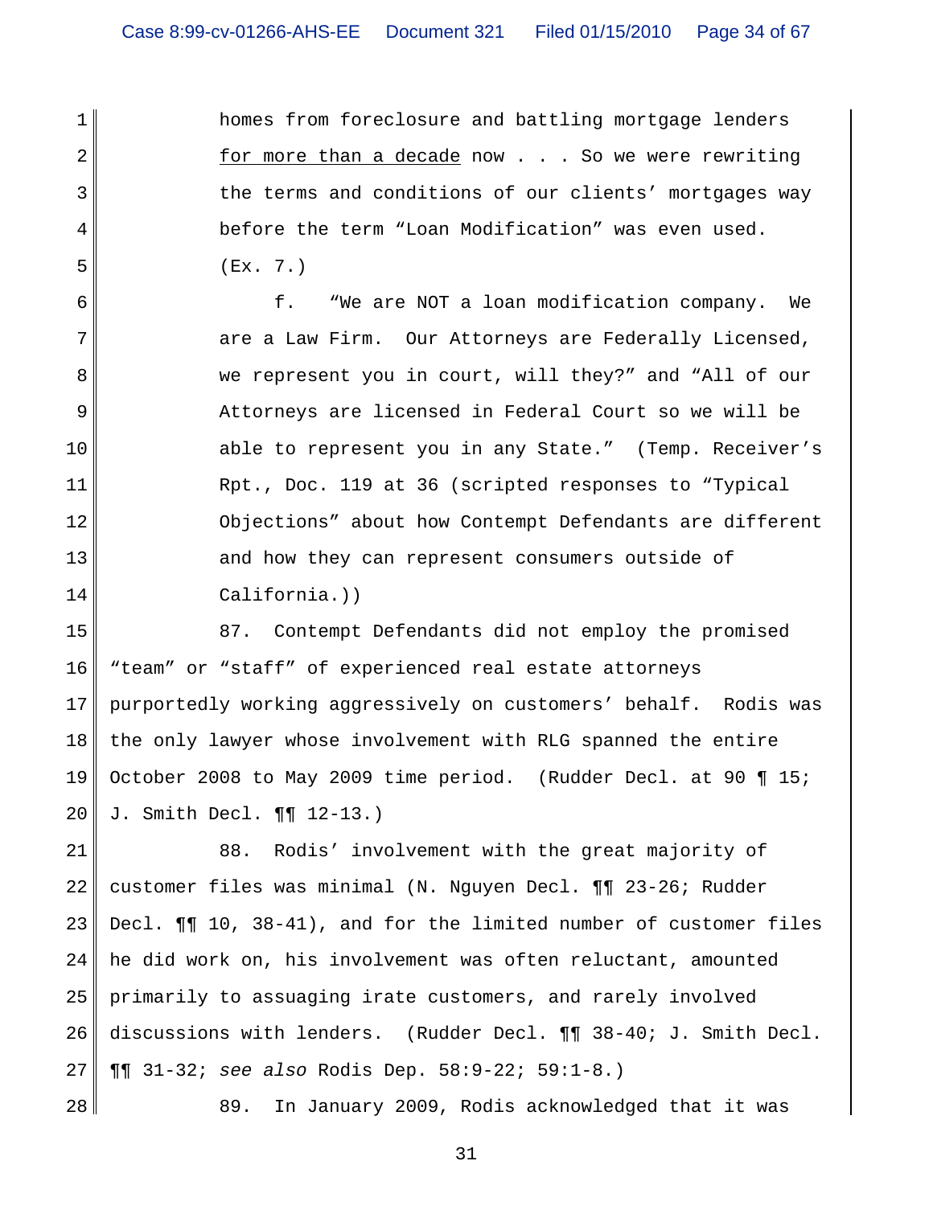homes from foreclosure and battling mortgage lenders <u>for more than a decade</u> now . . . So we were rewriting the terms and conditions of our clients' mortgages way before the term "Loan Modification" was even used. (Ex. 7.)

f. "We are NOT a loan modification company. We are a Law Firm. Our Attorneys are Federally Licensed, we represent you in court, will they?" and "All of our Attorneys are licensed in Federal Court so we will be able to represent you in any State." (Temp. Receiver's Rpt., Doc. 119 at 36 (scripted responses to "Typical Objections" about how Contempt Defendants are different and how they can represent consumers outside of California.))

87. Contempt Defendants did not employ the promised "team" or "staff" of experienced real estate attorneys purportedly working aggressively on customers' behalf. Rodis was the only lawyer whose involvement with RLG spanned the entire October 2008 to May 2009 time period. (Rudder Decl. at 90 ¶ 15; J. Smith Decl. ¶¶ 12-13.)

88. Rodis' involvement with the great majority of customer files was minimal (N. Nguyen Decl. ¶¶ 23-26; Rudder Decl. ¶¶ 10, 38-41), and for the limited number of customer files he did work on, his involvement was often reluctant, amounted primarily to assuaging irate customers, and rarely involved discussions with lenders. (Rudder Decl. ¶¶ 38-40; J. Smith Decl. ¶¶ 31-32; *see also* Rodis Dep. 58:9-22; 59:1-8.)

89. In January 2009, Rodis acknowledged that it was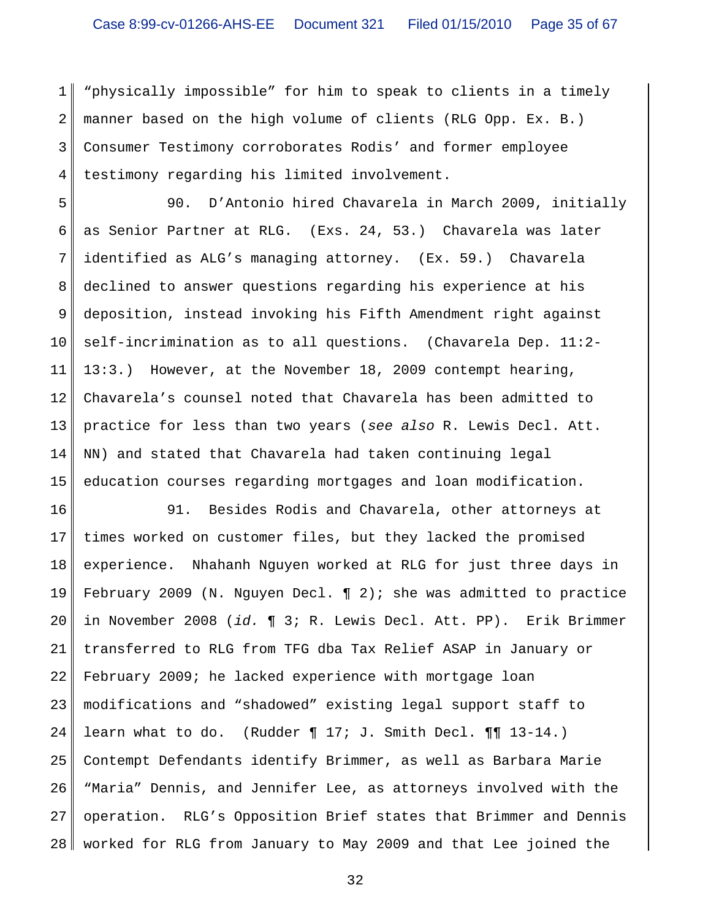"physically impossible" for him to speak to clients in a timely manner based on the high volume of clients (RLG Opp. Ex. B.) Consumer Testimony corroborates Rodis' and former employee testimony regarding his limited involvement.

90. D'Antonio hired Chavarela in March 2009, initially as Senior Partner at RLG. (Exs. 24, 53.) Chavarela was later identified as ALG's managing attorney. (Ex. 59.) Chavarela declined to answer questions regarding his experience at his deposition, instead invoking his Fifth Amendment right against self-incrimination as to all questions. (Chavarela Dep. 11:2-13:3.) However, at the November 18, 2009 contempt hearing, Chavarela's counsel noted that Chavarela has been admitted to practice for less than two years (*see also* R. Lewis Decl. Att. NN) and stated that Chavarela had taken continuing legal education courses regarding mortgages and loan modification.

91. Besides Rodis and Chavarela, other attorneys at times worked on customer files, but they lacked the promised experience. Nhahanh Nguyen worked at RLG for just three days in February 2009 (N. Nguyen Decl. ¶ 2); she was admitted to practice in November 2008 (*id.* ¶ 3; R. Lewis Decl. Att. PP). Erik Brimmer transferred to RLG from TFG dba Tax Relief ASAP in January or February 2009; he lacked experience with mortgage loan modifications and "shadowed" existing legal support staff to learn what to do. (Rudder ¶ 17; J. Smith Decl. ¶¶ 13-14.) Contempt Defendants identify Brimmer, as well as Barbara Marie "Maria" Dennis, and Jennifer Lee, as attorneys involved with the operation. RLG's Opposition Brief states that Brimmer and Dennis worked for RLG from January to May 2009 and that Lee joined the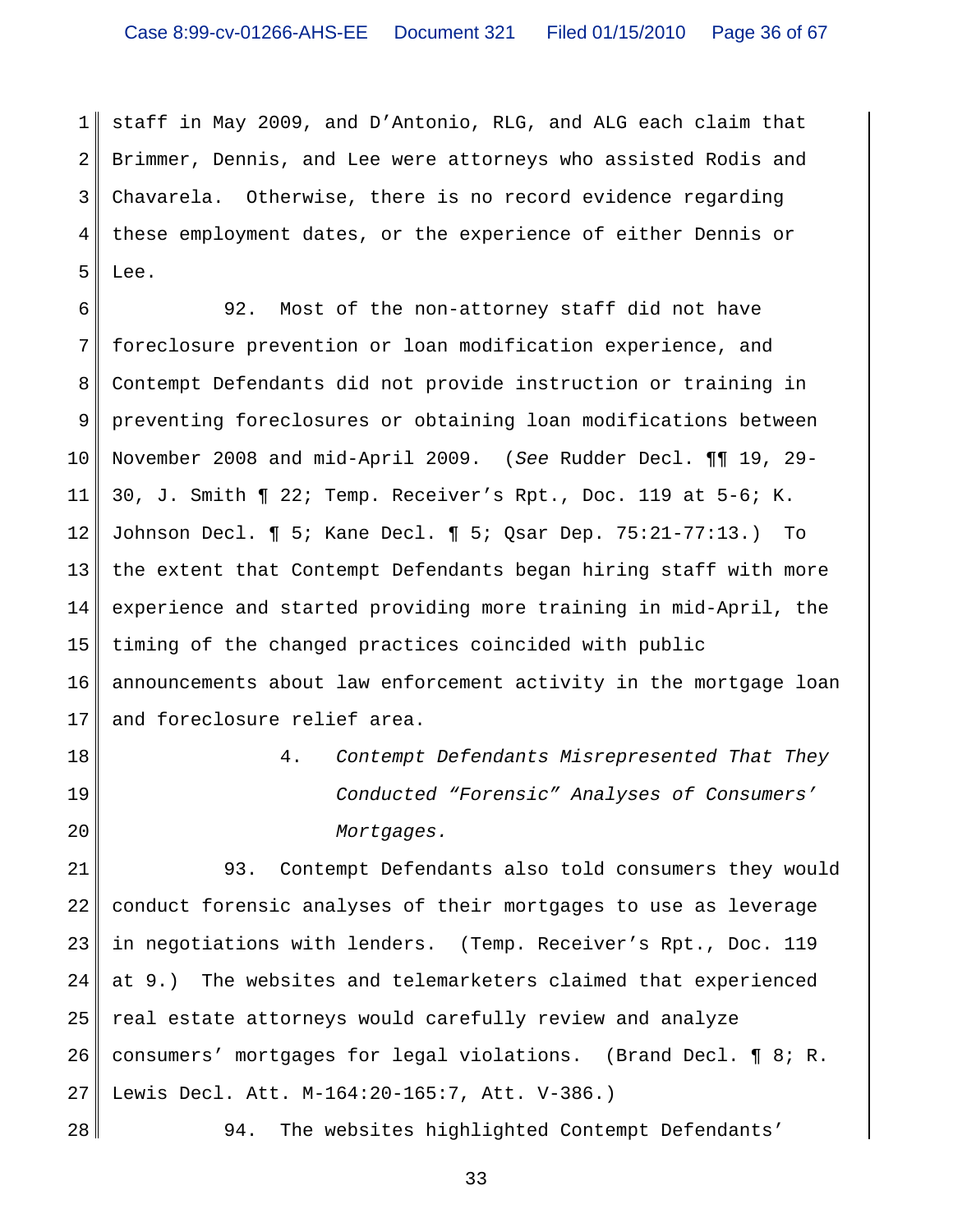staff in May 2009, and D'Antonio, RLG, and ALG each claim that Brimmer, Dennis, and Lee were attorneys who assisted Rodis and Chavarela. Otherwise, there is no record evidence regarding these employment dates, or the experience of either Dennis or Lee.

92. Most of the non-attorney staff did not have foreclosure prevention or loan modification experience, and Contempt Defendants did not provide instruction or training in preventing foreclosures or obtaining loan modifications between November 2008 and mid-April 2009. (*See* Rudder Decl. ¶¶ 19, 29-30, J. Smith ¶ 22; Temp. Receiver's Rpt., Doc. 119 at 5-6; K. Johnson Decl. ¶ 5; Kane Decl. ¶ 5; Qsar Dep. 75:21-77:13.) To the extent that Contempt Defendants began hiring staff with more experience and started providing more training in mid-April, the timing of the changed practices coincided with public announcements about law enforcement activity in the mortgage loan and foreclosure relief area.

#### 4. *Contempt Defendants Misrepresented That They Conducted "Forensic" Analyses of Consumers' Mortgages.*

93. Contempt Defendants also told consumers they would conduct forensic analyses of their mortgages to use as leverage in negotiations with lenders. (Temp. Receiver's Rpt., Doc. 119 at 9.) The websites and telemarketers claimed that experienced real estate attorneys would carefully review and analyze consumers' mortgages for legal violations. (Brand Decl. ¶ 8; R. Lewis Decl. Att. M-164:20-165:7, Att. V-386.)

94. The websites highlighted Contempt Defendants'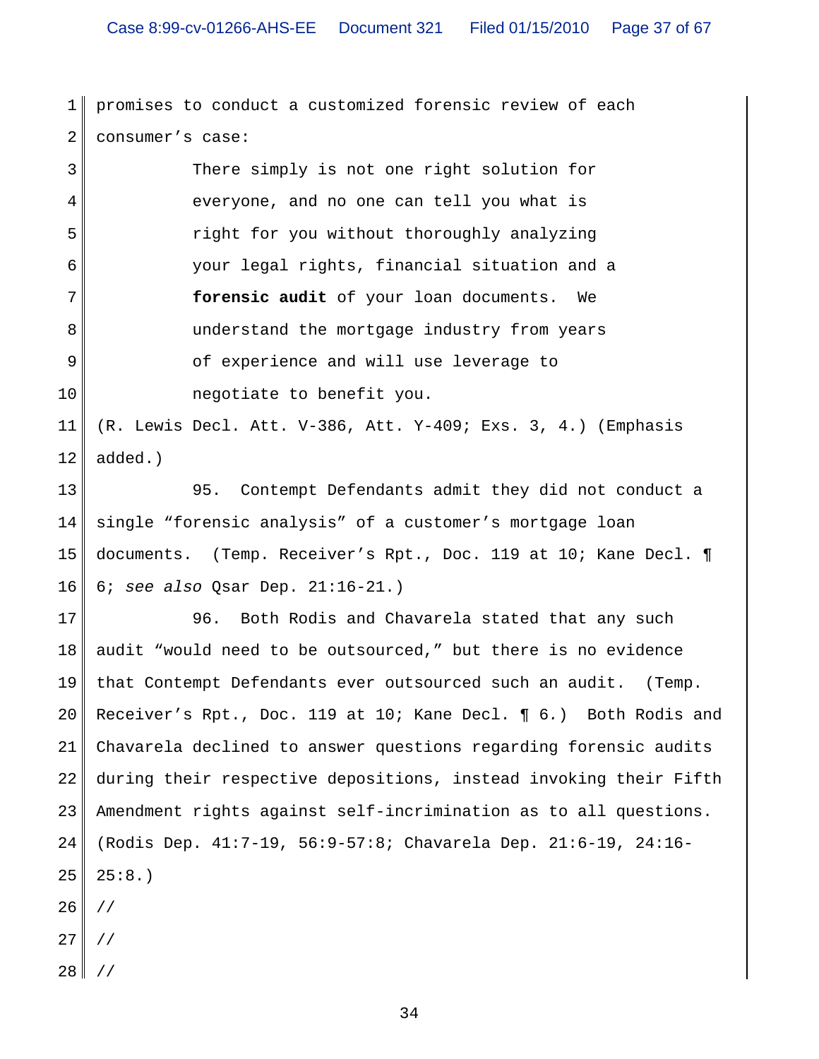promises to conduct a customized forensic review of each consumer's case:

> There simply is not one right solution for everyone, and no one can tell you what is right for you without thoroughly analyzing your legal rights, financial situation and a **forensic audit** of your loan documents. We understand the mortgage industry from years of experience and will use leverage to negotiate to benefit you.

(R. Lewis Decl. Att. V-386, Att. Y-409; Exs. 3, 4.) (Emphasis added.)

95. Contempt Defendants admit they did not conduct a single "forensic analysis" of a customer's mortgage loan documents. (Temp. Receiver's Rpt., Doc. 119 at 10; Kane Decl. ¶ 6; *see also* Qsar Dep. 21:16-21.)

96. Both Rodis and Chavarela stated that any such audit "would need to be outsourced," but there is no evidence that Contempt Defendants ever outsourced such an audit. (Temp. Receiver's Rpt., Doc. 119 at 10; Kane Decl. ¶ 6.) Both Rodis and Chavarela declined to answer questions regarding forensic audits during their respective depositions, instead invoking their Fifth Amendment rights against self-incrimination as to all questions. (Rodis Dep. 41:7-19, 56:9-57:8; Chavarela Dep. 21:6-19, 24:16-25:8.)

//

//

//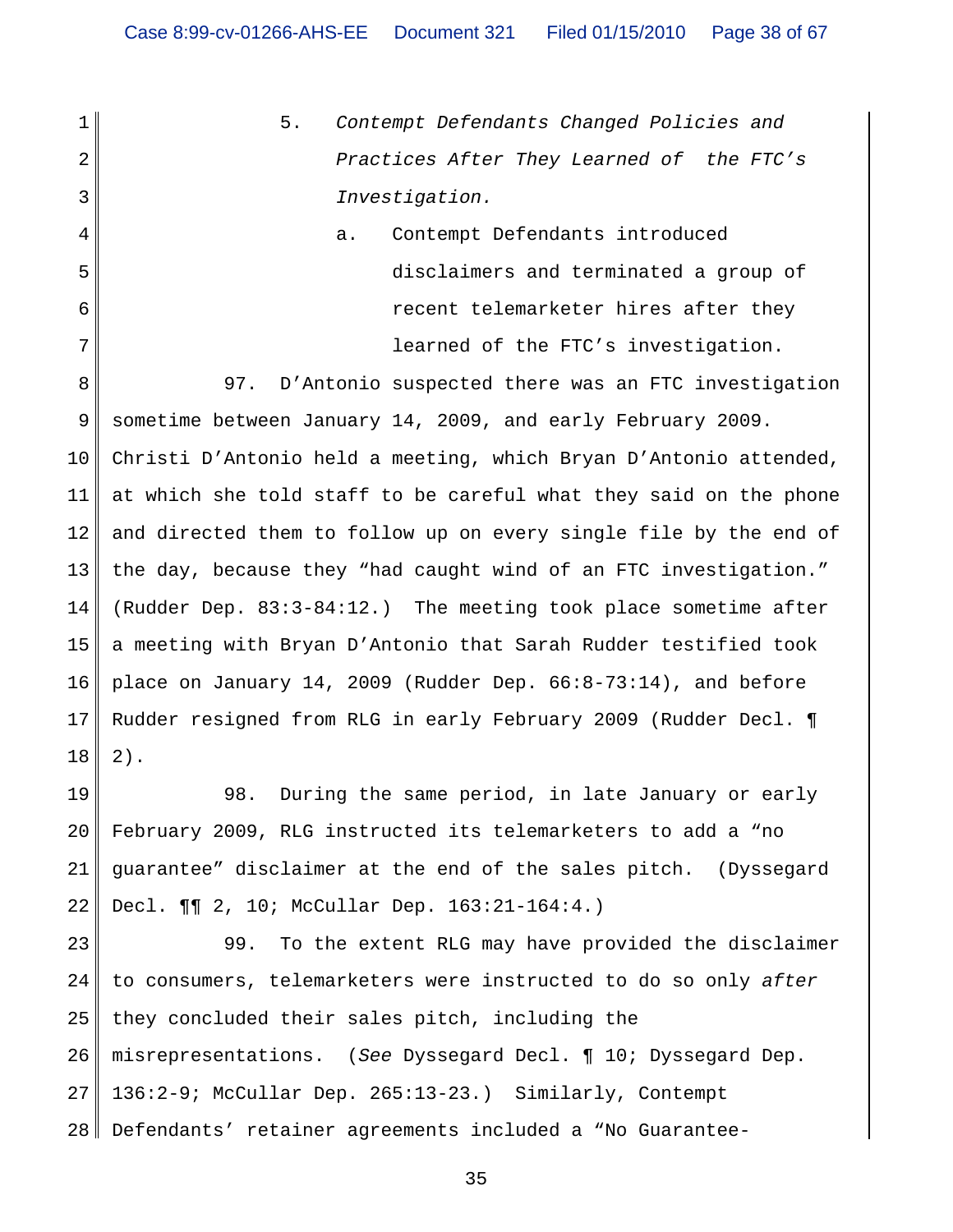### 5. *Contempt Defendants Changed Policies and Practices After They Learned of the FTC's Investigation.*

#### a. Contempt Defendants introduced disclaimers and terminated a group of recent telemarketer hires after they learned of the FTC's investigation.

97. D'Antonio suspected there was an FTC investigation sometime between January 14, 2009, and early February 2009. Christi D'Antonio held a meeting, which Bryan D'Antonio attended, at which she told staff to be careful what they said on the phone and directed them to follow up on every single file by the end of the day, because they "had caught wind of an FTC investigation." (Rudder Dep. 83:3-84:12.) The meeting took place sometime after a meeting with Bryan D'Antonio that Sarah Rudder testified took place on January 14, 2009 (Rudder Dep. 66:8-73:14), and before Rudder resigned from RLG in early February 2009 (Rudder Decl. ¶ 2).

98. During the same period, in late January or early February 2009, RLG instructed its telemarketers to add a "no guarantee" disclaimer at the end of the sales pitch. (Dyssegard Decl. ¶¶ 2, 10; McCullar Dep. 163:21-164:4.)

99. To the extent RLG may have provided the disclaimer to consumers, telemarketers were instructed to do so only *after* they concluded their sales pitch, including the misrepresentations. (*See* Dyssegard Decl. ¶ 10; Dyssegard Dep. 136:2-9; McCullar Dep. 265:13-23.) Similarly, Contempt Defendants' retainer agreements included a "No Guarantee-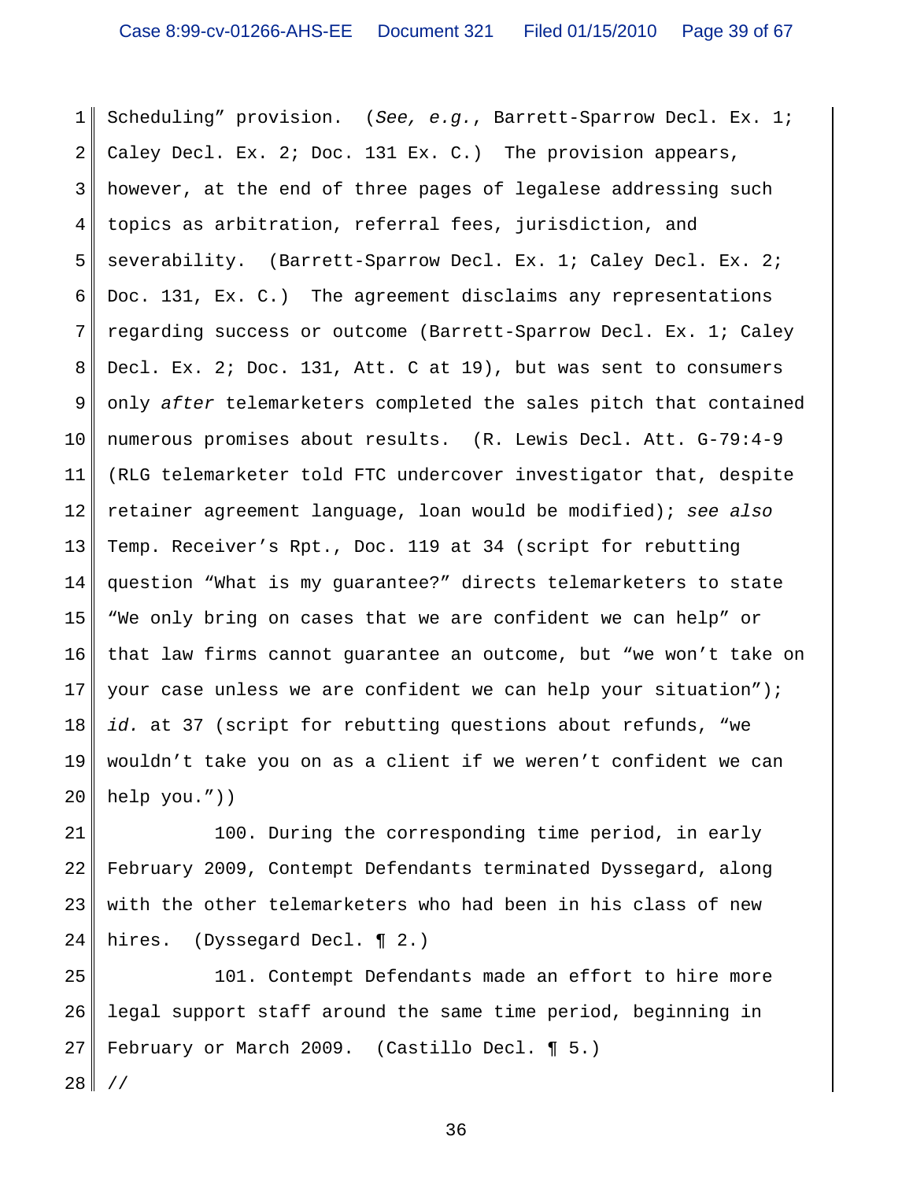Scheduling" provision. (*See, e.g.*, Barrett-Sparrow Decl. Ex. 1; Caley Decl. Ex. 2; Doc. 131 Ex. C.) The provision appears, however, at the end of three pages of legalese addressing such topics as arbitration, referral fees, jurisdiction, and severability. (Barrett-Sparrow Decl. Ex. 1; Caley Decl. Ex. 2; Doc. 131, Ex. C.) The agreement disclaims any representations regarding success or outcome (Barrett-Sparrow Decl. Ex. 1; Caley Decl. Ex. 2; Doc. 131, Att. C at 19), but was sent to consumers only *after* telemarketers completed the sales pitch that contained numerous promises about results. (R. Lewis Decl. Att. G-79:4-9 (RLG telemarketer told FTC undercover investigator that, despite retainer agreement language, loan would be modified); *see also* Temp. Receiver's Rpt., Doc. 119 at 34 (script for rebutting question "What is my guarantee?" directs telemarketers to state "We only bring on cases that we are confident we can help" or that law firms cannot guarantee an outcome, but "we won't take on your case unless we are confident we can help your situation"); *id.* at 37 (script for rebutting questions about refunds, "we wouldn't take you on as a client if we weren't confident we can help you."))

100. During the corresponding time period, in early February 2009, Contempt Defendants terminated Dyssegard, along with the other telemarketers who had been in his class of new hires. (Dyssegard Decl. ¶ 2.)

101. Contempt Defendants made an effort to hire more legal support staff around the same time period, beginning in February or March 2009. (Castillo Decl. ¶ 5.)

//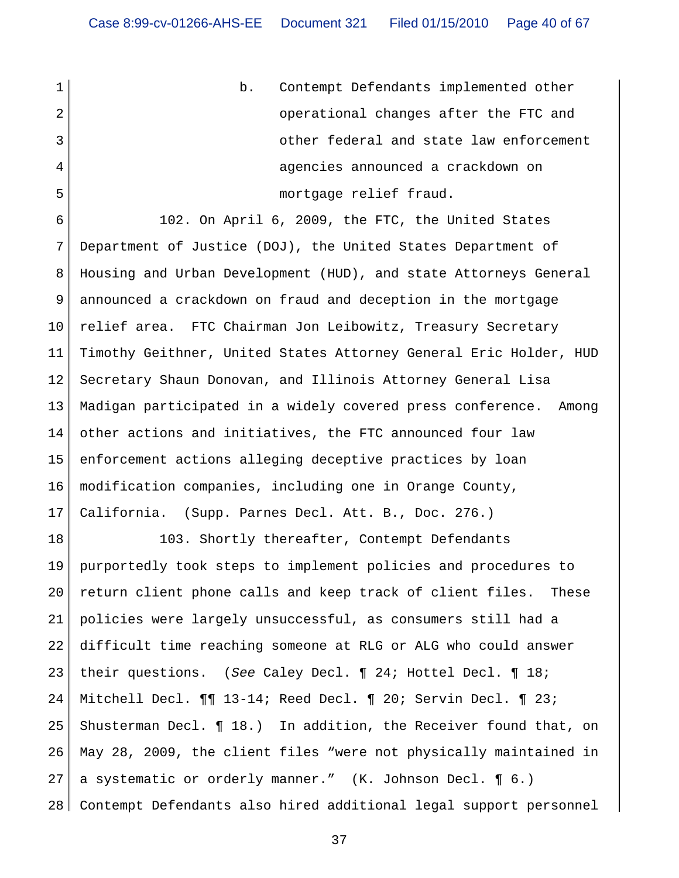b. Contempt Defendants implemented other operational changes after the FTC and other federal and state law enforcement agencies announced a crackdown on mortgage relief fraud.

102. On April 6, 2009, the FTC, the United States Department of Justice (DOJ), the United States Department of Housing and Urban Development (HUD), and state Attorneys General announced a crackdown on fraud and deception in the mortgage relief area. FTC Chairman Jon Leibowitz, Treasury Secretary Timothy Geithner, United States Attorney General Eric Holder, HUD Secretary Shaun Donovan, and Illinois Attorney General Lisa Madigan participated in a widely covered press conference. Among other actions and initiatives, the FTC announced four law enforcement actions alleging deceptive practices by loan modification companies, including one in Orange County, California. (Supp. Parnes Decl. Att. B., Doc. 276.)

103. Shortly thereafter, Contempt Defendants purportedly took steps to implement policies and procedures to return client phone calls and keep track of client files. These policies were largely unsuccessful, as consumers still had a difficult time reaching someone at RLG or ALG who could answer their questions. (*See* Caley Decl. ¶ 24; Hottel Decl. ¶ 18; Mitchell Decl. ¶¶ 13-14; Reed Decl. ¶ 20; Servin Decl. ¶ 23; Shusterman Decl. ¶ 18.) In addition, the Receiver found that, on May 28, 2009, the client files "were not physically maintained in a systematic or orderly manner." (K. Johnson Decl. ¶ 6.) Contempt Defendants also hired additional legal support personnel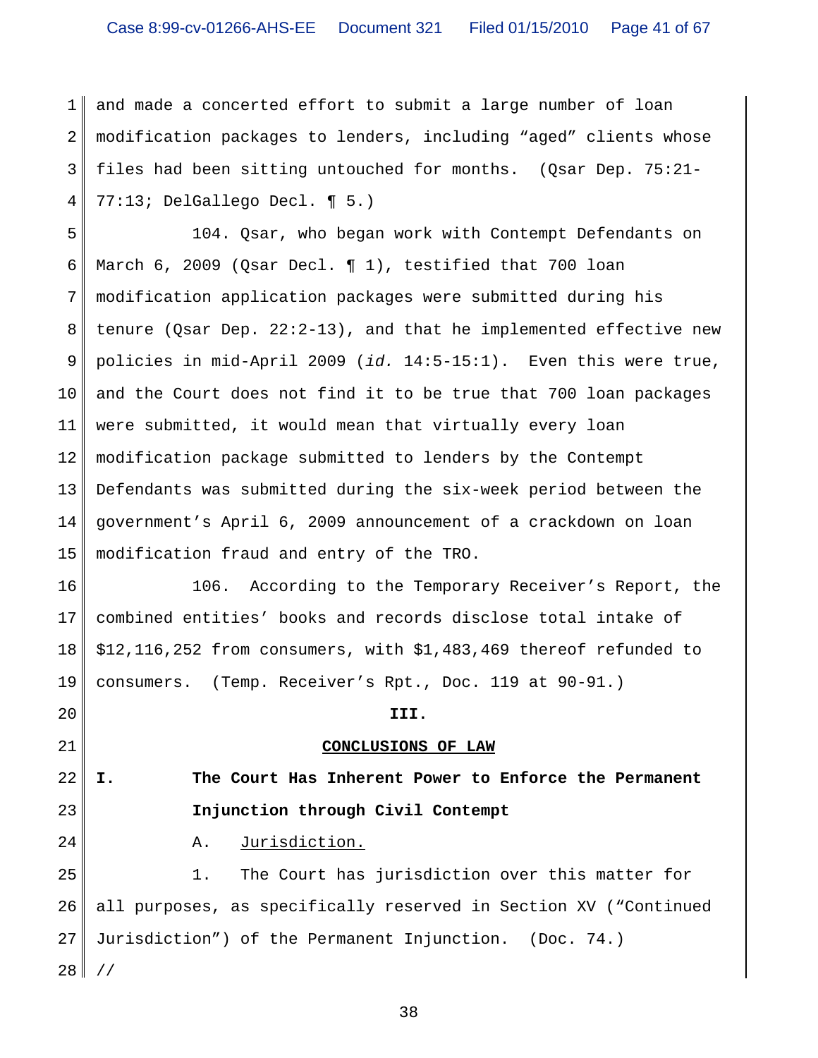and made a concerted effort to submit a large number of loan modification packages to lenders, including "aged" clients whose files had been sitting untouched for months. (Qsar Dep. 75:21-77:13; DelGallego Decl. ¶ 5.)

104. Qsar, who began work with Contempt Defendants on March 6, 2009 (Qsar Decl. ¶ 1), testified that 700 loan modification application packages were submitted during his tenure (Qsar Dep. 22:2-13), and that he implemented effective new policies in mid-April 2009 (*id.* 14:5-15:1). Even this were true, and the Court does not find it to be true that 700 loan packages were submitted, it would mean that virtually every loan modification package submitted to lenders by the Contempt Defendants was submitted during the six-week period between the government's April 6, 2009 announcement of a crackdown on loan modification fraud and entry of the TRO.

106. According to the Temporary Receiver's Report, the combined entities' books and records disclose total intake of $12,116,252 from consumers, with $1,483,469 thereof refunded to consumers. (Temp. Receiver's Rpt., Doc. 119 at 90-91.)

## III.

## CONCLUSIONS OF LAW

### I. The Court Has Inherent Power to Enforce the Permanent Injunction through Civil Contempt

#### A. Jurisdiction.

1. The Court has jurisdiction over this matter for all purposes, as specifically reserved in Section XV ("Continued Jurisdiction") of the Permanent Injunction. (Doc. 74.)

//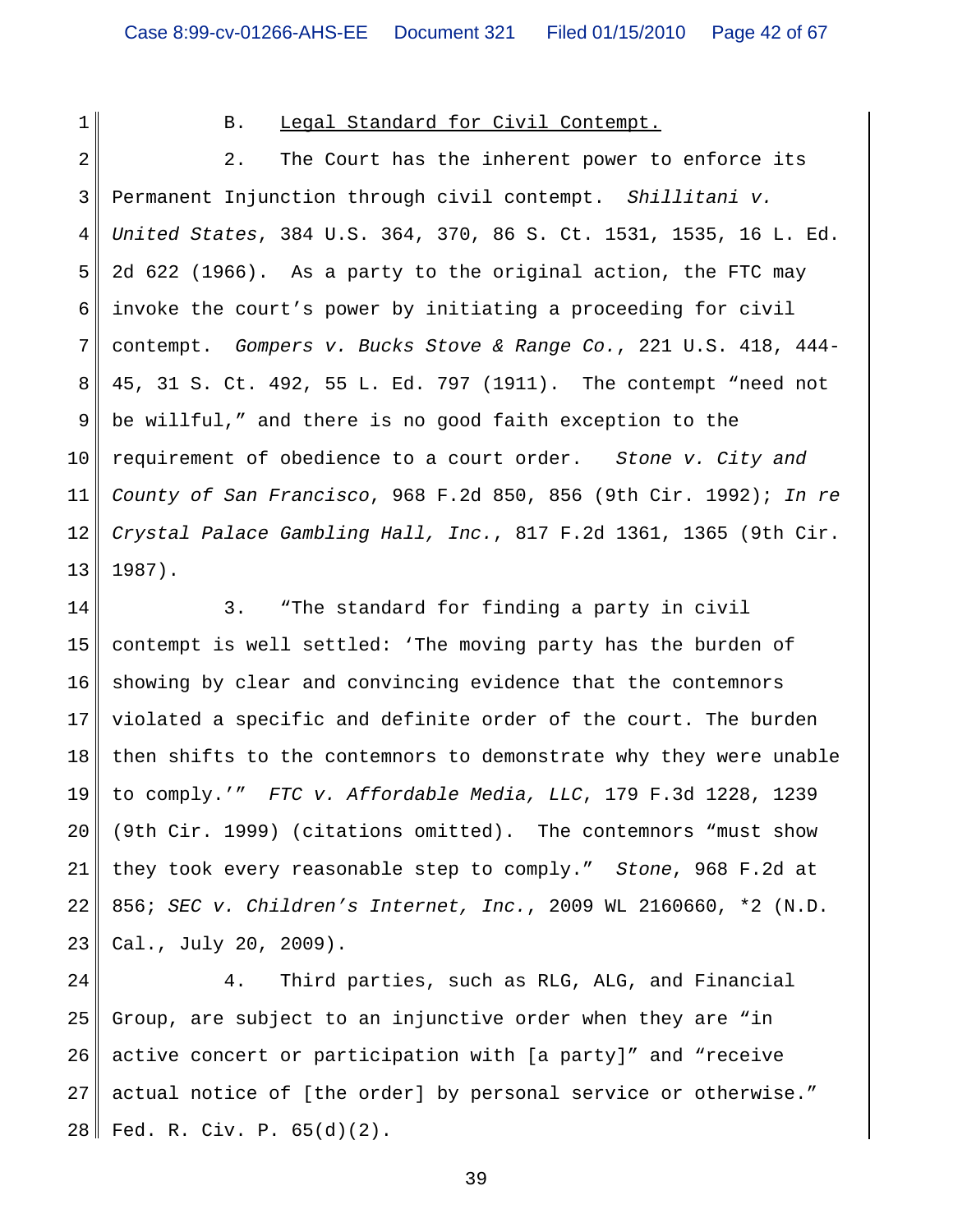### B. Legal Standard for Civil Contempt.

2. The Court has the inherent power to enforce its Permanent Injunction through civil contempt. *Shillitani v. United States*, 384 U.S. 364, 370, 86 S. Ct. 1531, 1535, 16 L. Ed. 2d 622 (1966). As a party to the original action, the FTC may invoke the court's power by initiating a proceeding for civil contempt. *Gompers v. Bucks Stove & Range Co.*, 221 U.S. 418, 444-45, 31 S. Ct. 492, 55 L. Ed. 797 (1911). The contempt "need not be willful," and there is no good faith exception to the requirement of obedience to a court order. *Stone v. City and County of San Francisco*, 968 F.2d 850, 856 (9th Cir. 1992); *In re Crystal Palace Gambling Hall, Inc.*, 817 F.2d 1361, 1365 (9th Cir. 1987).

3. "The standard for finding a party in civil contempt is well settled: 'The moving party has the burden of showing by clear and convincing evidence that the contemnors violated a specific and definite order of the court. The burden then shifts to the contemnors to demonstrate why they were unable to comply.'" *FTC v. Affordable Media, LLC*, 179 F.3d 1228, 1239 (9th Cir. 1999) (citations omitted). The contemnors "must show they took every reasonable step to comply." *Stone*, 968 F.2d at 856; *SEC v. Children's Internet, Inc.*, 2009 WL 2160660, *2 (N.D. Cal., July 20, 2009).

4. Third parties, such as RLG, ALG, and Financial Group, are subject to an injunctive order when they are "in active concert or participation with [a party]" and "receive actual notice of [the order] by personal service or otherwise." Fed. R. Civ. P. 65(d)(2).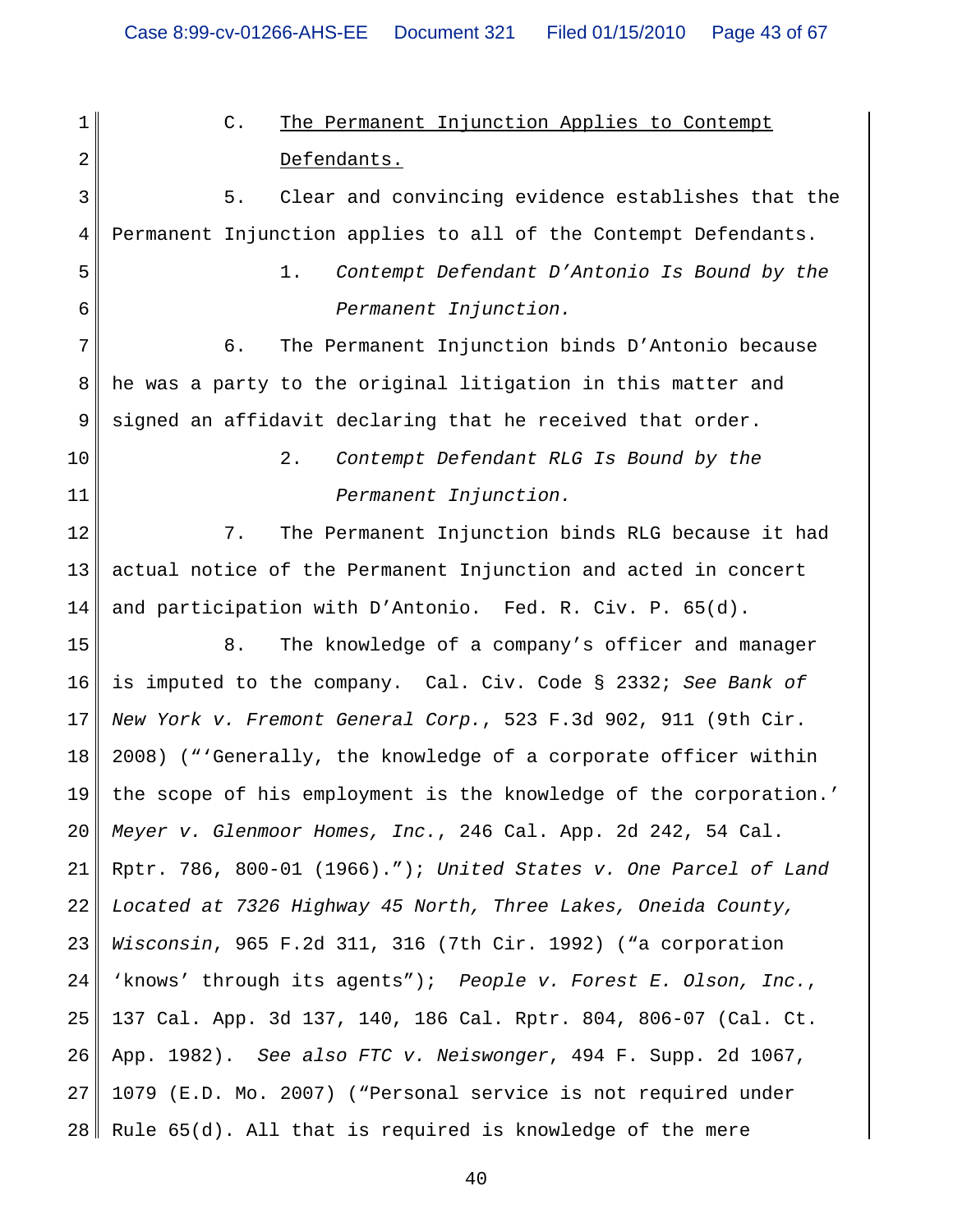C. <u>The Permanent Injunction Applies to Contempt Defendants.</u>

5. Clear and convincing evidence establishes that the Permanent Injunction applies to all of the Contempt Defendants.

1. *Contempt Defendant D'Antonio Is Bound by the Permanent Injunction.*

6. The Permanent Injunction binds D'Antonio because he was a party to the original litigation in this matter and signed an affidavit declaring that he received that order.

2. *Contempt Defendant RLG Is Bound by the Permanent Injunction.*

7. The Permanent Injunction binds RLG because it had actual notice of the Permanent Injunction and acted in concert and participation with D'Antonio. Fed. R. Civ. P. 65(d).

8. The knowledge of a company's officer and manager is imputed to the company. Cal. Civ. Code § 2332; *See Bank of New York v. Fremont General Corp.*, 523 F.3d 902, 911 (9th Cir. 2008) ("'Generally, the knowledge of a corporate officer within the scope of his employment is the knowledge of the corporation.' *Meyer v. Glenmoor Homes, Inc.*, 246 Cal. App. 2d 242, 54 Cal. Rptr. 786, 800-01 (1966)."); *United States v. One Parcel of Land Located at 7326 Highway 45 North, Three Lakes, Oneida County, Wisconsin*, 965 F.2d 311, 316 (7th Cir. 1992) ("a corporation 'knows' through its agents"); *People v. Forest E. Olson, Inc.*, 137 Cal. App. 3d 137, 140, 186 Cal. Rptr. 804, 806-07 (Cal. Ct. App. 1982). *See also FTC v. Neiswonger*, 494 F. Supp. 2d 1067, 1079 (E.D. Mo. 2007) ("Personal service is not required under Rule 65(d). All that is required is knowledge of the mere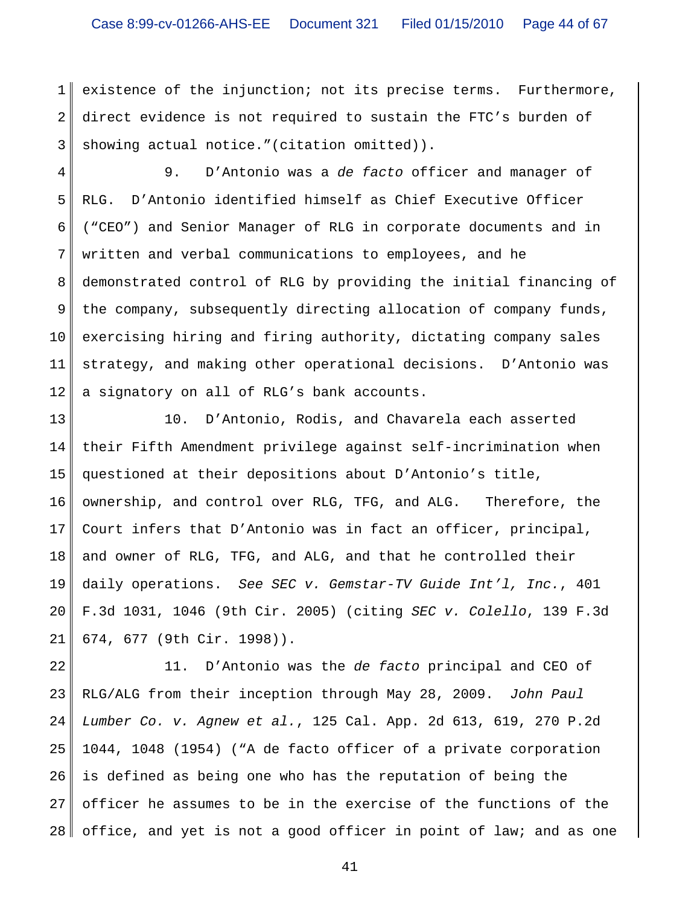existence of the injunction; not its precise terms. Furthermore, direct evidence is not required to sustain the FTC's burden of showing actual notice."(citation omitted)).

9. D'Antonio was a *de facto* officer and manager of RLG. D'Antonio identified himself as Chief Executive Officer ("CEO") and Senior Manager of RLG in corporate documents and in written and verbal communications to employees, and he demonstrated control of RLG by providing the initial financing of the company, subsequently directing allocation of company funds, exercising hiring and firing authority, dictating company sales strategy, and making other operational decisions. D'Antonio was a signatory on all of RLG's bank accounts.

10. D'Antonio, Rodis, and Chavarela each asserted their Fifth Amendment privilege against self-incrimination when questioned at their depositions about D'Antonio's title, ownership, and control over RLG, TFG, and ALG. Therefore, the Court infers that D'Antonio was in fact an officer, principal, and owner of RLG, TFG, and ALG, and that he controlled their daily operations. *See SEC v. Gemstar-TV Guide Int'l, Inc.*, 401 F.3d 1031, 1046 (9th Cir. 2005) (citing *SEC v. Colello*, 139 F.3d 674, 677 (9th Cir. 1998)).

11. D'Antonio was the *de facto* principal and CEO of RLG/ALG from their inception through May 28, 2009. *John Paul Lumber Co. v. Agnew et al.*, 125 Cal. App. 2d 613, 619, 270 P.2d 1044, 1048 (1954) ("A de facto officer of a private corporation is defined as being one who has the reputation of being the officer he assumes to be in the exercise of the functions of the office, and yet is not a good officer in point of law; and as one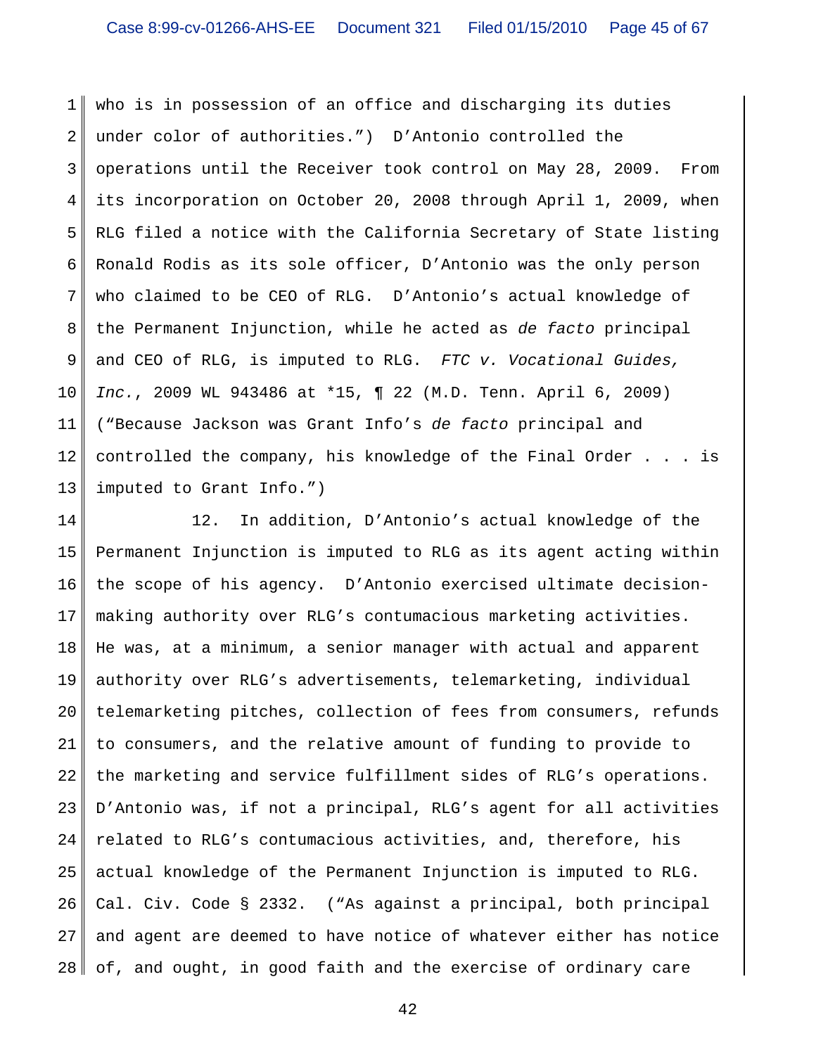who is in possession of an office and discharging its duties under color of authorities.") D'Antonio controlled the operations until the Receiver took control on May 28, 2009. From its incorporation on October 20, 2008 through April 1, 2009, when RLG filed a notice with the California Secretary of State listing Ronald Rodis as its sole officer, D'Antonio was the only person who claimed to be CEO of RLG. D'Antonio's actual knowledge of the Permanent Injunction, while he acted as *de facto* principal and CEO of RLG, is imputed to RLG. *FTC v. Vocational Guides, Inc.*, 2009 WL 943486 at *15, ¶ 22 (M.D. Tenn. April 6, 2009) ("Because Jackson was Grant Info's *de facto* principal and controlled the company, his knowledge of the Final Order . . . is imputed to Grant Info.")

12. In addition, D'Antonio's actual knowledge of the Permanent Injunction is imputed to RLG as its agent acting within the scope of his agency. D'Antonio exercised ultimate decision-making authority over RLG's contumacious marketing activities. He was, at a minimum, a senior manager with actual and apparent authority over RLG's advertisements, telemarketing, individual telemarketing pitches, collection of fees from consumers, refunds to consumers, and the relative amount of funding to provide to the marketing and service fulfillment sides of RLG's operations. D'Antonio was, if not a principal, RLG's agent for all activities related to RLG's contumacious activities, and, therefore, his actual knowledge of the Permanent Injunction is imputed to RLG. Cal. Civ. Code § 2332. ("As against a principal, both principal and agent are deemed to have notice of whatever either has notice of, and ought, in good faith and the exercise of ordinary care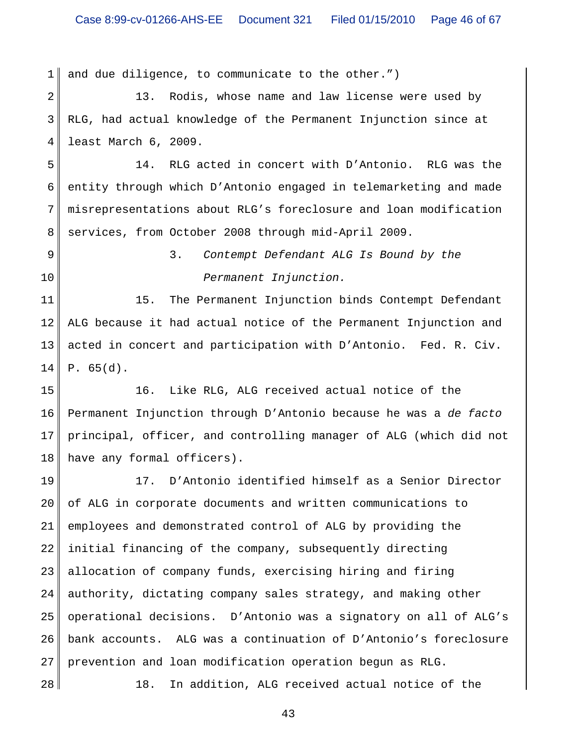and due diligence, to communicate to the other.")

13. Rodis, whose name and law license were used by RLG, had actual knowledge of the Permanent Injunction since at least March 6, 2009.

14. RLG acted in concert with D'Antonio. RLG was the entity through which D'Antonio engaged in telemarketing and made misrepresentations about RLG's foreclosure and loan modification services, from October 2008 through mid-April 2009.

### 3. *Contempt Defendant ALG Is Bound by the Permanent Injunction.*

15. The Permanent Injunction binds Contempt Defendant ALG because it had actual notice of the Permanent Injunction and acted in concert and participation with D'Antonio. Fed. R. Civ. P. 65(d).

16. Like RLG, ALG received actual notice of the Permanent Injunction through D'Antonio because he was a *de facto* principal, officer, and controlling manager of ALG (which did not have any formal officers).

17. D'Antonio identified himself as a Senior Director of ALG in corporate documents and written communications to employees and demonstrated control of ALG by providing the initial financing of the company, subsequently directing allocation of company funds, exercising hiring and firing authority, dictating company sales strategy, and making other operational decisions. D'Antonio was a signatory on all of ALG's bank accounts. ALG was a continuation of D'Antonio's foreclosure prevention and loan modification operation begun as RLG.

18. In addition, ALG received actual notice of the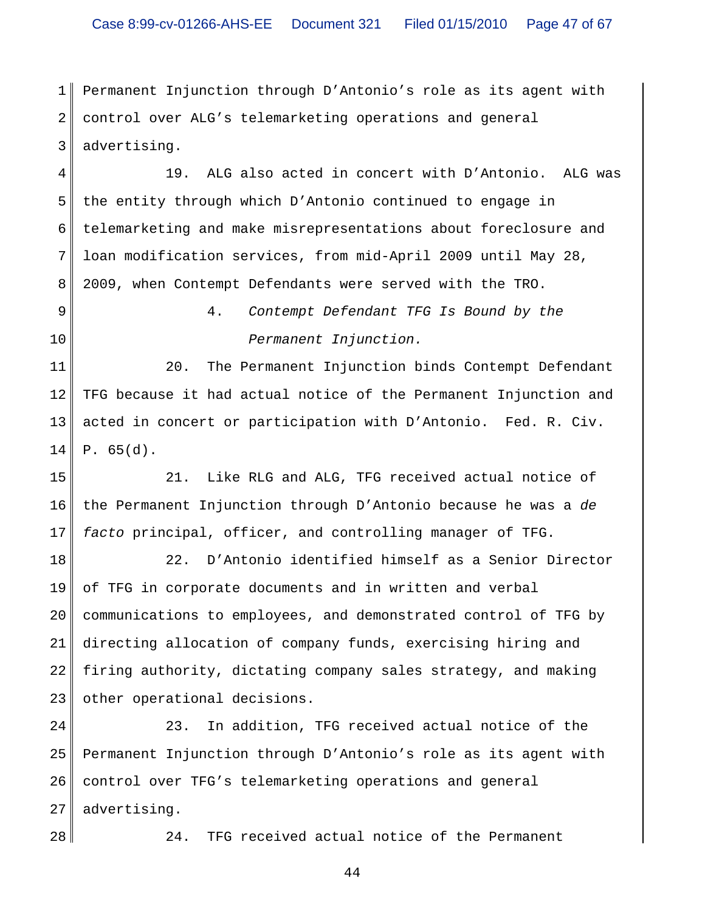Permanent Injunction through D'Antonio's role as its agent with control over ALG's telemarketing operations and general advertising.

19. ALG also acted in concert with D'Antonio. ALG was the entity through which D'Antonio continued to engage in telemarketing and make misrepresentations about foreclosure and loan modification services, from mid-April 2009 until May 28, 2009, when Contempt Defendants were served with the TRO.

### 4. *Contempt Defendant TFG Is Bound by the Permanent Injunction.*

20. The Permanent Injunction binds Contempt Defendant TFG because it had actual notice of the Permanent Injunction and acted in concert or participation with D'Antonio. Fed. R. Civ. P. 65(d).

21. Like RLG and ALG, TFG received actual notice of the Permanent Injunction through D'Antonio because he was a *de facto* principal, officer, and controlling manager of TFG.

22. D'Antonio identified himself as a Senior Director of TFG in corporate documents and in written and verbal communications to employees, and demonstrated control of TFG by directing allocation of company funds, exercising hiring and firing authority, dictating company sales strategy, and making other operational decisions.

23. In addition, TFG received actual notice of the Permanent Injunction through D'Antonio's role as its agent with control over TFG's telemarketing operations and general advertising.

24. TFG received actual notice of the Permanent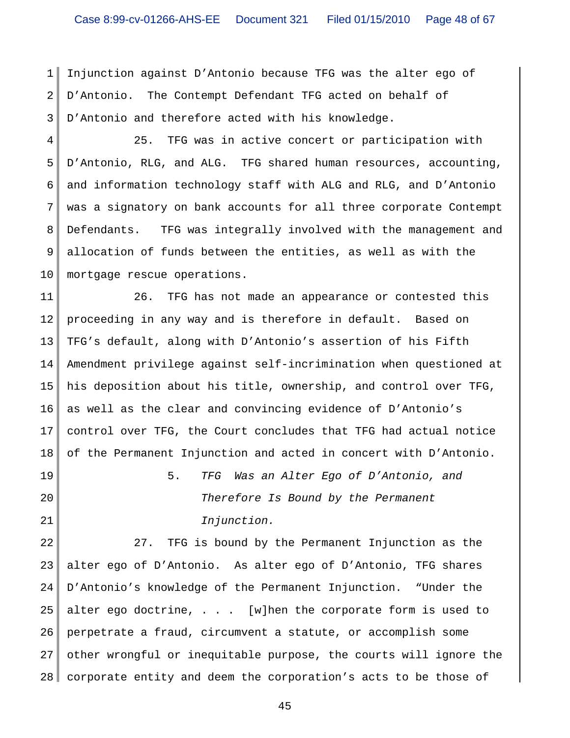Injunction against D'Antonio because TFG was the alter ego of D'Antonio. The Contempt Defendant TFG acted on behalf of D'Antonio and therefore acted with his knowledge.

25. TFG was in active concert or participation with D'Antonio, RLG, and ALG. TFG shared human resources, accounting, and information technology staff with ALG and RLG, and D'Antonio was a signatory on bank accounts for all three corporate Contempt Defendants. TFG was integrally involved with the management and allocation of funds between the entities, as well as with the mortgage rescue operations.

26. TFG has not made an appearance or contested this proceeding in any way and is therefore in default. Based on TFG's default, along with D'Antonio's assertion of his Fifth Amendment privilege against self-incrimination when questioned at his deposition about his title, ownership, and control over TFG, as well as the clear and convincing evidence of D'Antonio's control over TFG, the Court concludes that TFG had actual notice of the Permanent Injunction and acted in concert with D'Antonio.

### 5. *TFG Was an Alter Ego of D'Antonio, and Therefore Is Bound by the Permanent Injunction.*

27. TFG is bound by the Permanent Injunction as the alter ego of D'Antonio. As alter ego of D'Antonio, TFG shares D'Antonio's knowledge of the Permanent Injunction. "Under the alter ego doctrine, . . . [w]hen the corporate form is used to perpetrate a fraud, circumvent a statute, or accomplish some other wrongful or inequitable purpose, the courts will ignore the corporate entity and deem the corporation's acts to be those of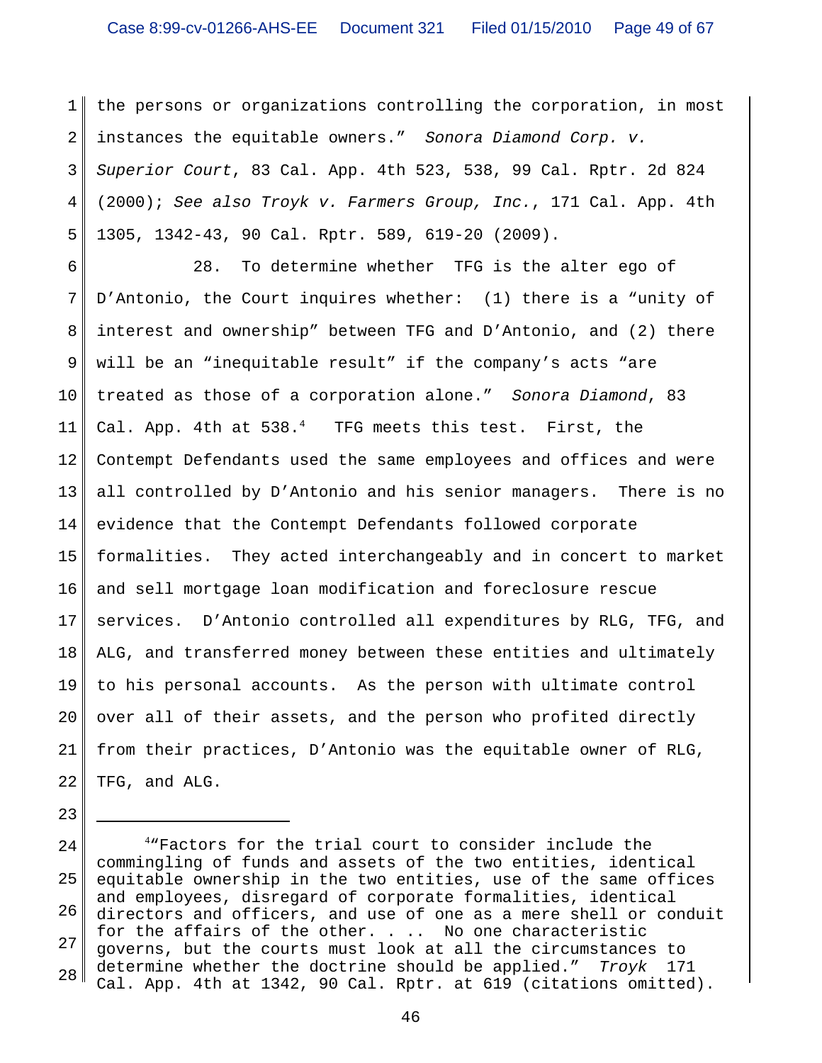the persons or organizations controlling the corporation, in most instances the equitable owners." *Sonora Diamond Corp. v. Superior Court*, 83 Cal. App. 4th 523, 538, 99 Cal. Rptr. 2d 824 (2000); *See also Troyk v. Farmers Group, Inc.*, 171 Cal. App. 4th 1305, 1342-43, 90 Cal. Rptr. 589, 619-20 (2009).

28. To determine whether TFG is the alter ego of D'Antonio, the Court inquires whether: (1) there is a "unity of interest and ownership" between TFG and D'Antonio, and (2) there will be an "inequitable result" if the company's acts "are treated as those of a corporation alone." *Sonora Diamond*, 83 Cal. App. 4th at 538.[4] TFG meets this test. First, the Contempt Defendants used the same employees and offices and were all controlled by D'Antonio and his senior managers. There is no evidence that the Contempt Defendants followed corporate formalities. They acted interchangeably and in concert to market and sell mortgage loan modification and foreclosure rescue services. D'Antonio controlled all expenditures by RLG, TFG, and ALG, and transferred money between these entities and ultimately to his personal accounts. As the person with ultimate control over all of their assets, and the person who profited directly from their practices, D'Antonio was the equitable owner of RLG, TFG, and ALG.

---

[4]"Factors for the trial court to consider include the commingling of funds and assets of the two entities, identical equitable ownership in the two entities, use of the same offices and employees, disregard of corporate formalities, identical directors and officers, and use of one as a mere shell or conduit for the affairs of the other. . .. No one characteristic governs, but the courts must look at all the circumstances to determine whether the doctrine should be applied." *Troyk* 171 Cal. App. 4th at 1342, 90 Cal. Rptr. at 619 (citations omitted).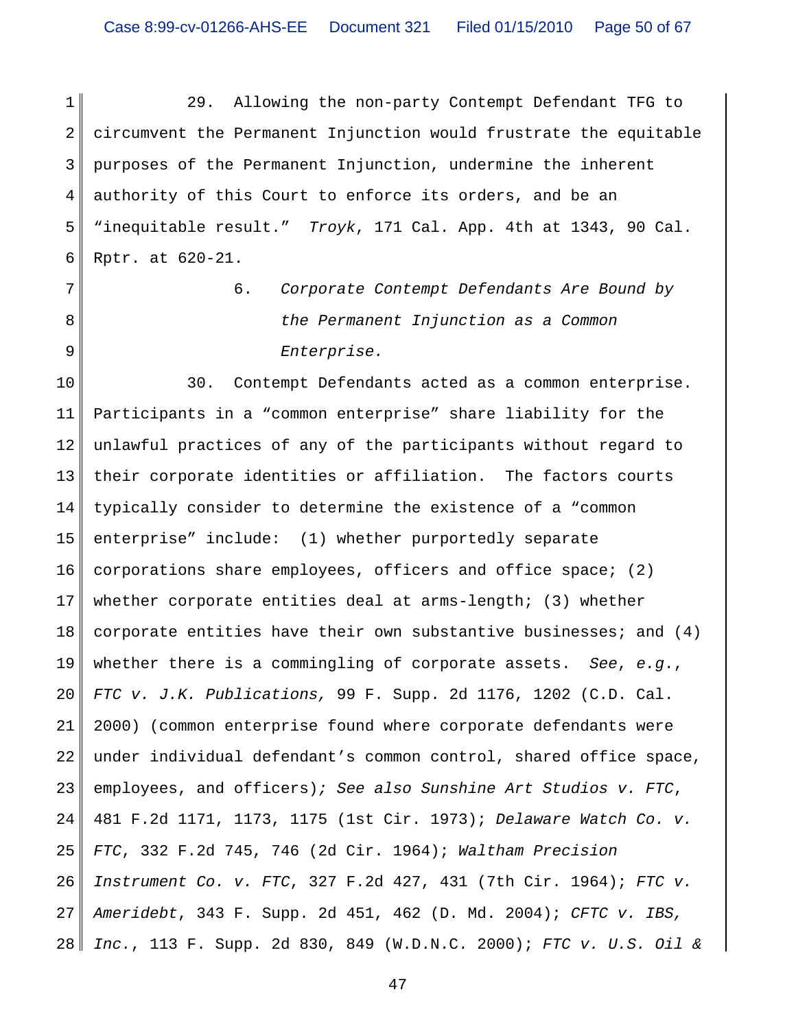29. Allowing the non-party Contempt Defendant TFG to circumvent the Permanent Injunction would frustrate the equitable purposes of the Permanent Injunction, undermine the inherent authority of this Court to enforce its orders, and be an "inequitable result." *Troyk*, 171 Cal. App. 4th at 1343, 90 Cal. Rptr. at 620-21.

6. *Corporate Contempt Defendants Are Bound by the Permanent Injunction as a Common Enterprise.*

30. Contempt Defendants acted as a common enterprise. Participants in a "common enterprise" share liability for the unlawful practices of any of the participants without regard to their corporate identities or affiliation. The factors courts typically consider to determine the existence of a "common enterprise" include: (1) whether purportedly separate corporations share employees, officers and office space; (2) whether corporate entities deal at arms-length; (3) whether corporate entities have their own substantive businesses; and (4) whether there is a commingling of corporate assets. *See*, *e.g.*, *FTC v. J.K. Publications,* 99 F. Supp. 2d 1176, 1202 (C.D. Cal. 2000) (common enterprise found where corporate defendants were under individual defendant's common control, shared office space, employees, and officers)*; See also Sunshine Art Studios v. FTC*, 481 F.2d 1171, 1173, 1175 (1st Cir. 1973); *Delaware Watch Co. v. FTC*, 332 F.2d 745, 746 (2d Cir. 1964); *Waltham Precision Instrument Co. v. FTC*, 327 F.2d 427, 431 (7th Cir. 1964); *FTC v. Ameridebt*, 343 F. Supp. 2d 451, 462 (D. Md. 2004); *CFTC v. IBS, Inc.*, 113 F. Supp. 2d 830, 849 (W.D.N.C. 2000); *FTC v. U.S. Oil &*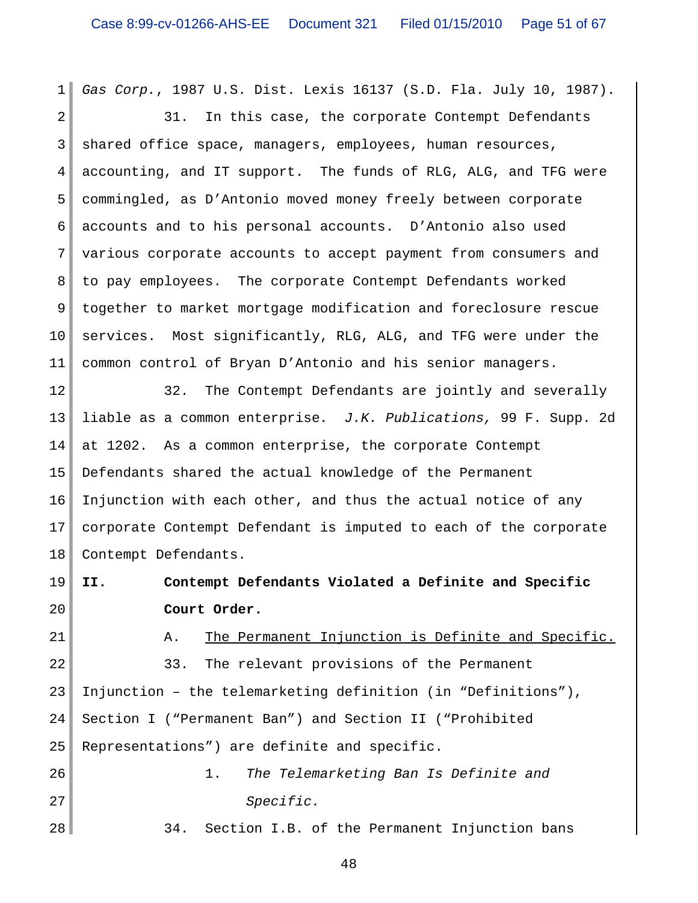*Gas Corp.*, 1987 U.S. Dist. Lexis 16137 (S.D. Fla. July 10, 1987).

31. In this case, the corporate Contempt Defendants shared office space, managers, employees, human resources, accounting, and IT support. The funds of RLG, ALG, and TFG were commingled, as D'Antonio moved money freely between corporate accounts and to his personal accounts. D'Antonio also used various corporate accounts to accept payment from consumers and to pay employees. The corporate Contempt Defendants worked together to market mortgage modification and foreclosure rescue services. Most significantly, RLG, ALG, and TFG were under the common control of Bryan D'Antonio and his senior managers.

32. The Contempt Defendants are jointly and severally liable as a common enterprise. *J.K. Publications,* 99 F. Supp. 2d at 1202. As a common enterprise, the corporate Contempt Defendants shared the actual knowledge of the Permanent Injunction with each other, and thus the actual notice of any corporate Contempt Defendant is imputed to each of the corporate Contempt Defendants.

**II. Contempt Defendants Violated a Definite and Specific Court Order.**

A. <u>The Permanent Injunction is Definite and Specific.</u>

33. The relevant provisions of the Permanent Injunction – the telemarketing definition (in "Definitions"), Section I ("Permanent Ban") and Section II ("Prohibited Representations") are definite and specific.

1. *The Telemarketing Ban Is Definite and Specific.*

34. Section I.B. of the Permanent Injunction bans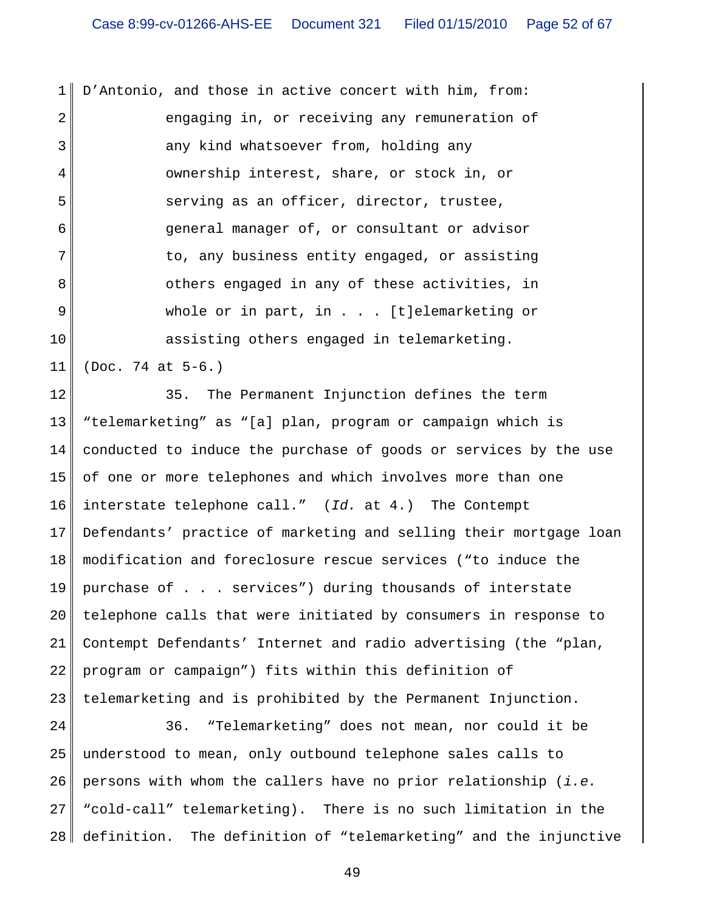D'Antonio, and those in active concert with him, from:

> engaging in, or receiving any remuneration of any kind whatsoever from, holding any ownership interest, share, or stock in, or serving as an officer, director, trustee, general manager of, or consultant or advisor to, any business entity engaged, or assisting others engaged in any of these activities, in whole or in part, in . . . [t]elemarketing or assisting others engaged in telemarketing.

(Doc. 74 at 5-6.)

35. The Permanent Injunction defines the term "telemarketing" as "[a] plan, program or campaign which is conducted to induce the purchase of goods or services by the use of one or more telephones and which involves more than one interstate telephone call." (*Id.* at 4.) The Contempt Defendants' practice of marketing and selling their mortgage loan modification and foreclosure rescue services ("to induce the purchase of . . . services") during thousands of interstate telephone calls that were initiated by consumers in response to Contempt Defendants' Internet and radio advertising (the "plan, program or campaign") fits within this definition of telemarketing and is prohibited by the Permanent Injunction.

36. "Telemarketing" does not mean, nor could it be understood to mean, only outbound telephone sales calls to persons with whom the callers have no prior relationship (*i.e.* "cold-call" telemarketing). There is no such limitation in the definition. The definition of "telemarketing" and the injunctive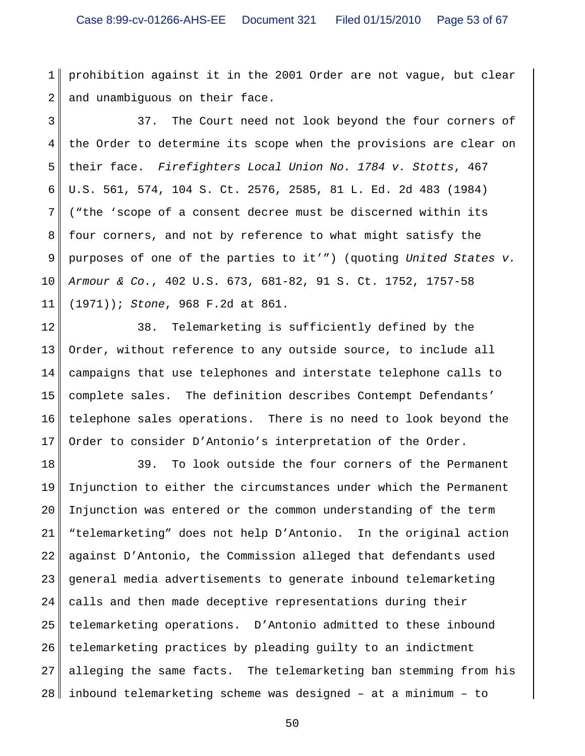prohibition against it in the 2001 Order are not vague, but clear and unambiguous on their face.

37. The Court need not look beyond the four corners of the Order to determine its scope when the provisions are clear on their face. *Firefighters Local Union No. 1784 v. Stotts*, 467 U.S. 561, 574, 104 S. Ct. 2576, 2585, 81 L. Ed. 2d 483 (1984) ("the 'scope of a consent decree must be discerned within its four corners, and not by reference to what might satisfy the purposes of one of the parties to it'") (quoting *United States v. Armour & Co.*, 402 U.S. 673, 681-82, 91 S. Ct. 1752, 1757-58 (1971)); *Stone*, 968 F.2d at 861.

38. Telemarketing is sufficiently defined by the Order, without reference to any outside source, to include all campaigns that use telephones and interstate telephone calls to complete sales. The definition describes Contempt Defendants' telephone sales operations. There is no need to look beyond the Order to consider D'Antonio's interpretation of the Order.

39. To look outside the four corners of the Permanent Injunction to either the circumstances under which the Permanent Injunction was entered or the common understanding of the term "telemarketing" does not help D'Antonio. In the original action against D'Antonio, the Commission alleged that defendants used general media advertisements to generate inbound telemarketing calls and then made deceptive representations during their telemarketing operations. D'Antonio admitted to these inbound telemarketing practices by pleading guilty to an indictment alleging the same facts. The telemarketing ban stemming from his inbound telemarketing scheme was designed – at a minimum – to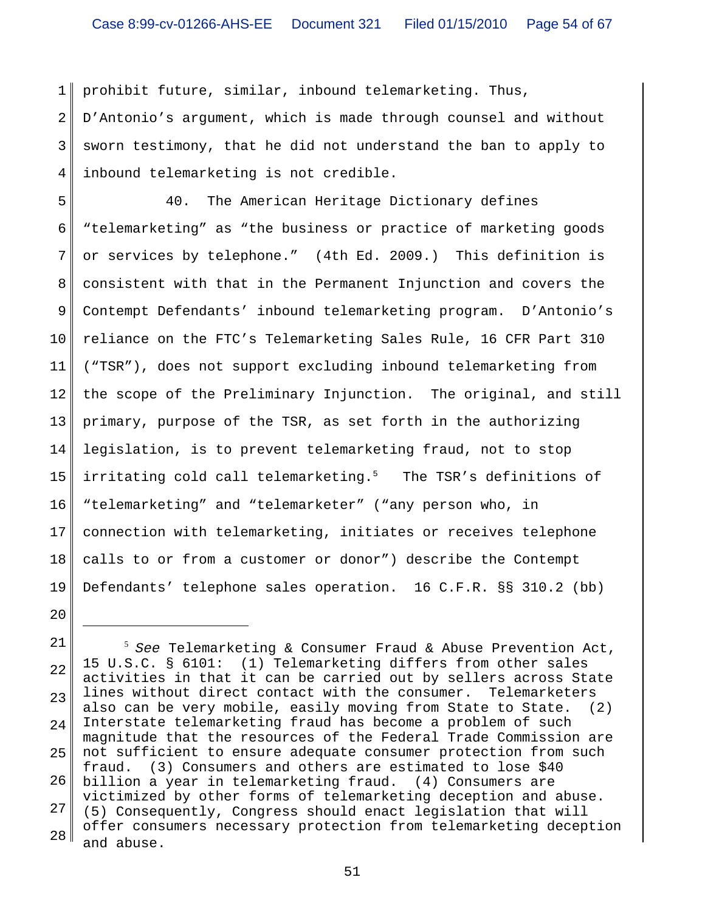prohibit future, similar, inbound telemarketing. Thus, D'Antonio's argument, which is made through counsel and without sworn testimony, that he did not understand the ban to apply to inbound telemarketing is not credible.

40. The American Heritage Dictionary defines "telemarketing" as "the business or practice of marketing goods or services by telephone." (4th Ed. 2009.) This definition is consistent with that in the Permanent Injunction and covers the Contempt Defendants' inbound telemarketing program. D'Antonio's reliance on the FTC's Telemarketing Sales Rule, 16 CFR Part 310 ("TSR"), does not support excluding inbound telemarketing from the scope of the Preliminary Injunction. The original, and still primary, purpose of the TSR, as set forth in the authorizing legislation, is to prevent telemarketing fraud, not to stop irritating cold call telemarketing.[5] The TSR's definitions of "telemarketing" and "telemarketer" ("any person who, in connection with telemarketing, initiates or receives telephone calls to or from a customer or donor") describe the Contempt Defendants' telephone sales operation. 16 C.F.R. §§ 310.2 (bb)

---

[5] *See* Telemarketing & Consumer Fraud & Abuse Prevention Act, 15 U.S.C. § 6101: (1) Telemarketing differs from other sales activities in that it can be carried out by sellers across State lines without direct contact with the consumer. Telemarketers also can be very mobile, easily moving from State to State. (2) Interstate telemarketing fraud has become a problem of such magnitude that the resources of the Federal Trade Commission are not sufficient to ensure adequate consumer protection from such fraud. (3) Consumers and others are estimated to lose $40 billion a year in telemarketing fraud. (4) Consumers are victimized by other forms of telemarketing deception and abuse. (5) Consequently, Congress should enact legislation that will offer consumers necessary protection from telemarketing deception and abuse.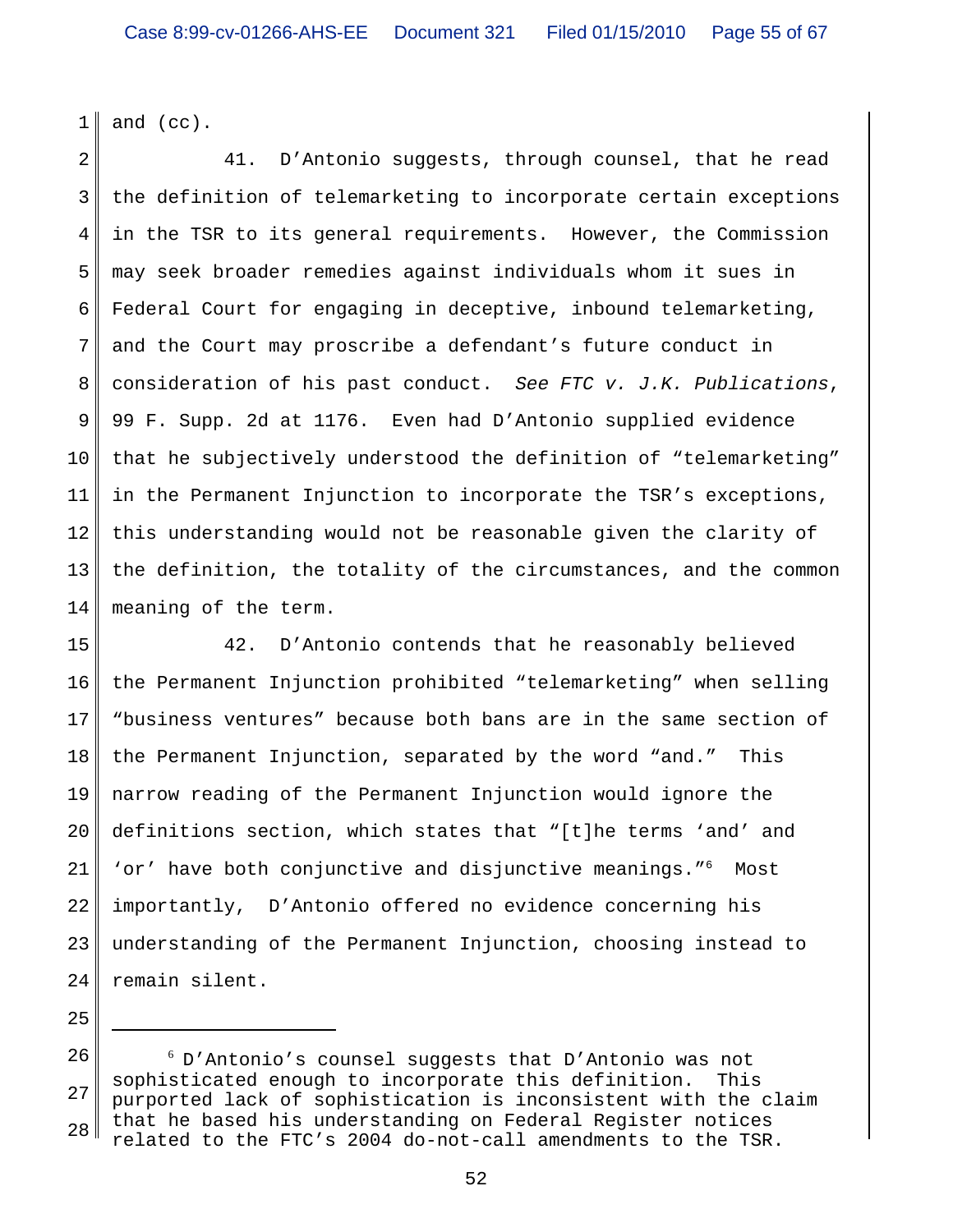and (cc).

41. D'Antonio suggests, through counsel, that he read the definition of telemarketing to incorporate certain exceptions in the TSR to its general requirements. However, the Commission may seek broader remedies against individuals whom it sues in Federal Court for engaging in deceptive, inbound telemarketing, and the Court may proscribe a defendant's future conduct in consideration of his past conduct. *See FTC v. J.K. Publications*, 99 F. Supp. 2d at 1176. Even had D'Antonio supplied evidence that he subjectively understood the definition of "telemarketing" in the Permanent Injunction to incorporate the TSR's exceptions, this understanding would not be reasonable given the clarity of the definition, the totality of the circumstances, and the common meaning of the term.

42. D'Antonio contends that he reasonably believed the Permanent Injunction prohibited "telemarketing" when selling "business ventures" because both bans are in the same section of the Permanent Injunction, separated by the word "and." This narrow reading of the Permanent Injunction would ignore the definitions section, which states that "[t]he terms 'and' and 'or' have both conjunctive and disjunctive meanings."[6] Most importantly, D'Antonio offered no evidence concerning his understanding of the Permanent Injunction, choosing instead to remain silent.

---

[6] D'Antonio's counsel suggests that D'Antonio was not sophisticated enough to incorporate this definition. This purported lack of sophistication is inconsistent with the claim that he based his understanding on Federal Register notices related to the FTC's 2004 do-not-call amendments to the TSR.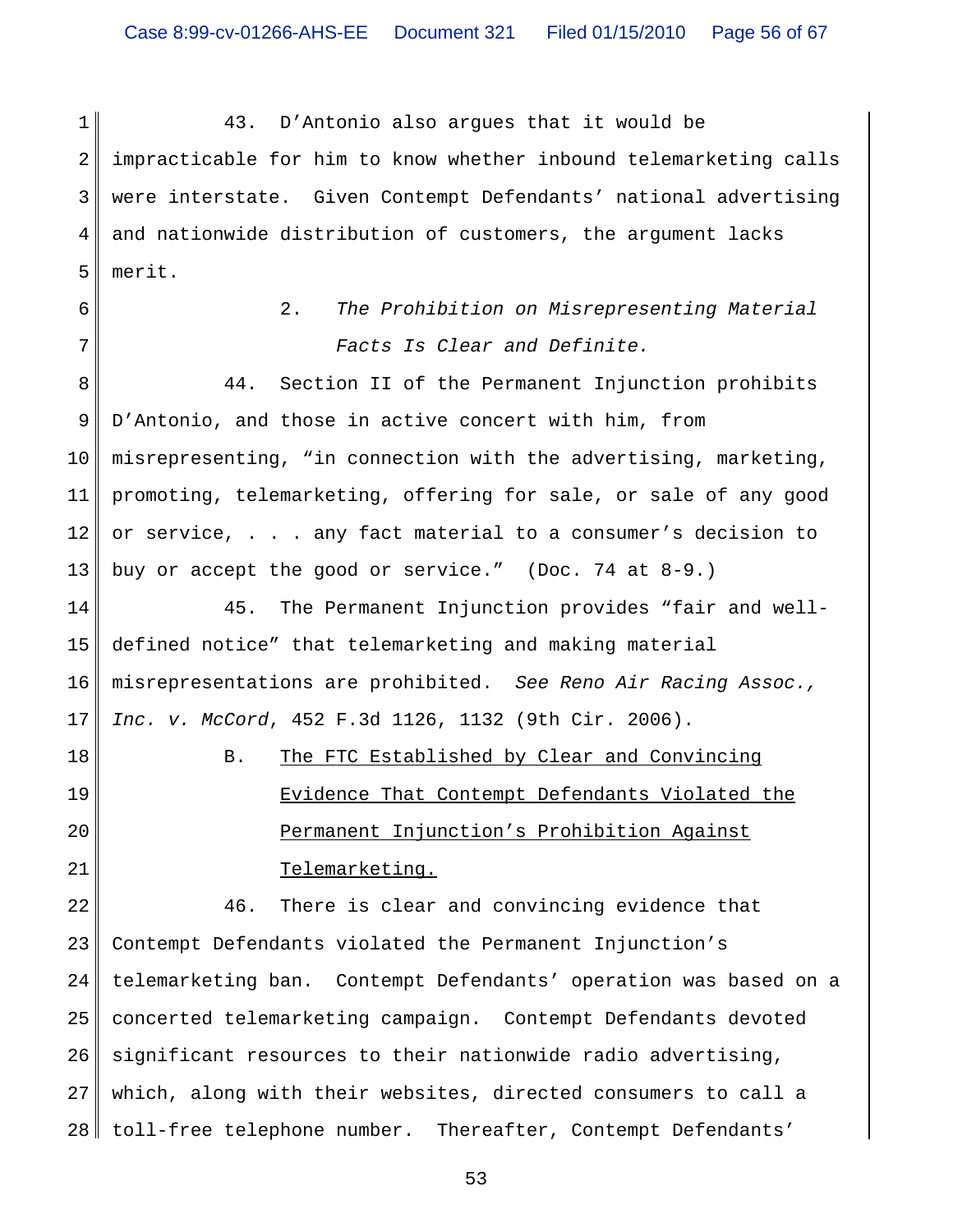43. D'Antonio also argues that it would be impracticable for him to know whether inbound telemarketing calls were interstate. Given Contempt Defendants' national advertising and nationwide distribution of customers, the argument lacks merit.

2. *The Prohibition on Misrepresenting Material Facts Is Clear and Definite.*

44. Section II of the Permanent Injunction prohibits D'Antonio, and those in active concert with him, from misrepresenting, "in connection with the advertising, marketing, promoting, telemarketing, offering for sale, or sale of any good or service, . . . any fact material to a consumer's decision to buy or accept the good or service." (Doc. 74 at 8-9.)

45. The Permanent Injunction provides "fair and well-defined notice" that telemarketing and making material misrepresentations are prohibited. *See Reno Air Racing Assoc., Inc. v. McCord*, 452 F.3d 1126, 1132 (9th Cir. 2006).

B. <u>The FTC Established by Clear and Convincing Evidence That Contempt Defendants Violated the Permanent Injunction's Prohibition Against Telemarketing.</u>

46. There is clear and convincing evidence that Contempt Defendants violated the Permanent Injunction's telemarketing ban. Contempt Defendants' operation was based on a concerted telemarketing campaign. Contempt Defendants devoted significant resources to their nationwide radio advertising, which, along with their websites, directed consumers to call a toll-free telephone number. Thereafter, Contempt Defendants'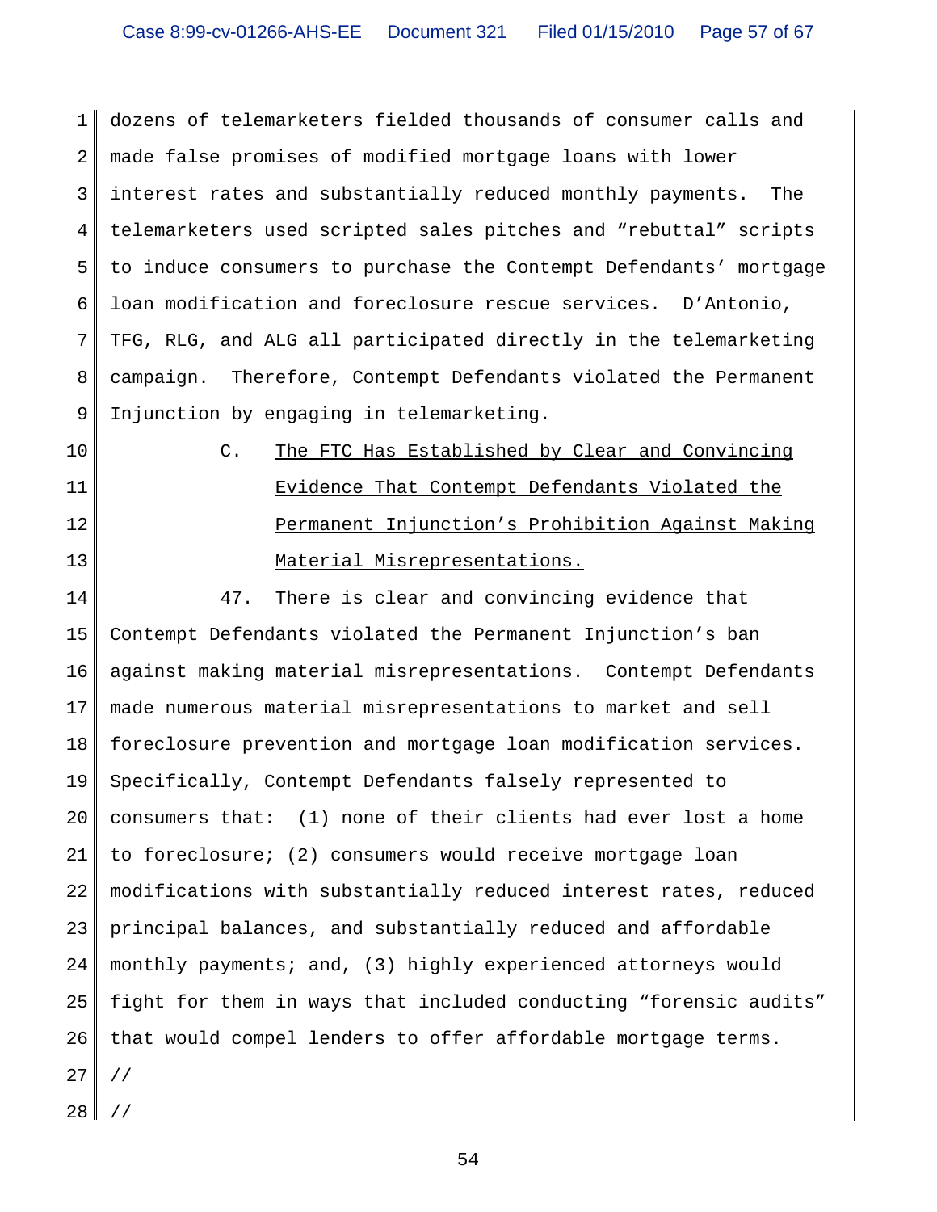dozens of telemarketers fielded thousands of consumer calls and made false promises of modified mortgage loans with lower interest rates and substantially reduced monthly payments. The telemarketers used scripted sales pitches and "rebuttal" scripts to induce consumers to purchase the Contempt Defendants' mortgage loan modification and foreclosure rescue services. D'Antonio, TFG, RLG, and ALG all participated directly in the telemarketing campaign. Therefore, Contempt Defendants violated the Permanent Injunction by engaging in telemarketing.

### C. The FTC Has Established by Clear and Convincing Evidence That Contempt Defendants Violated the Permanent Injunction's Prohibition Against Making Material Misrepresentations.

47. There is clear and convincing evidence that Contempt Defendants violated the Permanent Injunction's ban against making material misrepresentations. Contempt Defendants made numerous material misrepresentations to market and sell foreclosure prevention and mortgage loan modification services. Specifically, Contempt Defendants falsely represented to consumers that: (1) none of their clients had ever lost a home to foreclosure; (2) consumers would receive mortgage loan modifications with substantially reduced interest rates, reduced principal balances, and substantially reduced and affordable monthly payments; and, (3) highly experienced attorneys would fight for them in ways that included conducting "forensic audits" that would compel lenders to offer affordable mortgage terms.

//

//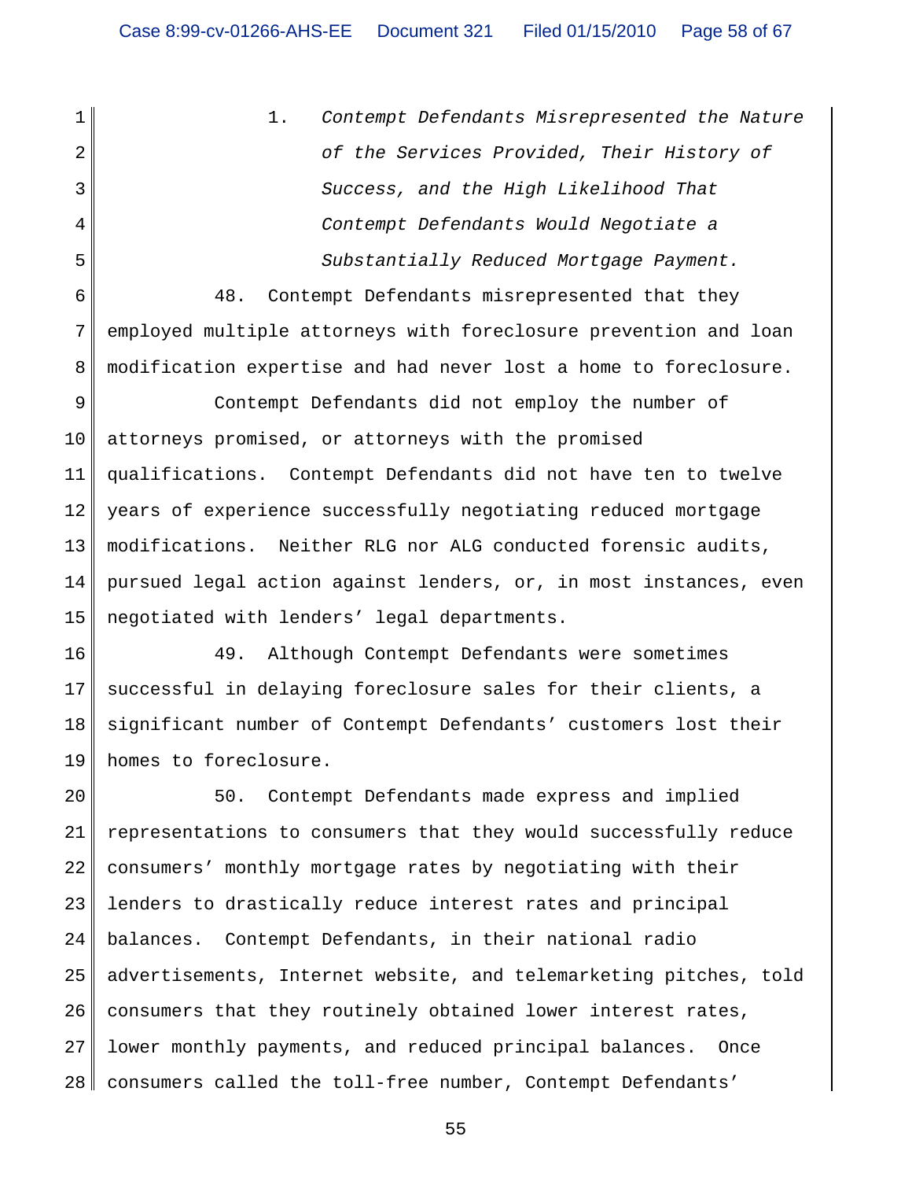1. *Contempt Defendants Misrepresented the Nature of the Services Provided, Their History of Success, and the High Likelihood That Contempt Defendants Would Negotiate a Substantially Reduced Mortgage Payment.*

48. Contempt Defendants misrepresented that they employed multiple attorneys with foreclosure prevention and loan modification expertise and had never lost a home to foreclosure.

Contempt Defendants did not employ the number of attorneys promised, or attorneys with the promised qualifications. Contempt Defendants did not have ten to twelve years of experience successfully negotiating reduced mortgage modifications. Neither RLG nor ALG conducted forensic audits, pursued legal action against lenders, or, in most instances, even negotiated with lenders' legal departments.

49. Although Contempt Defendants were sometimes successful in delaying foreclosure sales for their clients, a significant number of Contempt Defendants' customers lost their homes to foreclosure.

50. Contempt Defendants made express and implied representations to consumers that they would successfully reduce consumers' monthly mortgage rates by negotiating with their lenders to drastically reduce interest rates and principal balances. Contempt Defendants, in their national radio advertisements, Internet website, and telemarketing pitches, told consumers that they routinely obtained lower interest rates, lower monthly payments, and reduced principal balances. Once consumers called the toll-free number, Contempt Defendants'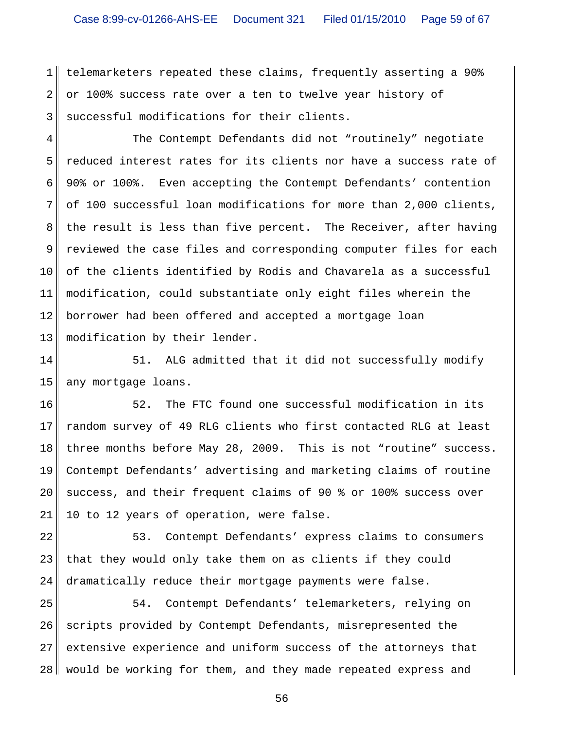telemarketers repeated these claims, frequently asserting a 90% or 100% success rate over a ten to twelve year history of successful modifications for their clients.

The Contempt Defendants did not "routinely" negotiate reduced interest rates for its clients nor have a success rate of 90% or 100%. Even accepting the Contempt Defendants' contention of 100 successful loan modifications for more than 2,000 clients, the result is less than five percent. The Receiver, after having reviewed the case files and corresponding computer files for each of the clients identified by Rodis and Chavarela as a successful modification, could substantiate only eight files wherein the borrower had been offered and accepted a mortgage loan modification by their lender.

51. ALG admitted that it did not successfully modify any mortgage loans.

52. The FTC found one successful modification in its random survey of 49 RLG clients who first contacted RLG at least three months before May 28, 2009. This is not "routine" success. Contempt Defendants' advertising and marketing claims of routine success, and their frequent claims of 90 % or 100% success over 10 to 12 years of operation, were false.

53. Contempt Defendants' express claims to consumers that they would only take them on as clients if they could dramatically reduce their mortgage payments were false.

54. Contempt Defendants' telemarketers, relying on scripts provided by Contempt Defendants, misrepresented the extensive experience and uniform success of the attorneys that would be working for them, and they made repeated express and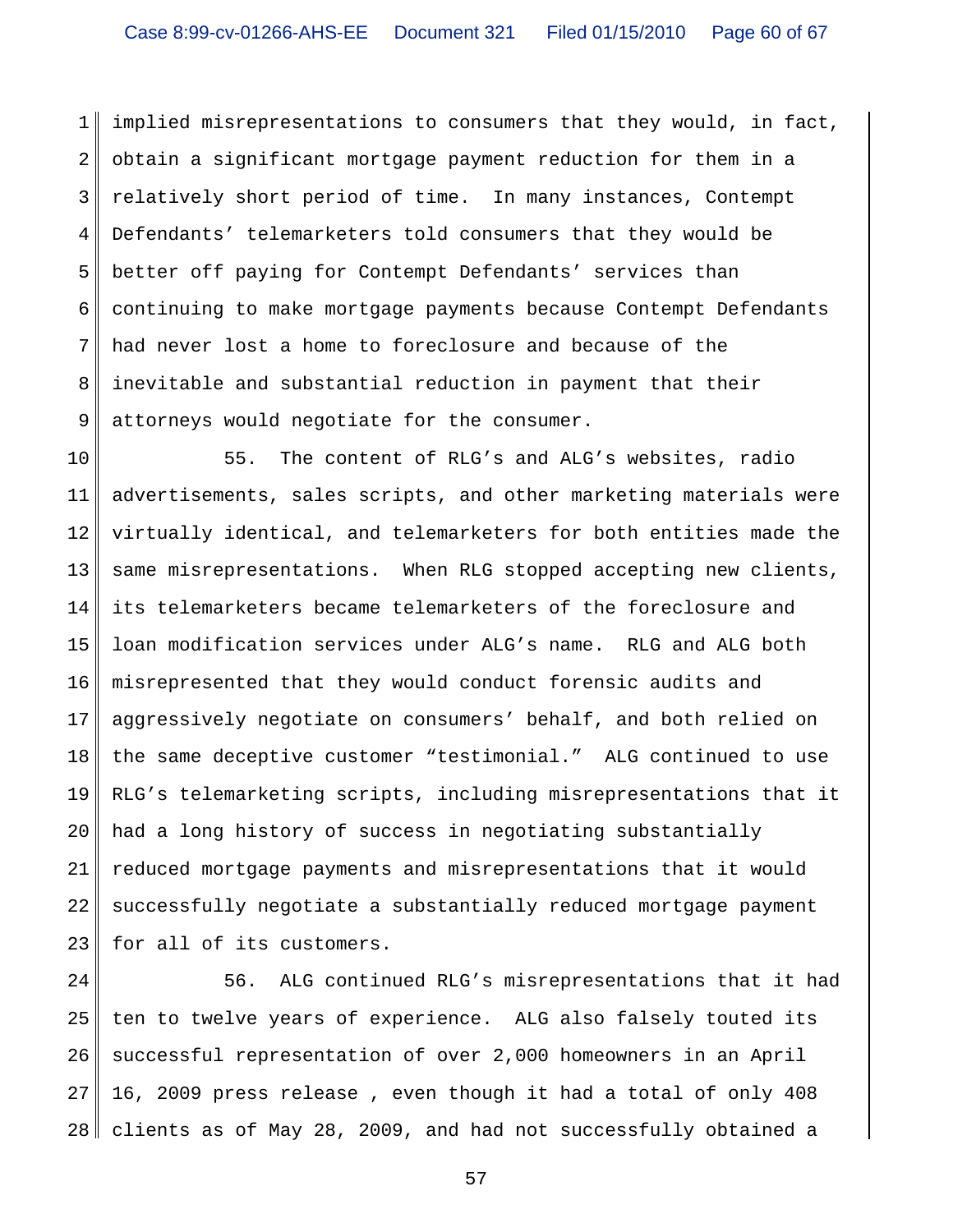implied misrepresentations to consumers that they would, in fact, obtain a significant mortgage payment reduction for them in a relatively short period of time. In many instances, Contempt Defendants' telemarketers told consumers that they would be better off paying for Contempt Defendants' services than continuing to make mortgage payments because Contempt Defendants had never lost a home to foreclosure and because of the inevitable and substantial reduction in payment that their attorneys would negotiate for the consumer.

55. The content of RLG's and ALG's websites, radio advertisements, sales scripts, and other marketing materials were virtually identical, and telemarketers for both entities made the same misrepresentations. When RLG stopped accepting new clients, its telemarketers became telemarketers of the foreclosure and loan modification services under ALG's name. RLG and ALG both misrepresented that they would conduct forensic audits and aggressively negotiate on consumers' behalf, and both relied on the same deceptive customer "testimonial." ALG continued to use RLG's telemarketing scripts, including misrepresentations that it had a long history of success in negotiating substantially reduced mortgage payments and misrepresentations that it would successfully negotiate a substantially reduced mortgage payment for all of its customers.

56. ALG continued RLG's misrepresentations that it had ten to twelve years of experience. ALG also falsely touted its successful representation of over 2,000 homeowners in an April 16, 2009 press release , even though it had a total of only 408 clients as of May 28, 2009, and had not successfully obtained a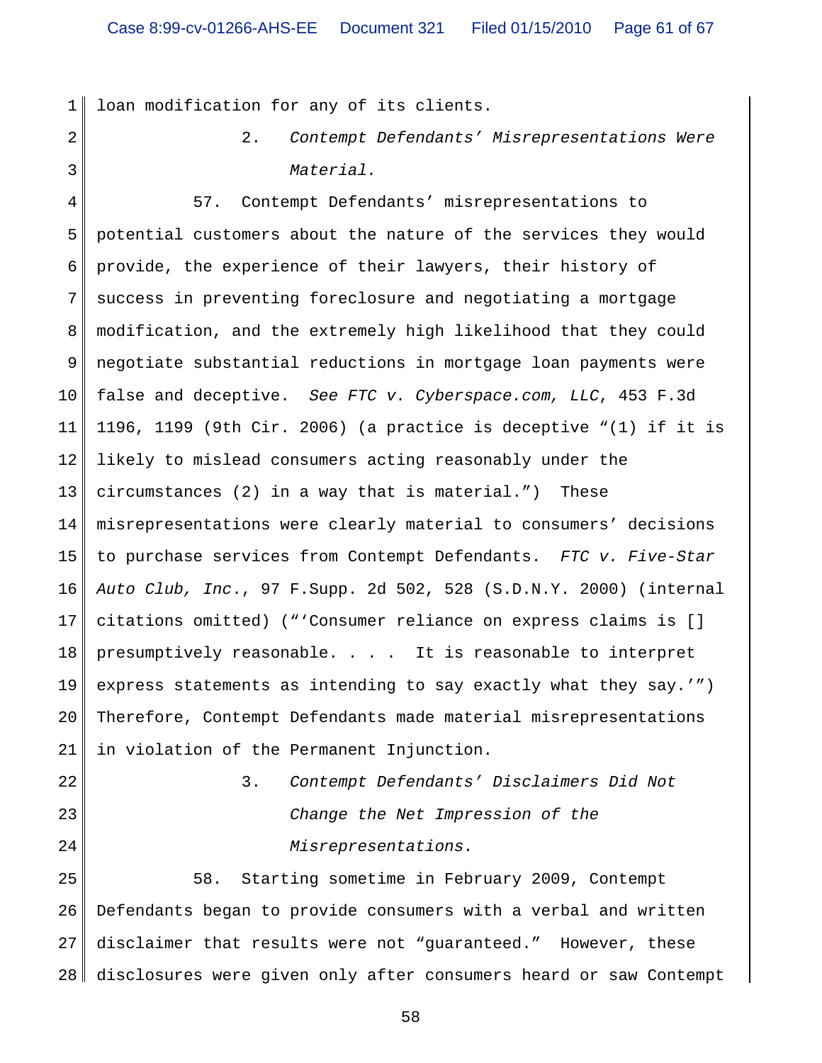loan modification for any of its clients.

2. *Contempt Defendants' Misrepresentations Were Material.*

57. Contempt Defendants' misrepresentations to potential customers about the nature of the services they would provide, the experience of their lawyers, their history of success in preventing foreclosure and negotiating a mortgage modification, and the extremely high likelihood that they could negotiate substantial reductions in mortgage loan payments were false and deceptive. *See FTC v. Cyberspace.com, LLC*, 453 F.3d 1196, 1199 (9th Cir. 2006) (a practice is deceptive "(1) if it is likely to mislead consumers acting reasonably under the circumstances (2) in a way that is material.") These misrepresentations were clearly material to consumers' decisions to purchase services from Contempt Defendants. *FTC v. Five-Star Auto Club, Inc.*, 97 F.Supp. 2d 502, 528 (S.D.N.Y. 2000) (internal citations omitted) ("'Consumer reliance on express claims is [] presumptively reasonable. . . . It is reasonable to interpret express statements as intending to say exactly what they say.'") Therefore, Contempt Defendants made material misrepresentations in violation of the Permanent Injunction.

3. *Contempt Defendants' Disclaimers Did Not Change the Net Impression of the Misrepresentations.*

58. Starting sometime in February 2009, Contempt Defendants began to provide consumers with a verbal and written disclaimer that results were not "guaranteed." However, these disclosures were given only after consumers heard or saw Contempt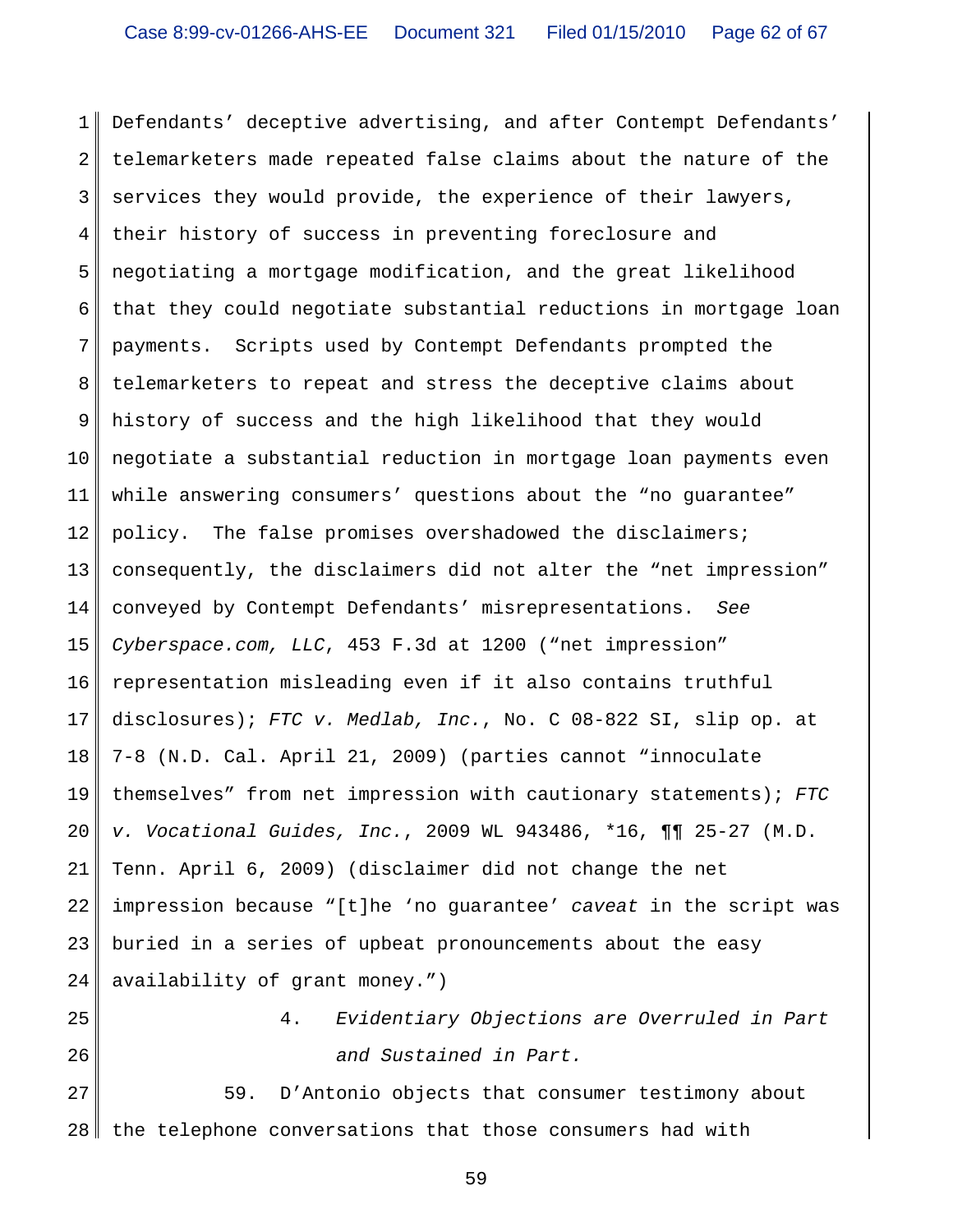Defendants' deceptive advertising, and after Contempt Defendants' telemarketers made repeated false claims about the nature of the services they would provide, the experience of their lawyers, their history of success in preventing foreclosure and negotiating a mortgage modification, and the great likelihood that they could negotiate substantial reductions in mortgage loan payments. Scripts used by Contempt Defendants prompted the telemarketers to repeat and stress the deceptive claims about history of success and the high likelihood that they would negotiate a substantial reduction in mortgage loan payments even while answering consumers' questions about the "no guarantee" policy. The false promises overshadowed the disclaimers; consequently, the disclaimers did not alter the "net impression" conveyed by Contempt Defendants' misrepresentations. *See Cyberspace.com, LLC*, 453 F.3d at 1200 ("net impression" representation misleading even if it also contains truthful disclosures); *FTC v. Medlab, Inc.*, No. C 08-822 SI, slip op. at 7-8 (N.D. Cal. April 21, 2009) (parties cannot "innoculate themselves" from net impression with cautionary statements); *FTC v. Vocational Guides, Inc.*, 2009 WL 943486, *16, ¶¶ 25-27 (M.D. Tenn. April 6, 2009) (disclaimer did not change the net impression because "[t]he 'no guarantee' *caveat* in the script was buried in a series of upbeat pronouncements about the easy availability of grant money.")

### 4. *Evidentiary Objections are Overruled in Part and Sustained in Part.*

59. D'Antonio objects that consumer testimony about the telephone conversations that those consumers had with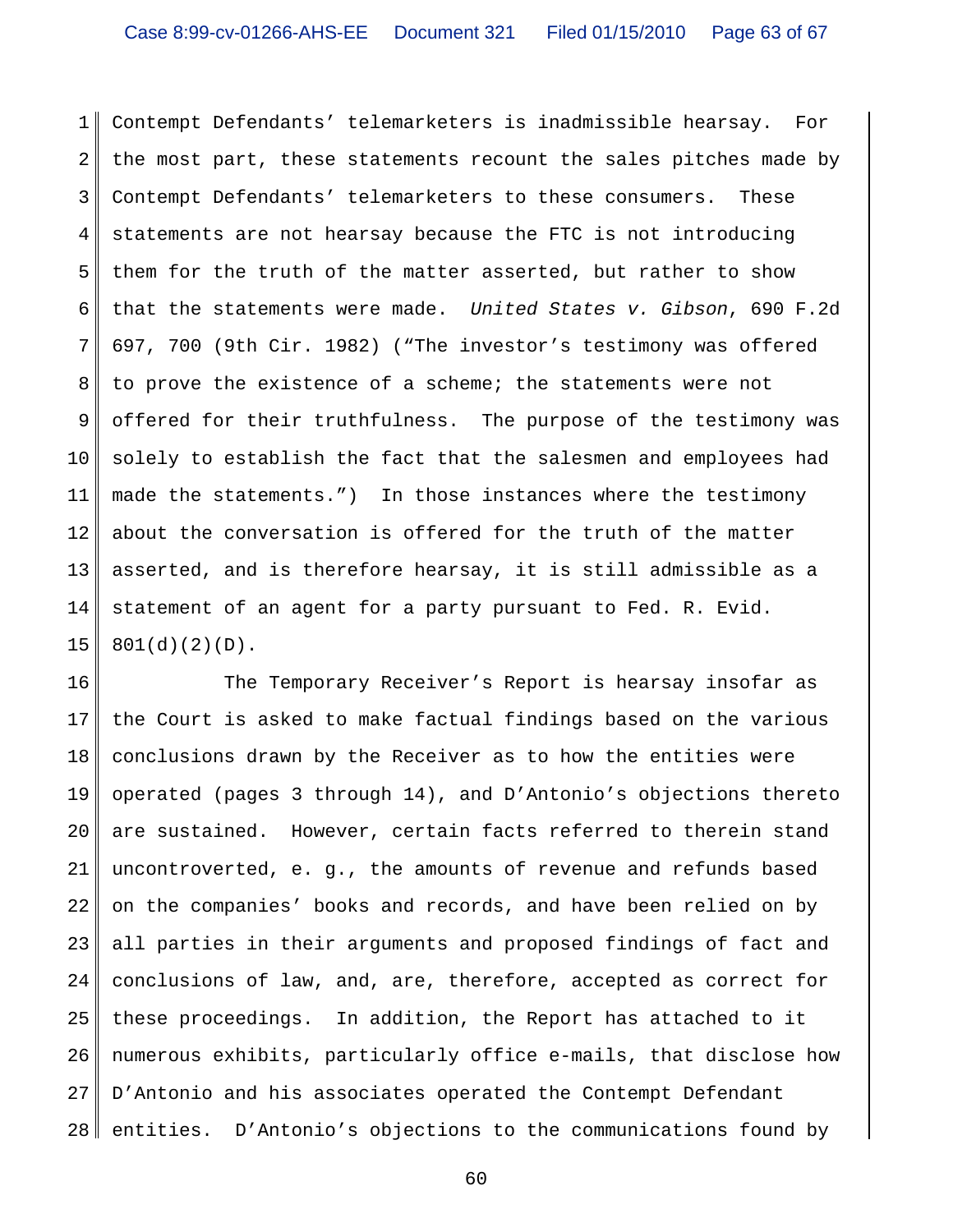Contempt Defendants' telemarketers is inadmissible hearsay. For the most part, these statements recount the sales pitches made by Contempt Defendants' telemarketers to these consumers. These statements are not hearsay because the FTC is not introducing them for the truth of the matter asserted, but rather to show that the statements were made. *United States v. Gibson*, 690 F.2d 697, 700 (9th Cir. 1982) ("The investor's testimony was offered to prove the existence of a scheme; the statements were not offered for their truthfulness. The purpose of the testimony was solely to establish the fact that the salesmen and employees had made the statements.") In those instances where the testimony about the conversation is offered for the truth of the matter asserted, and is therefore hearsay, it is still admissible as a statement of an agent for a party pursuant to Fed. R. Evid. 801(d)(2)(D).

The Temporary Receiver's Report is hearsay insofar as the Court is asked to make factual findings based on the various conclusions drawn by the Receiver as to how the entities were operated (pages 3 through 14), and D'Antonio's objections thereto are sustained. However, certain facts referred to therein stand uncontroverted, e. g., the amounts of revenue and refunds based on the companies' books and records, and have been relied on by all parties in their arguments and proposed findings of fact and conclusions of law, and, are, therefore, accepted as correct for these proceedings. In addition, the Report has attached to it numerous exhibits, particularly office e-mails, that disclose how D'Antonio and his associates operated the Contempt Defendant entities. D'Antonio's objections to the communications found by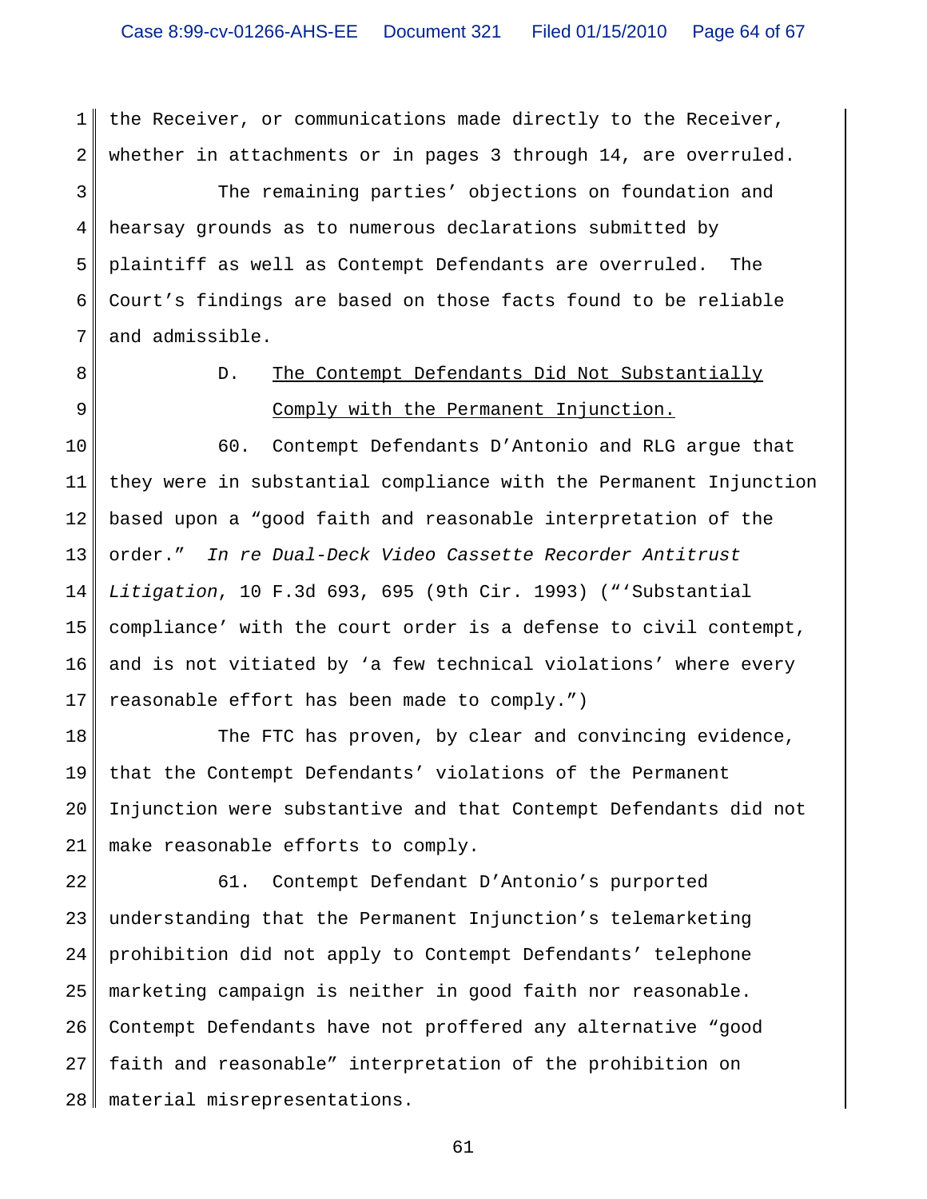the Receiver, or communications made directly to the Receiver, whether in attachments or in pages 3 through 14, are overruled.

The remaining parties' objections on foundation and hearsay grounds as to numerous declarations submitted by plaintiff as well as Contempt Defendants are overruled. The Court's findings are based on those facts found to be reliable and admissible.

### D. The Contempt Defendants Did Not Substantially Comply with the Permanent Injunction.

60. Contempt Defendants D'Antonio and RLG argue that they were in substantial compliance with the Permanent Injunction based upon a "good faith and reasonable interpretation of the order." *In re Dual-Deck Video Cassette Recorder Antitrust Litigation*, 10 F.3d 693, 695 (9th Cir. 1993) ("'Substantial compliance' with the court order is a defense to civil contempt, and is not vitiated by 'a few technical violations' where every reasonable effort has been made to comply.")

The FTC has proven, by clear and convincing evidence, that the Contempt Defendants' violations of the Permanent Injunction were substantive and that Contempt Defendants did not make reasonable efforts to comply.

61. Contempt Defendant D'Antonio's purported understanding that the Permanent Injunction's telemarketing prohibition did not apply to Contempt Defendants' telephone marketing campaign is neither in good faith nor reasonable. Contempt Defendants have not proffered any alternative "good faith and reasonable" interpretation of the prohibition on material misrepresentations.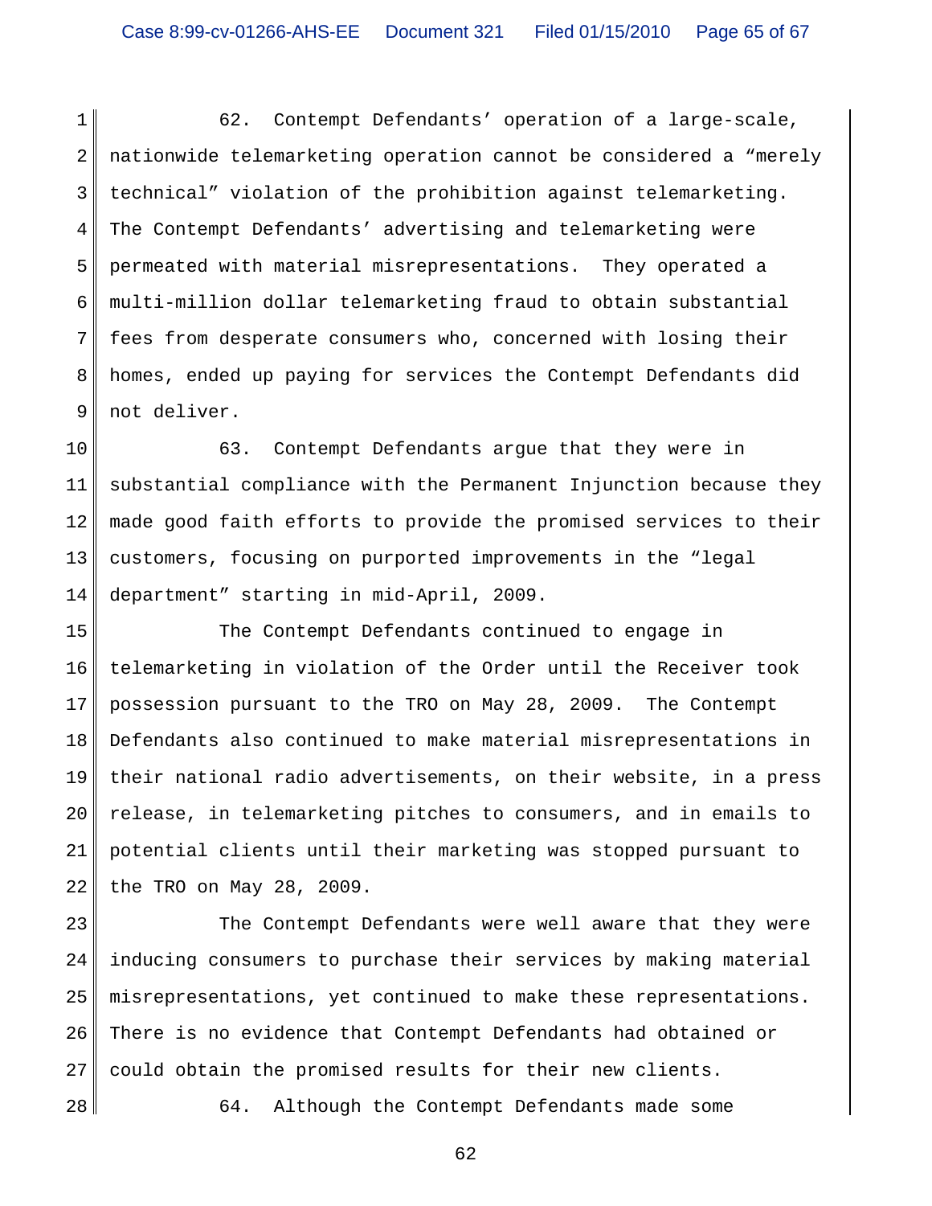62. Contempt Defendants' operation of a large-scale, nationwide telemarketing operation cannot be considered a "merely technical" violation of the prohibition against telemarketing. The Contempt Defendants' advertising and telemarketing were permeated with material misrepresentations. They operated a multi-million dollar telemarketing fraud to obtain substantial fees from desperate consumers who, concerned with losing their homes, ended up paying for services the Contempt Defendants did not deliver.

63. Contempt Defendants argue that they were in substantial compliance with the Permanent Injunction because they made good faith efforts to provide the promised services to their customers, focusing on purported improvements in the "legal department" starting in mid-April, 2009.

The Contempt Defendants continued to engage in telemarketing in violation of the Order until the Receiver took possession pursuant to the TRO on May 28, 2009. The Contempt Defendants also continued to make material misrepresentations in their national radio advertisements, on their website, in a press release, in telemarketing pitches to consumers, and in emails to potential clients until their marketing was stopped pursuant to the TRO on May 28, 2009.

The Contempt Defendants were well aware that they were inducing consumers to purchase their services by making material misrepresentations, yet continued to make these representations. There is no evidence that Contempt Defendants had obtained or could obtain the promised results for their new clients.

64. Although the Contempt Defendants made some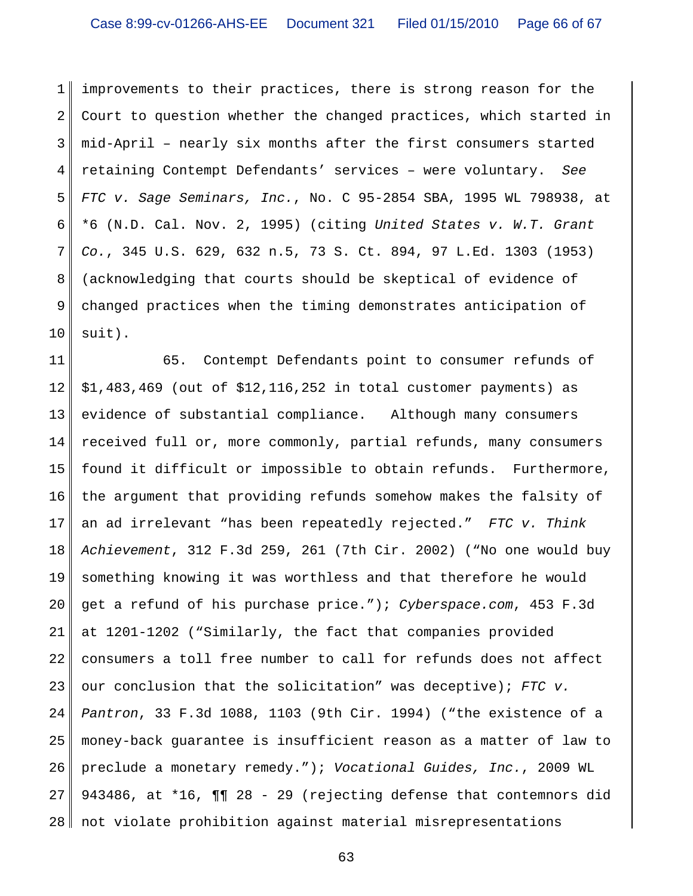improvements to their practices, there is strong reason for the Court to question whether the changed practices, which started in mid-April – nearly six months after the first consumers started retaining Contempt Defendants' services – were voluntary. *See FTC v. Sage Seminars, Inc.*, No. C 95-2854 SBA, 1995 WL 798938, at *6 (N.D. Cal. Nov. 2, 1995) (citing *United States v. W.T. Grant Co.*, 345 U.S. 629, 632 n.5, 73 S. Ct. 894, 97 L.Ed. 1303 (1953) (acknowledging that courts should be skeptical of evidence of changed practices when the timing demonstrates anticipation of suit).

65. Contempt Defendants point to consumer refunds of $1,483,469 (out of $12,116,252 in total customer payments) as evidence of substantial compliance. Although many consumers received full or, more commonly, partial refunds, many consumers found it difficult or impossible to obtain refunds. Furthermore, the argument that providing refunds somehow makes the falsity of an ad irrelevant "has been repeatedly rejected." *FTC v. Think Achievement*, 312 F.3d 259, 261 (7th Cir. 2002) ("No one would buy something knowing it was worthless and that therefore he would get a refund of his purchase price."); *Cyberspace.com*, 453 F.3d at 1201-1202 ("Similarly, the fact that companies provided consumers a toll free number to call for refunds does not affect our conclusion that the solicitation" was deceptive); *FTC v. Pantron*, 33 F.3d 1088, 1103 (9th Cir. 1994) ("the existence of a money-back guarantee is insufficient reason as a matter of law to preclude a monetary remedy."); *Vocational Guides, Inc.*, 2009 WL 943486, at *16, ¶¶ 28 - 29 (rejecting defense that contemnors did not violate prohibition against material misrepresentations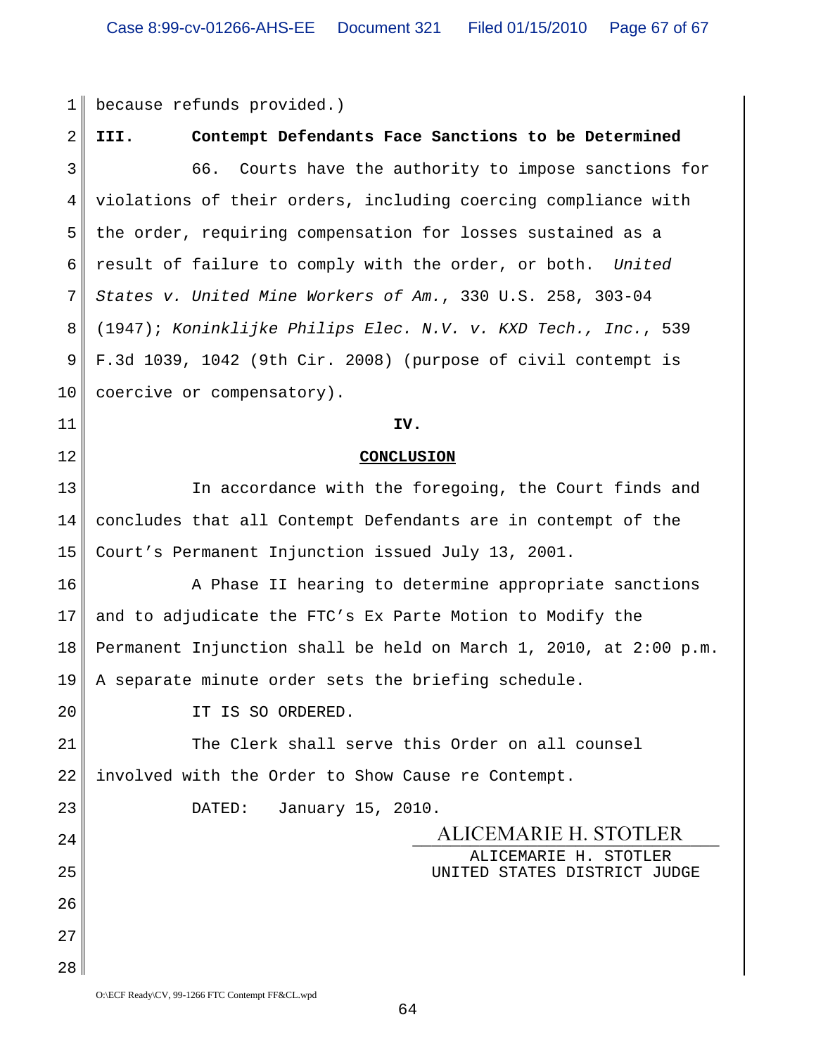because refunds provided.)

**III. Contempt Defendants Face Sanctions to be Determined**

66. Courts have the authority to impose sanctions for violations of their orders, including coercing compliance with the order, requiring compensation for losses sustained as a result of failure to comply with the order, or both. *United States v. United Mine Workers of Am.*, 330 U.S. 258, 303-04 (1947); *Koninklijke Philips Elec. N.V. v. KXD Tech., Inc.*, 539 F.3d 1039, 1042 (9th Cir. 2008) (purpose of civil contempt is coercive or compensatory).

**IV.**

**CONCLUSION**

In accordance with the foregoing, the Court finds and concludes that all Contempt Defendants are in contempt of the Court's Permanent Injunction issued July 13, 2001.

A Phase II hearing to determine appropriate sanctions and to adjudicate the FTC's Ex Parte Motion to Modify the Permanent Injunction shall be held on March 1, 2010, at 2:00 p.m. A separate minute order sets the briefing schedule.

IT IS SO ORDERED.

The Clerk shall serve this Order on all counsel involved with the Order to Show Cause re Contempt.

DATED: January 15, 2010.

ALICEMARIE H. STOTLER

ALICEMARIE H. STOTLER
UNITED STATES DISTRICT JUDGE

O:\ECF Ready\CV, 99-1266 FTC Contempt FF&CL.wpd